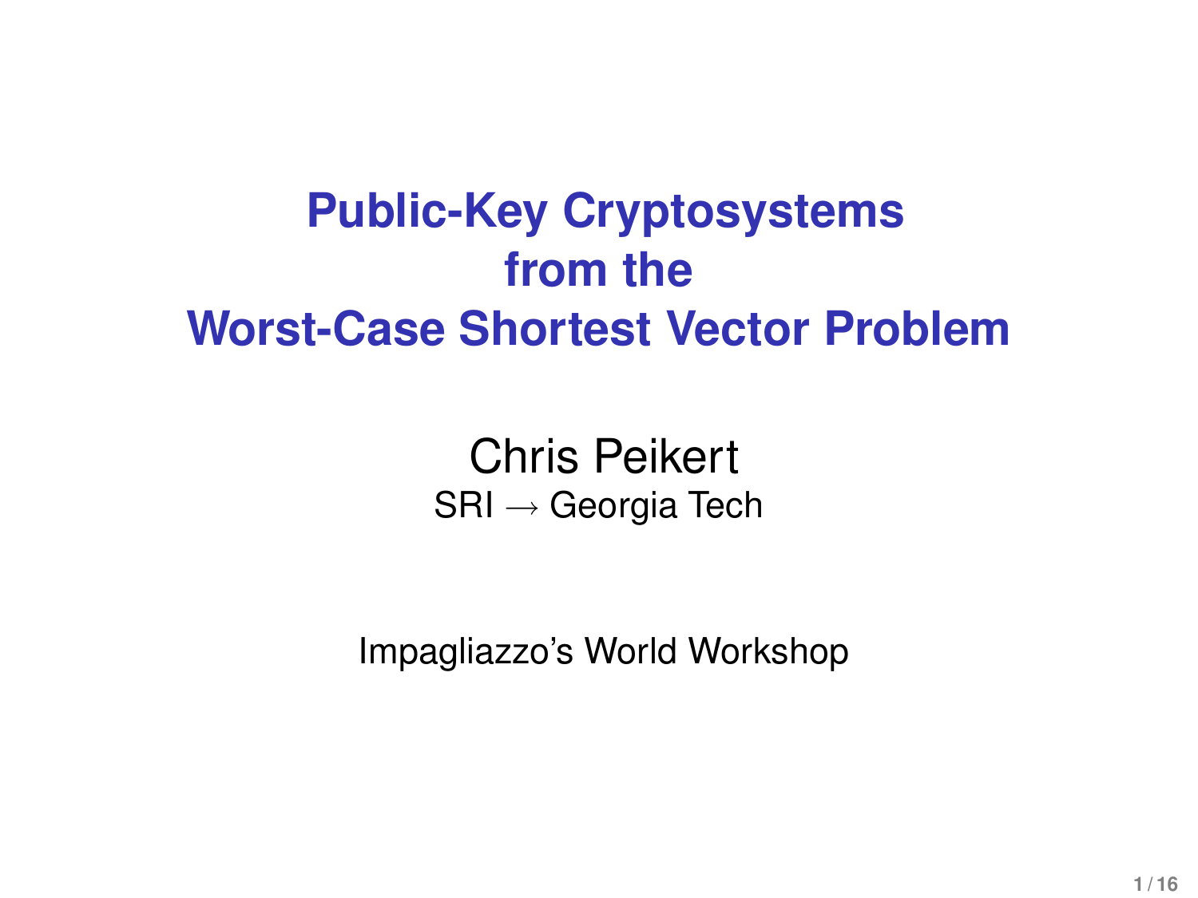# Public-Key Cryptosystems from the Worst-Case Shortest Vector Problem

Chris Peikert

SRI $\rightarrow$ Georgia Tech

Impagliazzo's World Workshop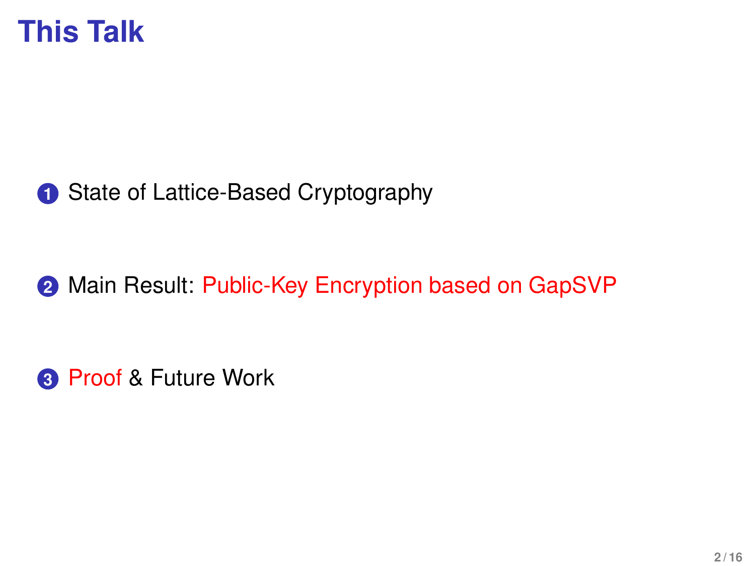# This Talk

1. State of Lattice-Based Cryptography

2. Main Result: Public-Key Encryption based on GapSVP

3. Proof & Future Work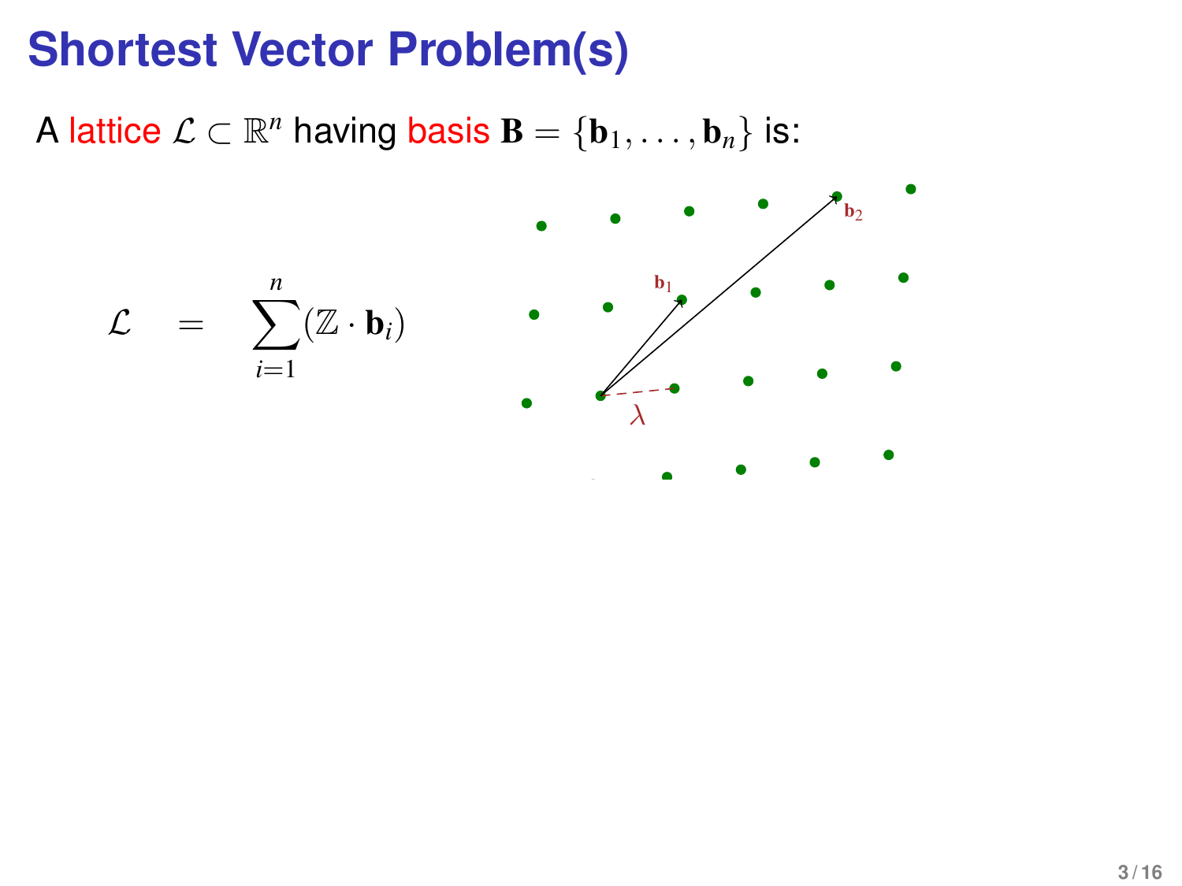# Shortest Vector Problem(s)

A lattice $\mathcal{L} \subset \mathbb{R}^n$ having basis $\mathbf{B} = \{\mathbf{b}_1, \ldots, \mathbf{b}_n\}$ is:

$$\mathcal{L} \quad = \quad \sum_{i=1}^{n} (\mathbb{Z} \cdot \mathbf{b}_i)$$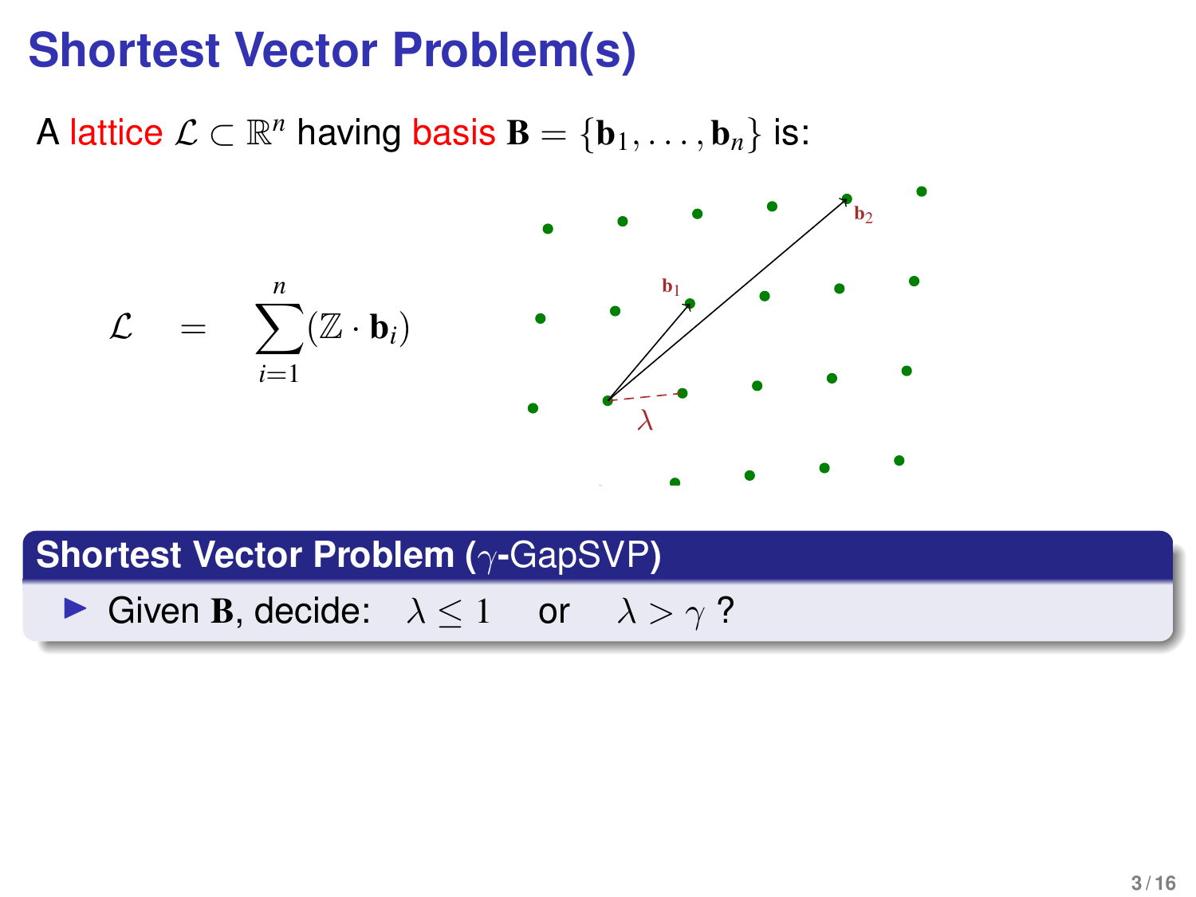# Shortest Vector Problem(s)

A lattice $\mathcal{L} \subset \mathbb{R}^n$ having basis $\mathbf{B} = \{\mathbf{b}_1, \ldots, \mathbf{b}_n\}$ is:

$$\mathcal{L} = \sum_{i=1}^{n} (\mathbb{Z} \cdot \mathbf{b}_i)$$

### Shortest Vector Problem ($\gamma$-GapSVP)

- Given $\mathbf{B}$, decide: $\lambda \leq 1$ or $\lambda > \gamma$ ?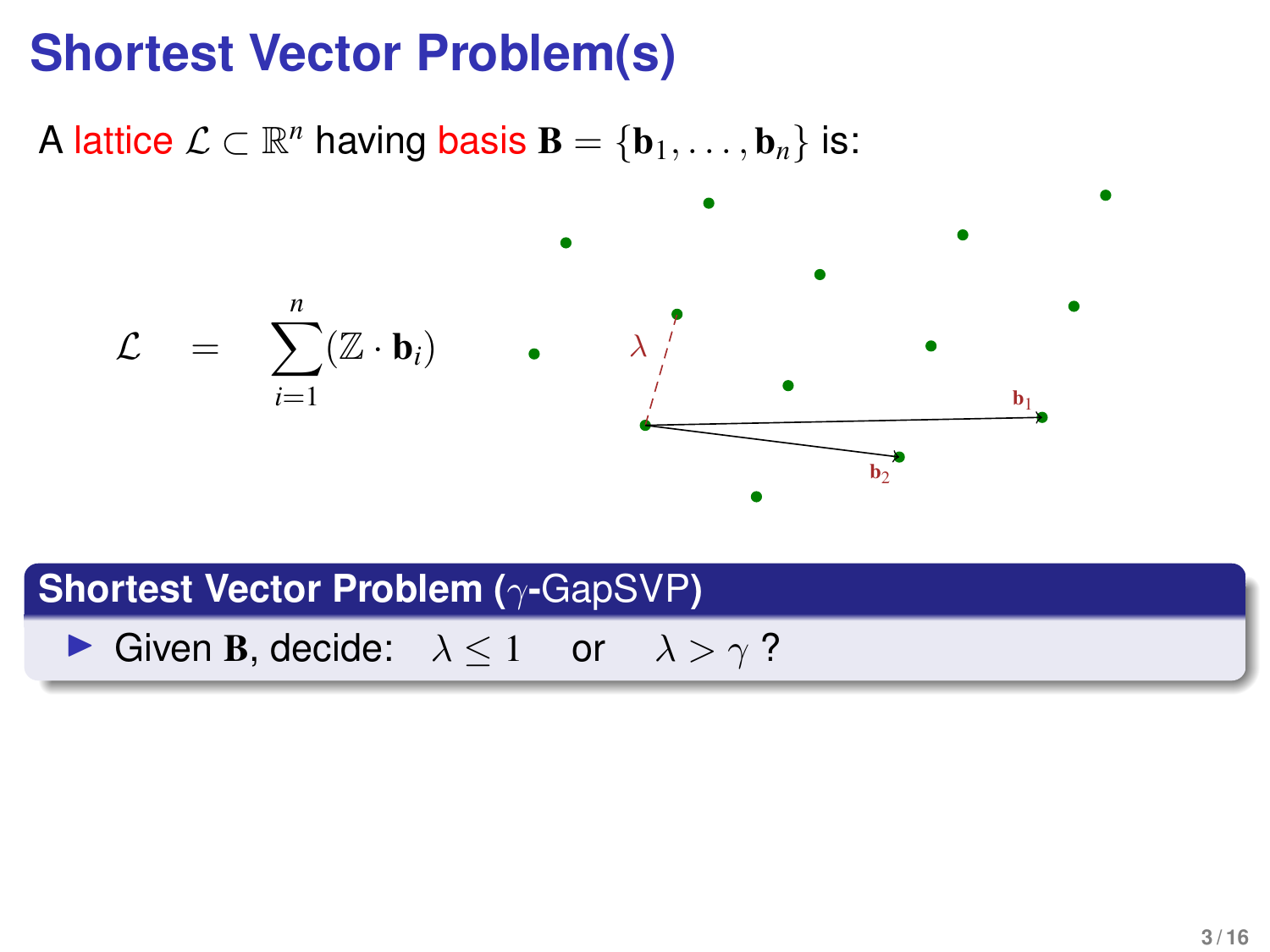# Shortest Vector Problem(s)

A lattice $\mathcal{L} \subset \mathbb{R}^n$ having basis $\mathbf{B} = \{\mathbf{b}_1, \ldots, \mathbf{b}_n\}$ is:

$$\mathcal{L} = \sum_{i=1}^{n} (\mathbb{Z} \cdot \mathbf{b}_i)$$

$\lambda$

$\mathbf{b}_1$

$\mathbf{b}_2$

**Shortest Vector Problem ($\gamma$-GapSVP)**

- Given $\mathbf{B}$, decide: $\lambda \leq 1$ or $\lambda > \gamma$ ?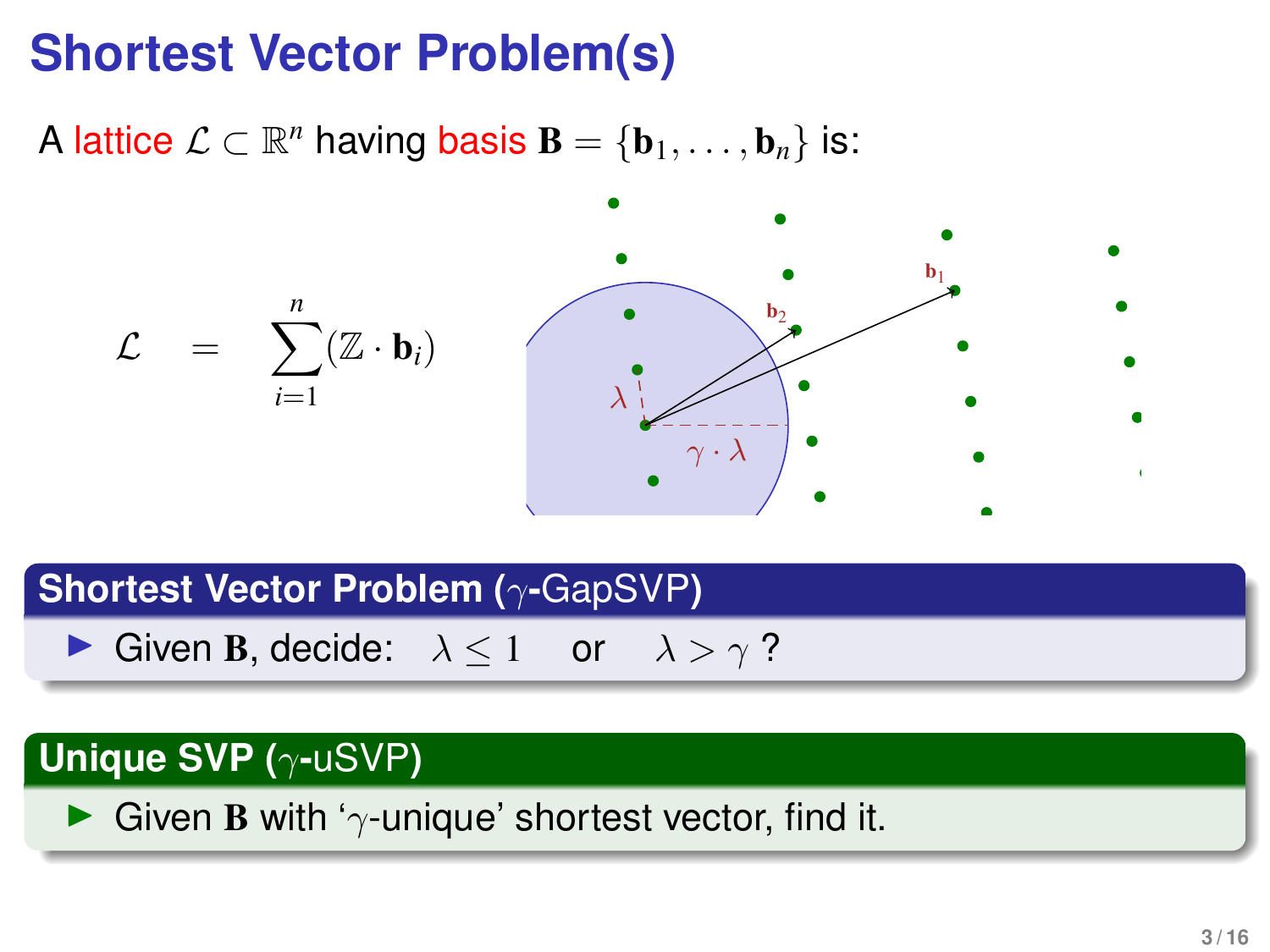# Shortest Vector Problem(s)

A lattice $\mathcal{L} \subset \mathbb{R}^n$ having basis $\mathbf{B} = \{\mathbf{b}_1, \ldots, \mathbf{b}_n\}$ is:

$$\mathcal{L} = \sum_{i=1}^{n} (\mathbb{Z} \cdot \mathbf{b}_i)$$

### Shortest Vector Problem ($\gamma$-GapSVP)

- Given $\mathbf{B}$, decide: $\lambda \leq 1$ or $\lambda > \gamma$ ?

### Unique SVP ($\gamma$-uSVP)

- Given $\mathbf{B}$ with '$\gamma$-unique' shortest vector, find it.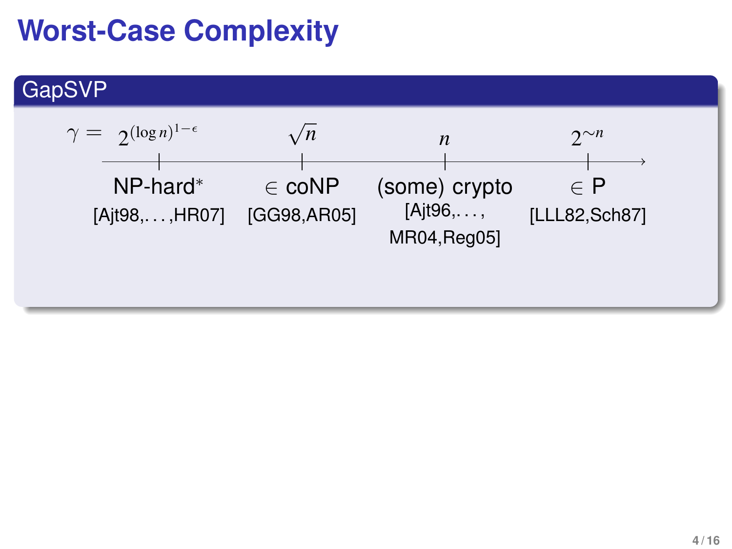# Worst-Case Complexity

## GapSVP

| $\gamma =$ | $2^{(\log n)^{1-\epsilon}}$ | $\sqrt{n}$ | $n$ | $2^{\sim n}$ |
|---|---|---|---|---|
| | NP-hard* | $\in$ coNP | (some) crypto | $\in$ P |
| | [Ajt98,...,HR07] | [GG98,AR05] | [Ajt96,..., MR04,Reg05] | [LLL82,Sch87] |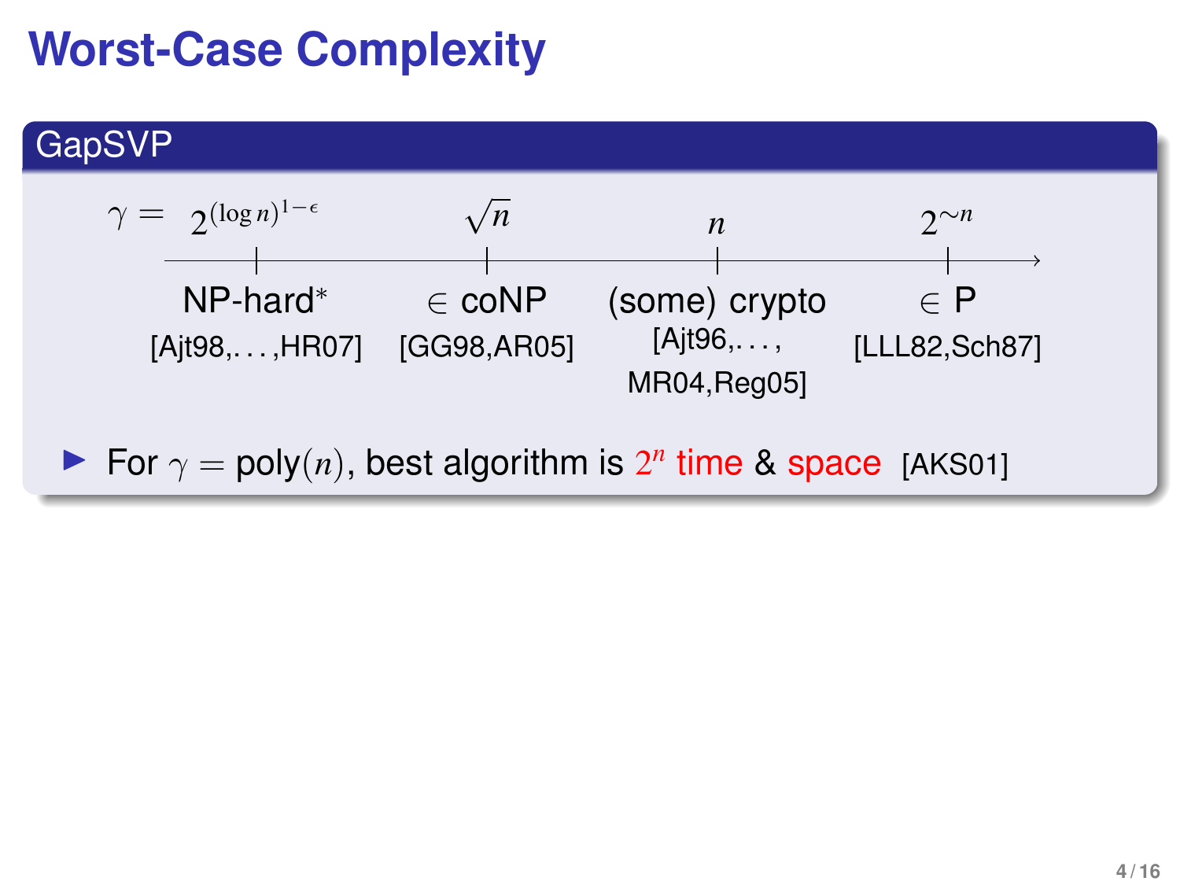# Worst-Case Complexity

## GapSVP

| $\gamma =$ | $2^{(\log n)^{1-\epsilon}}$ | $\sqrt{n}$ | $n$ | $2^{\sim n}$ |
|---|---|---|---|---|
| | NP-hard* | $\in$ coNP | (some) crypto | $\in$ P |
| | [Ajt98,...,HR07] | [GG98,AR05] | [Ajt96,..., MR04,Reg05] | [LLL82,Sch87] |

- For $\gamma = \text{poly}(n)$, best algorithm is $2^n$ time & space [AKS01]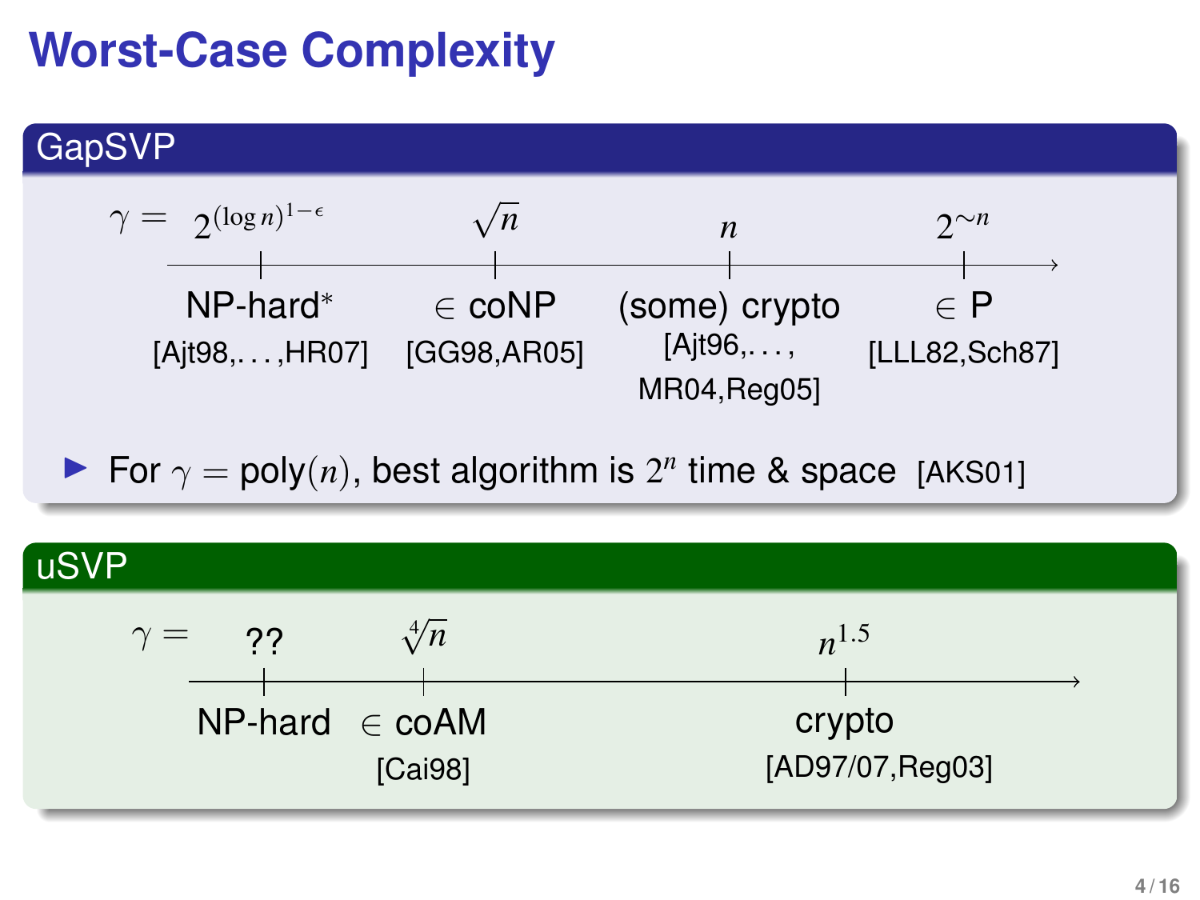# Worst-Case Complexity

## GapSVP

| $\gamma =$ | $2^{(\log n)^{1-\epsilon}}$ | $\sqrt{n}$ | $n$ | $2^{\sim n}$ |
|---|---|---|---|---|
| | NP-hard* | $\in$ coNP | (some) crypto | $\in$ P |
| | [Ajt98,...,HR07] | [GG98,AR05] | [Ajt96,..., MR04,Reg05] | [LLL82,Sch87] |

- For $\gamma = \text{poly}(n)$, best algorithm is $2^n$ time & space [AKS01]

## uSVP

| $\gamma =$ | ?? | $\sqrt[4]{n}$ | $n^{1.5}$ |
|---|---|---|---|
| | NP-hard | $\in$ coAM | crypto |
| | | [Cai98] | [AD97/07,Reg03] |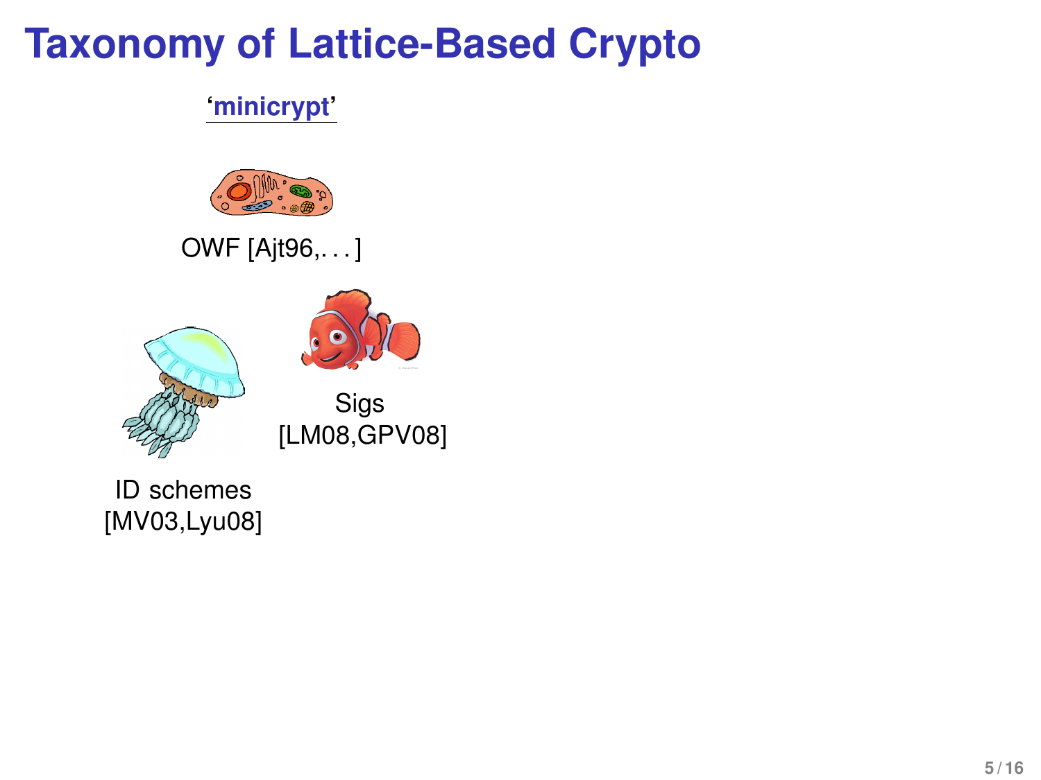# Taxonomy of Lattice-Based Crypto

**'minicrypt'**

OWF [Ajt96,. . . ]

Sigs
[LM08,GPV08]

ID schemes
[MV03,Lyu08]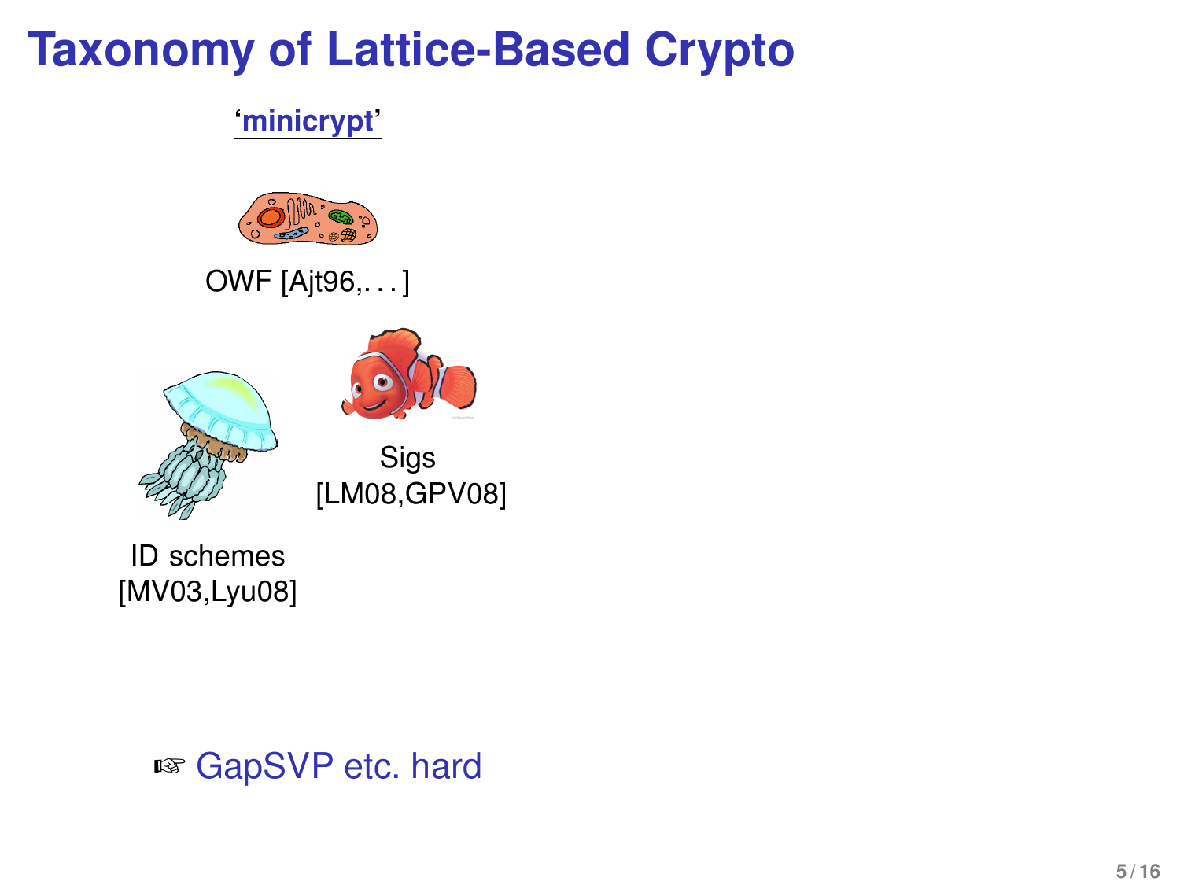# Taxonomy of Lattice-Based Crypto

**'minicrypt'**

OWF [Ajt96,. . . ]

Sigs [LM08,GPV08]

ID schemes [MV03,Lyu08]

☞ GapSVP etc. hard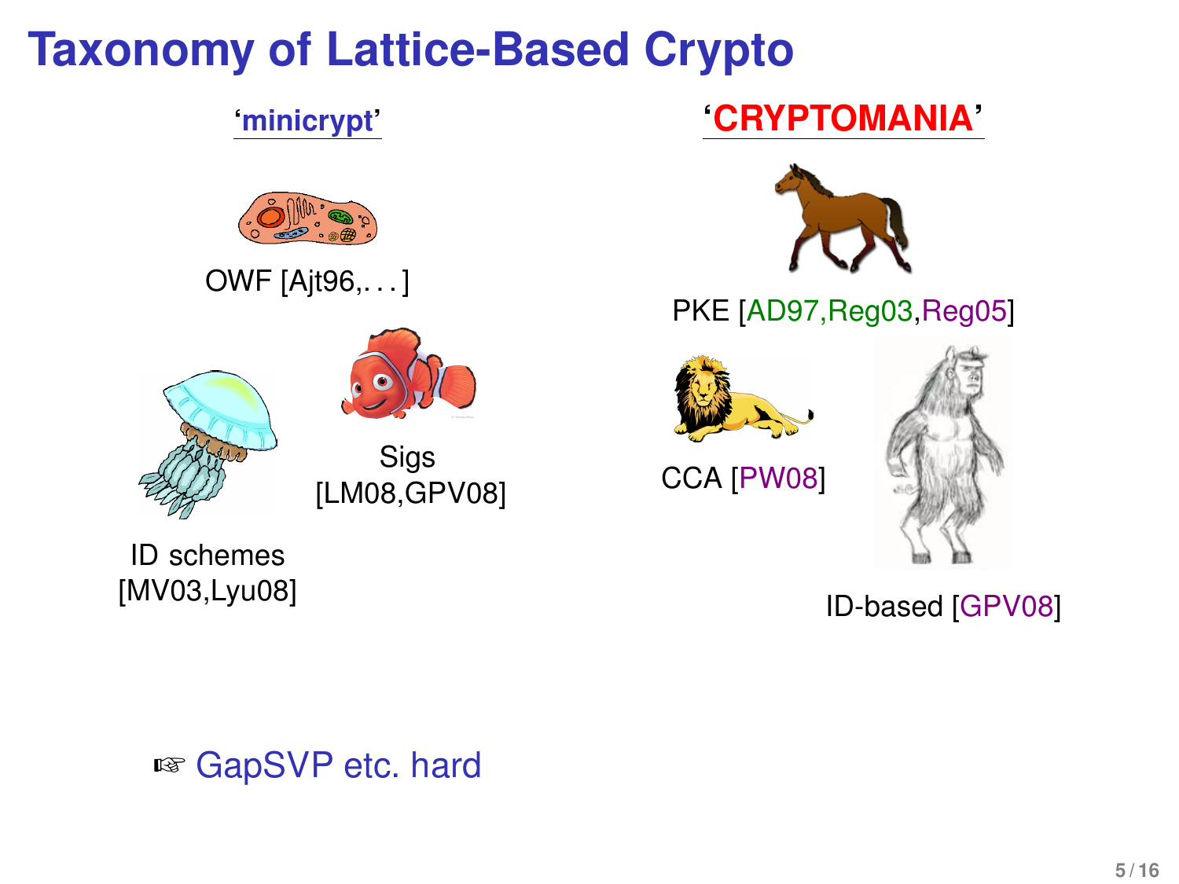# Taxonomy of Lattice-Based Crypto

**'minicrypt'**

OWF [Ajt96,. . . ]

ID schemes [MV03,Lyu08]

Sigs [LM08,GPV08]

**'CRYPTOMANIA'**

PKE [AD97,Reg03,Reg05]

CCA [PW08]

ID-based [GPV08]

☞ GapSVP etc. hard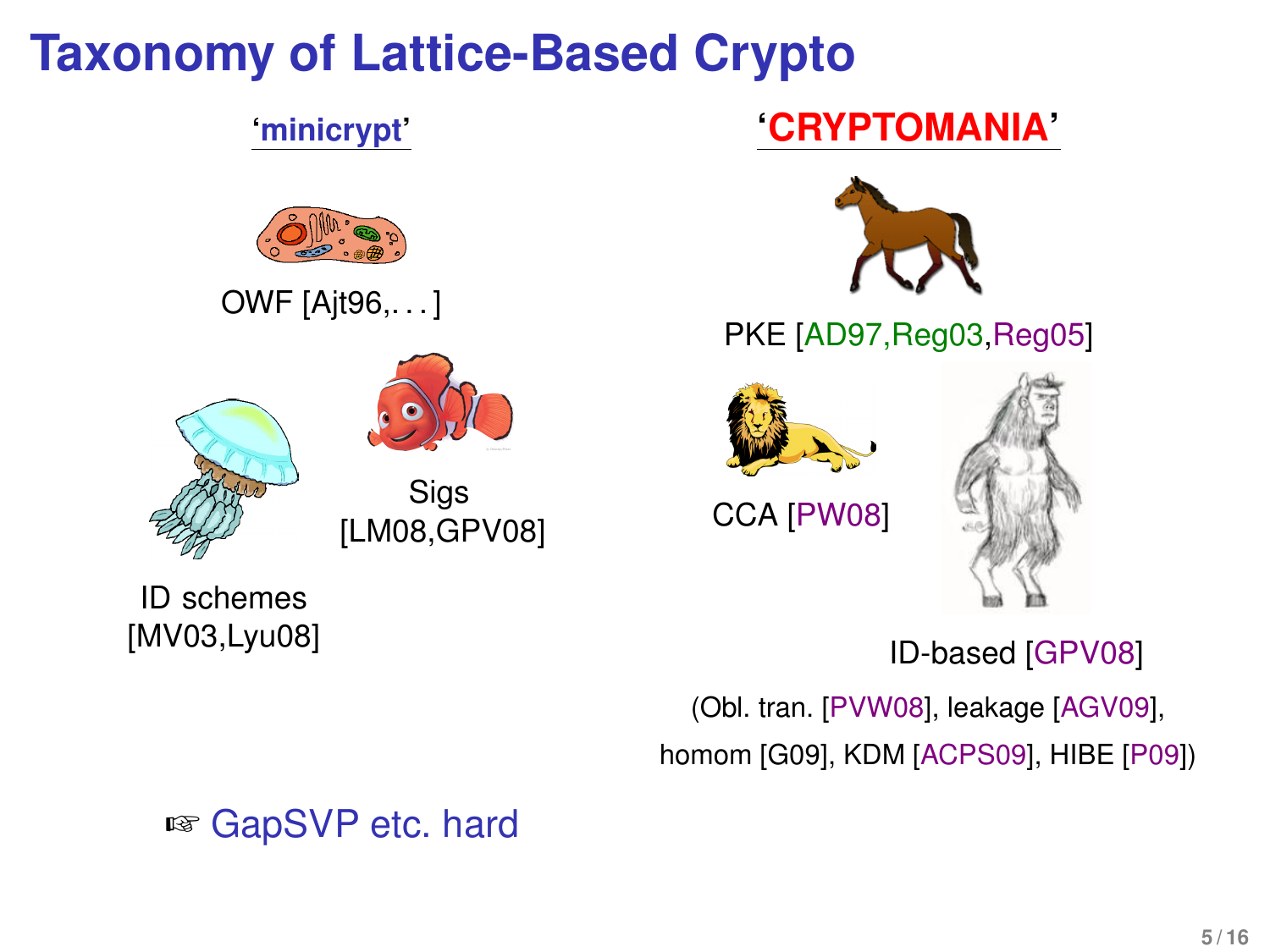# Taxonomy of Lattice-Based Crypto

**'minicrypt'**

OWF [Ajt96,. . . ]

ID schemes [MV03,Lyu08]

Sigs [LM08,GPV08]

☞ GapSVP etc. hard

**'CRYPTOMANIA'**

PKE [AD97,Reg03,Reg05]

CCA [PW08]

ID-based [GPV08]

(Obl. tran. [PVW08], leakage [AGV09], homom [G09], KDM [ACPS09], HIBE [P09])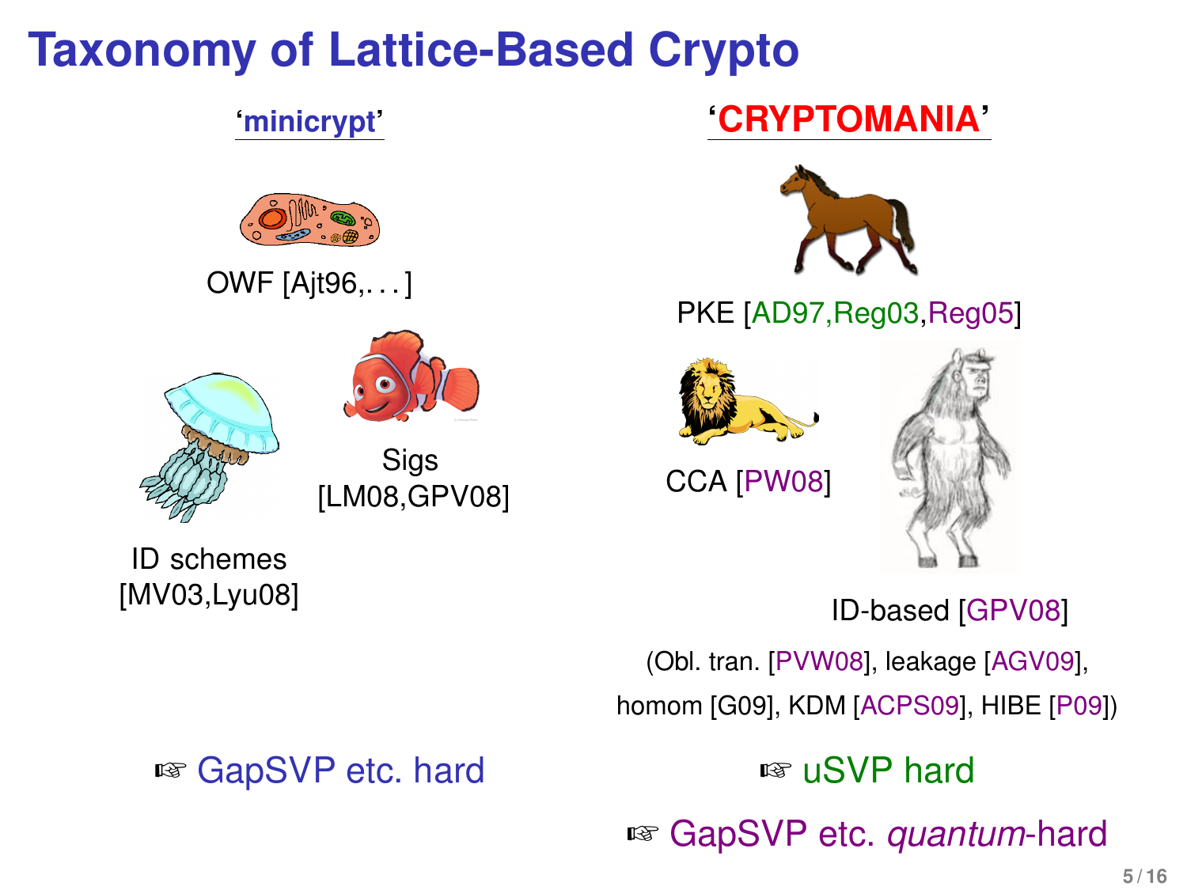# Taxonomy of Lattice-Based Crypto

## 'minicrypt'

OWF [Ajt96,. . . ]

ID schemes [MV03,Lyu08]

Sigs [LM08,GPV08]

☞ GapSVP etc. hard

## 'CRYPTOMANIA'

PKE [AD97,Reg03,Reg05]

CCA [PW08]

ID-based [GPV08]

(Obl. tran. [PVW08], leakage [AGV09], homom [G09], KDM [ACPS09], HIBE [P09])

☞ uSVP hard

☞ GapSVP etc. *quantum*-hard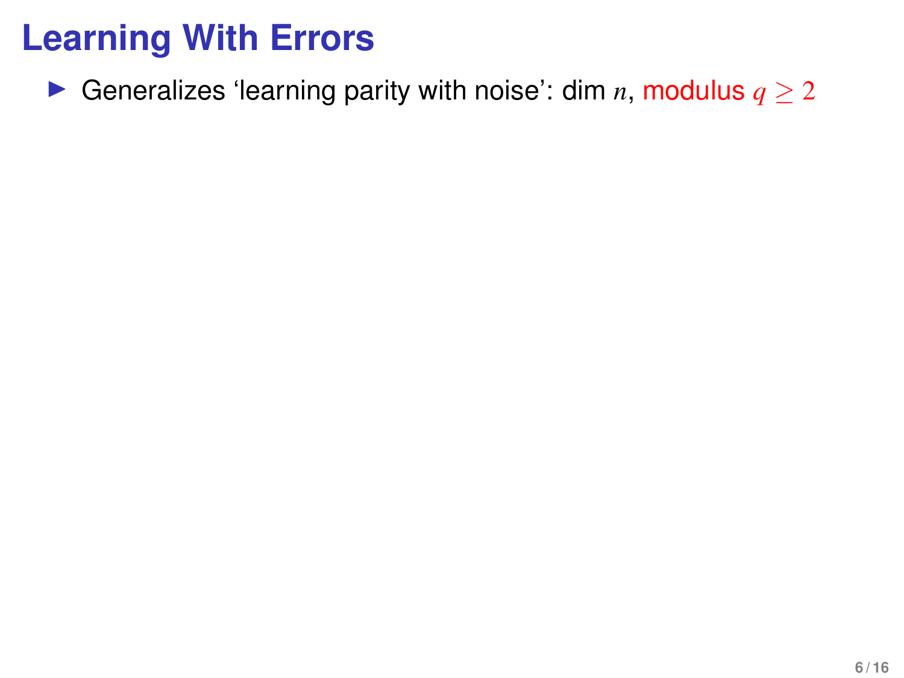# Learning With Errors

- Generalizes 'learning parity with noise': dim $n$, modulus $q \geq 2$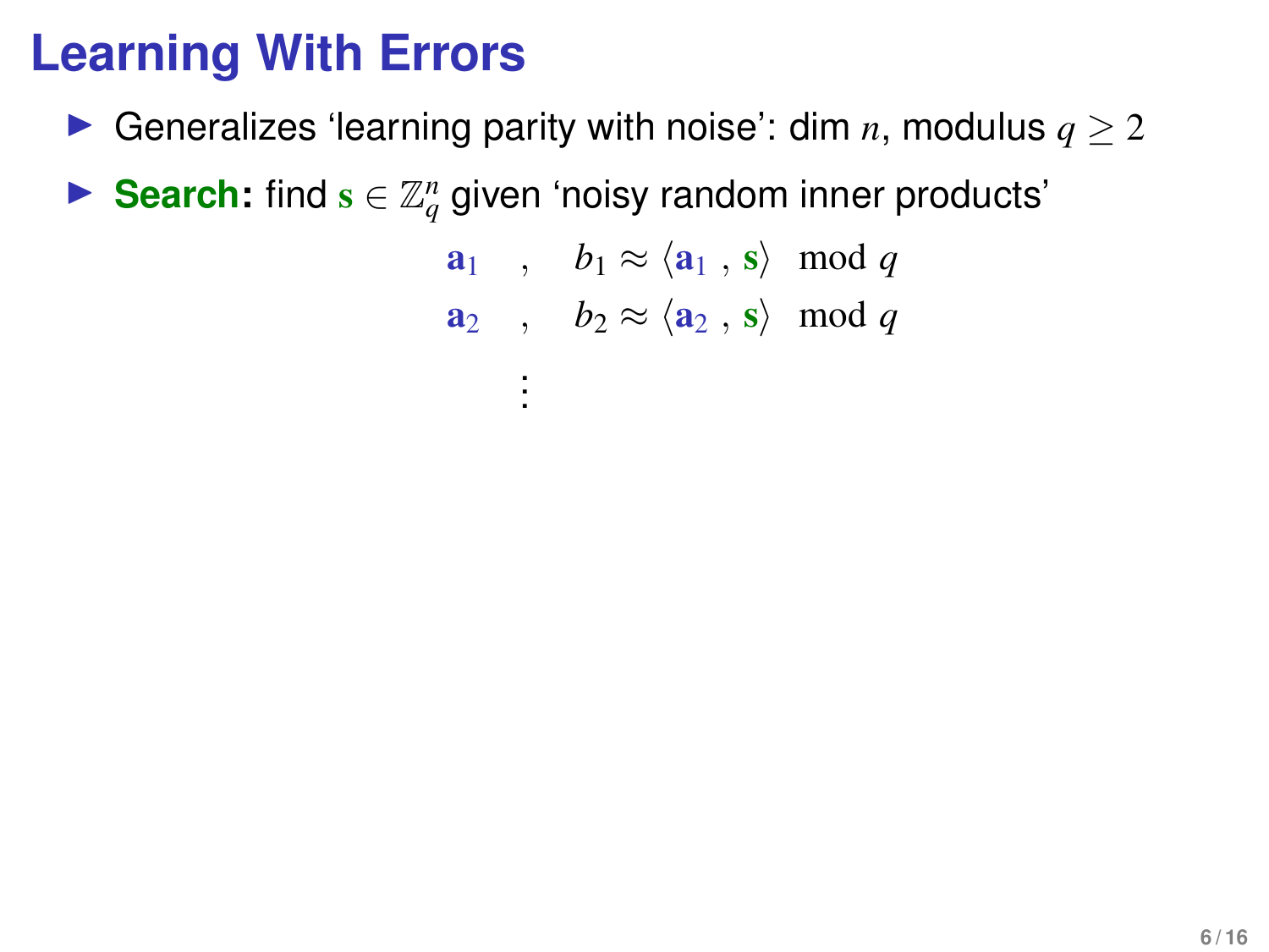# Learning With Errors

- Generalizes 'learning parity with noise': dim $n$, modulus $q \geq 2$
- **Search:** find $\mathbf{s} \in \mathbb{Z}_q^n$ given 'noisy random inner products'

$$
\begin{aligned}
\mathbf{a}_1 \quad , \quad & b_1 \approx \langle \mathbf{a}_1 \, , \mathbf{s} \rangle \mod q \\
\mathbf{a}_2 \quad , \quad & b_2 \approx \langle \mathbf{a}_2 \, , \mathbf{s} \rangle \mod q \\
& \vdots
\end{aligned}
$$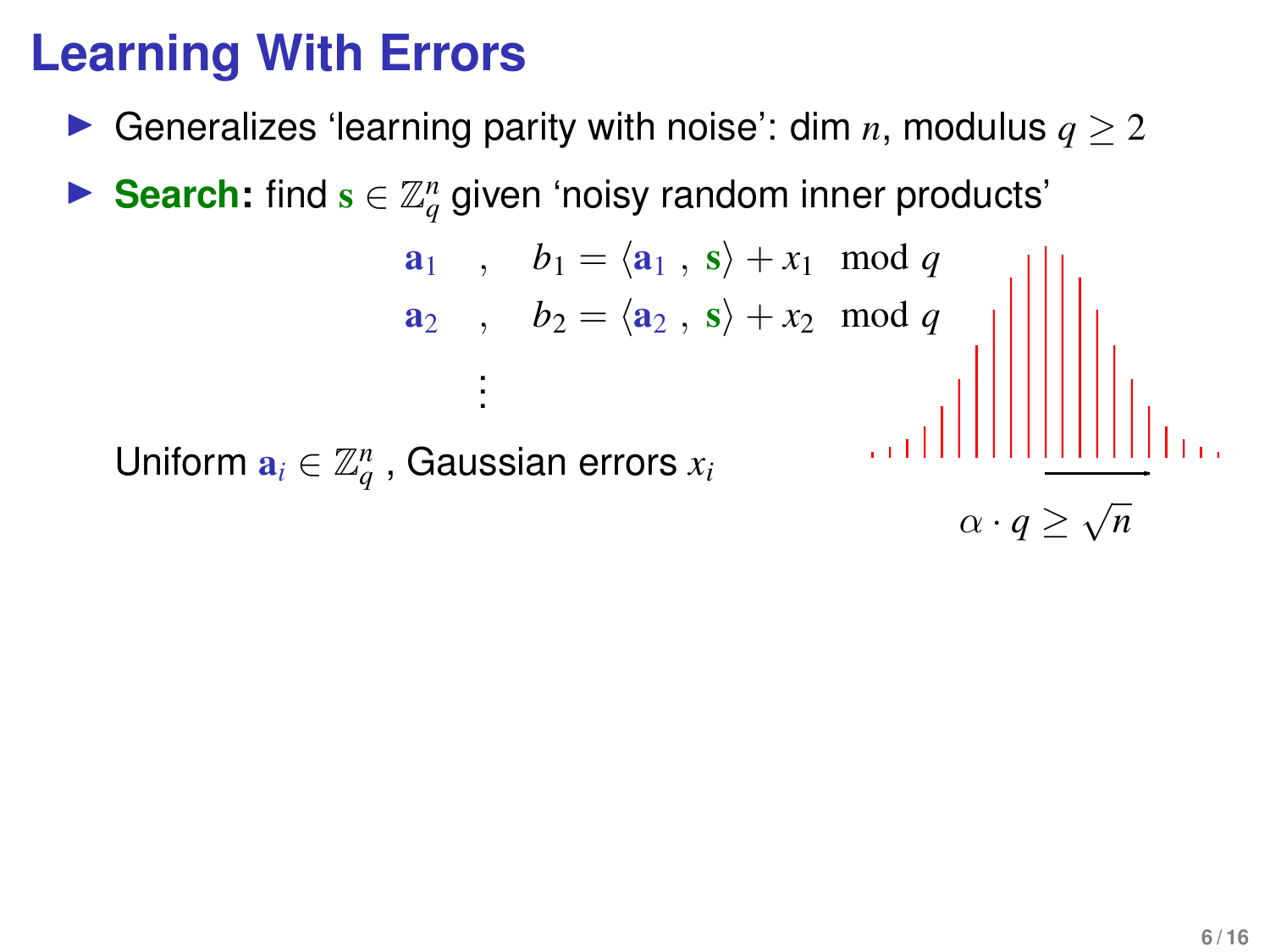# Learning With Errors

- Generalizes 'learning parity with noise': dim $n$, modulus $q \geq 2$
- **Search:** find $\mathbf{s} \in \mathbb{Z}_q^n$ given 'noisy random inner products'

$$
\begin{aligned}
\mathbf{a}_1 \quad &, \quad b_1 = \langle \mathbf{a}_1 \, , \, \mathbf{s} \rangle + x_1 \mod q \\
\mathbf{a}_2 \quad &, \quad b_2 = \langle \mathbf{a}_2 \, , \, \mathbf{s} \rangle + x_2 \mod q \\
&\vdots
\end{aligned}
$$

Uniform $\mathbf{a}_i \in \mathbb{Z}_q^n$ , Gaussian errors $x_i$

$\alpha \cdot q \geq \sqrt{n}$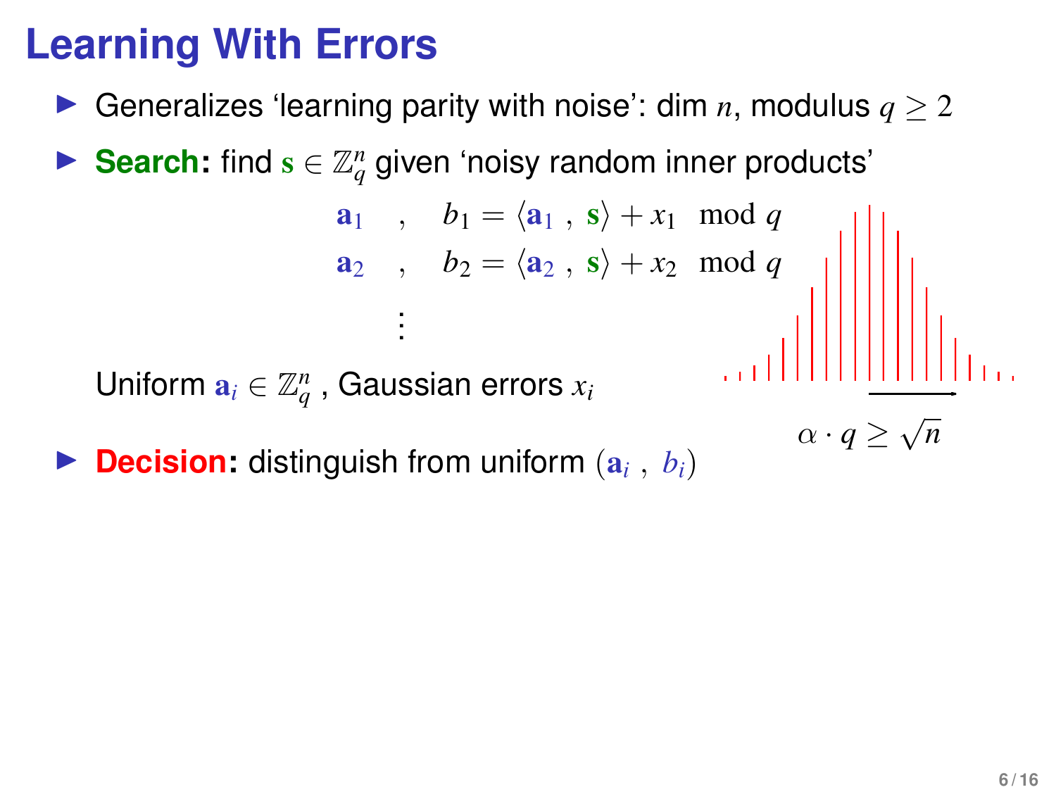# Learning With Errors

- Generalizes 'learning parity with noise': dim $n$, modulus $q \geq 2$
- **Search:** find $\mathbf{s} \in \mathbb{Z}_q^n$ given 'noisy random inner products'

$$\begin{aligned} \mathbf{a}_1 \quad &, \quad b_1 = \langle \mathbf{a}_1 \, , \, \mathbf{s} \rangle + x_1 \mod q \\ \mathbf{a}_2 \quad &, \quad b_2 = \langle \mathbf{a}_2 \, , \, \mathbf{s} \rangle + x_2 \mod q \\ &\vdots \end{aligned}$$

  Uniform $\mathbf{a}_i \in \mathbb{Z}_q^n$ , Gaussian errors $x_i$

  $\alpha \cdot q \geq \sqrt{n}$

- **Decision:** distinguish from uniform $(\mathbf{a}_i \, , \, b_i)$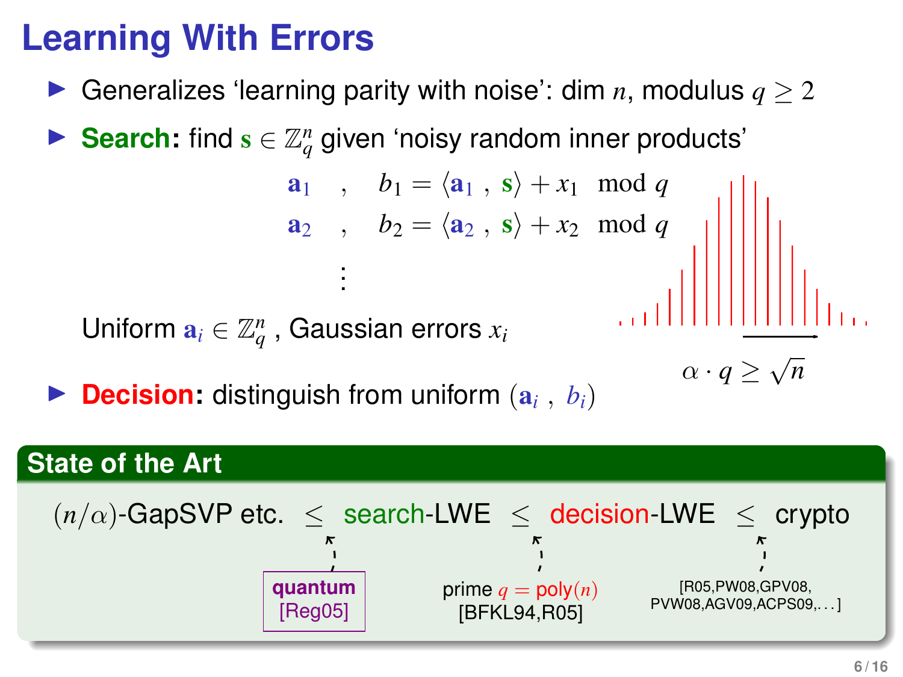# Learning With Errors

- Generalizes 'learning parity with noise': dim $n$, modulus $q \geq 2$
- **Search:** find $\mathbf{s} \in \mathbb{Z}_q^n$ given 'noisy random inner products'

$$
\begin{array}{ll}
\mathbf{a}_1 \ , & b_1 = \langle \mathbf{a}_1 \ , \ \mathbf{s} \rangle + x_1 \mod q \\
\mathbf{a}_2 \ , & b_2 = \langle \mathbf{a}_2 \ , \ \mathbf{s} \rangle + x_2 \mod q \\
\vdots &
\end{array}
$$

  Uniform $\mathbf{a}_i \in \mathbb{Z}_q^n$ , Gaussian errors $x_i$

  $\alpha \cdot q \geq \sqrt{n}$

- **Decision:** distinguish from uniform $(\mathbf{a}_i \ , \ b_i)$

## State of the Art

$(n/\alpha)$-GapSVP etc. $\leq$ search-LWE $\leq$ decision-LWE $\leq$ crypto

- $(n/\alpha)$-GapSVP etc. $\leq$ search-LWE: **quantum** [Reg05]
- search-LWE $\leq$ decision-LWE: prime $q = \text{poly}(n)$ [BFKL94,R05]
- decision-LWE $\leq$ crypto: [R05,PW08,GPV08, PVW08,AGV09,ACPS09,...]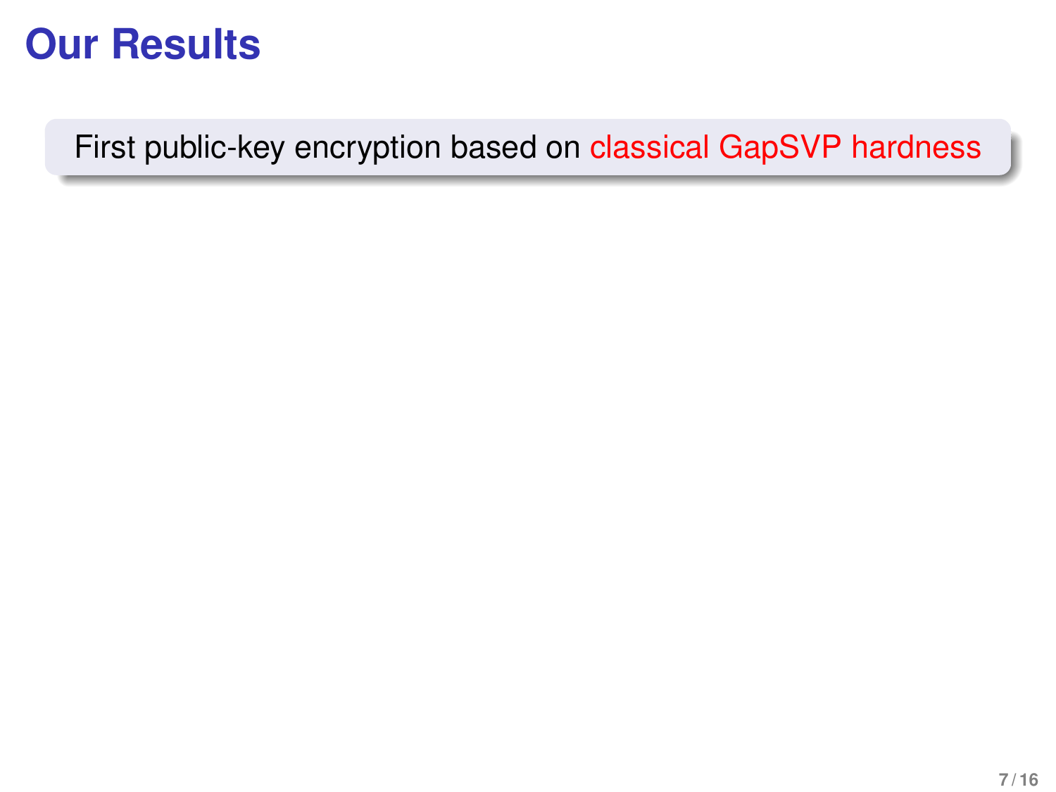# Our Results

First public-key encryption based on classical GapSVP hardness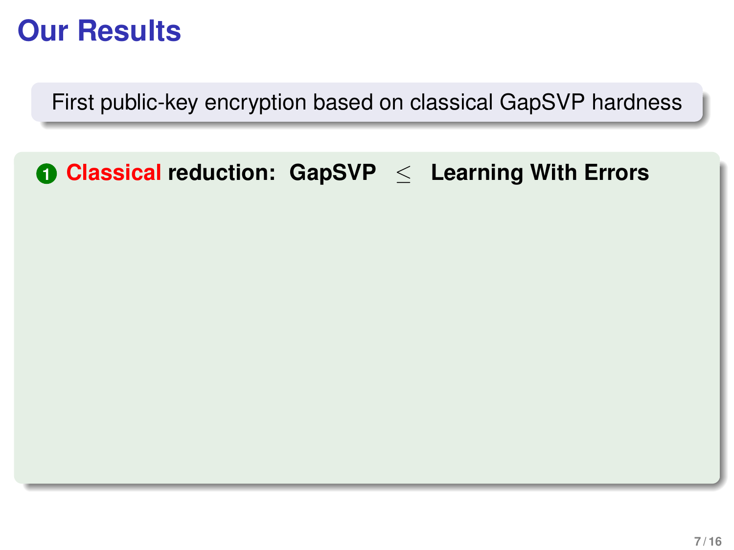# Our Results

First public-key encryption based on classical GapSVP hardness

1. **Classical reduction: GapSVP $\leq$ Learning With Errors**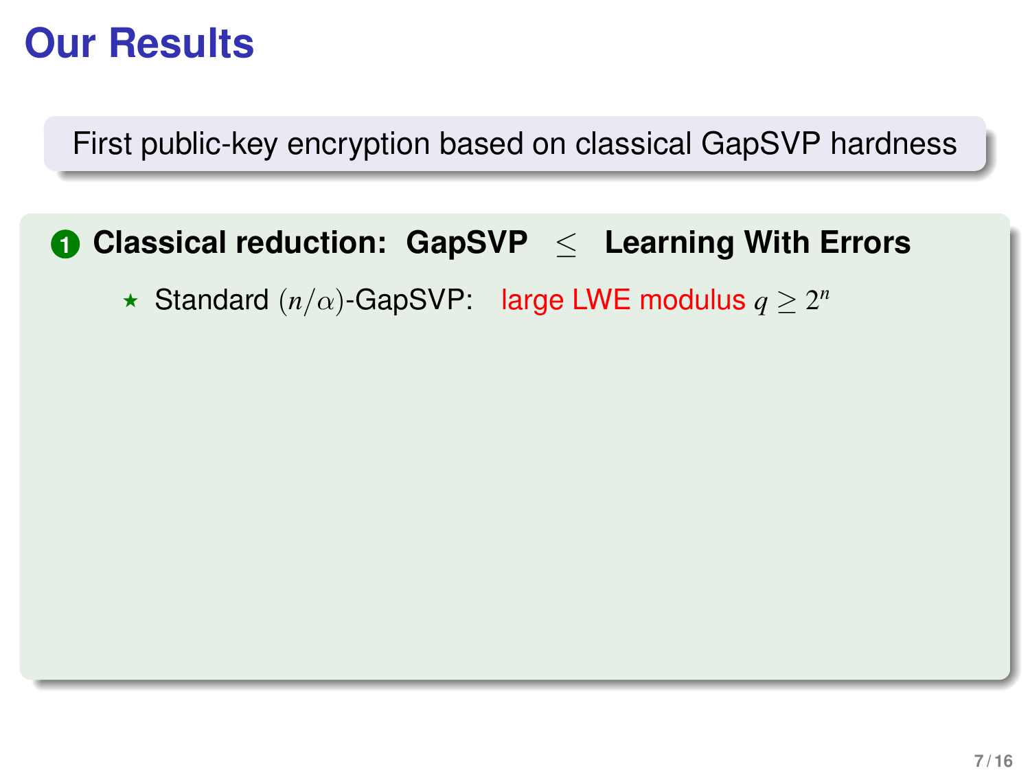# Our Results

First public-key encryption based on classical GapSVP hardness

1. **Classical reduction: GapSVP $\leq$ Learning With Errors**
   - ⋆ Standard $(n/\alpha)$-GapSVP: large LWE modulus $q \geq 2^n$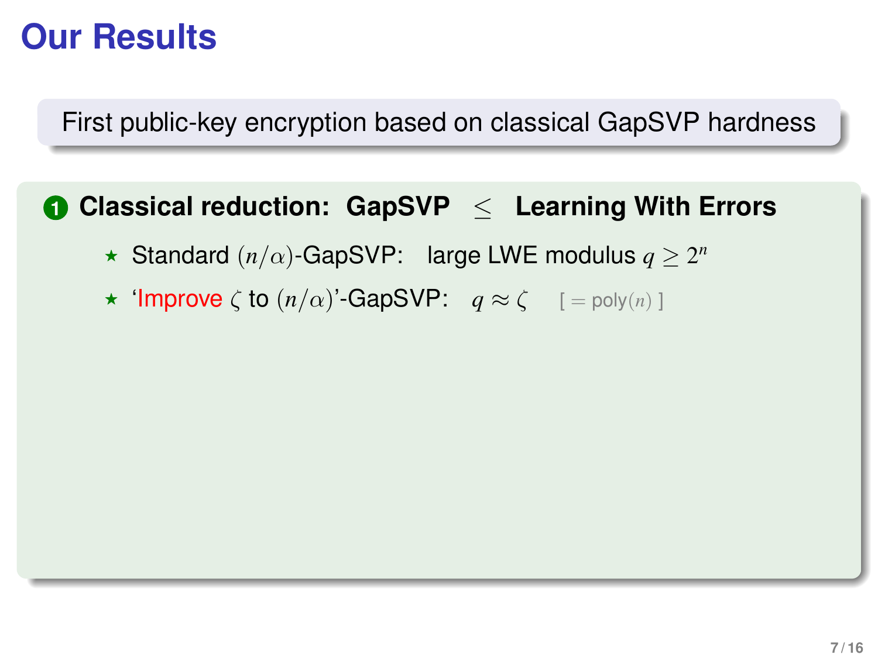# Our Results

First public-key encryption based on classical GapSVP hardness

1. **Classical reduction: GapSVP $\leq$ Learning With Errors**
   - ⋆ Standard $(n/\alpha)$-GapSVP: large LWE modulus $q \geq 2^n$
   - ⋆ 'Improve $\zeta$ to $(n/\alpha)$'-GapSVP: $q \approx \zeta$ [ $=$ poly$(n)$ ]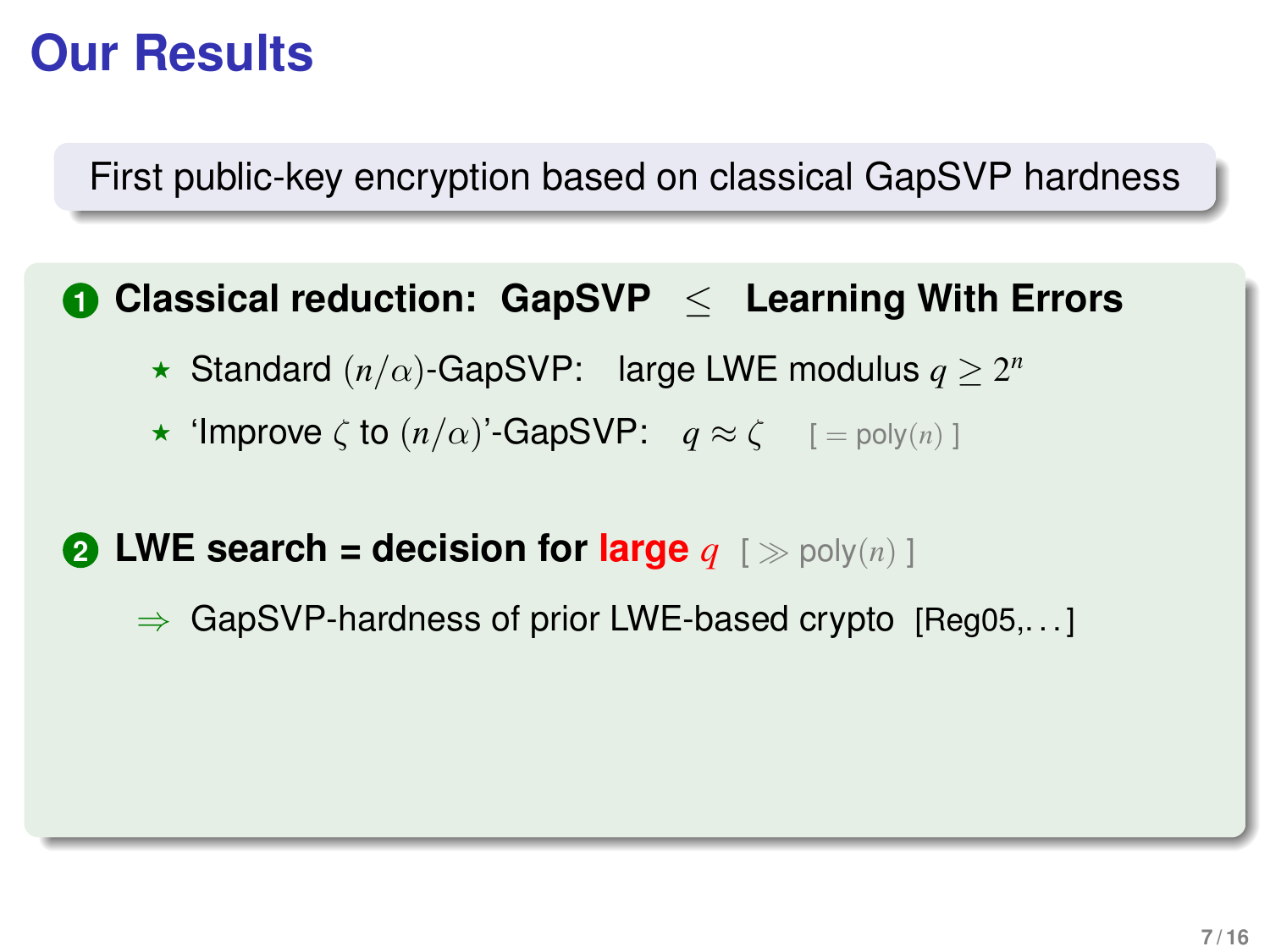# Our Results

First public-key encryption based on classical GapSVP hardness

1. **Classical reduction: GapSVP $\leq$ Learning With Errors**
   - ⋆ Standard $(n/\alpha)$-GapSVP: large LWE modulus $q \geq 2^n$
   - ⋆ 'Improve $\zeta$ to $(n/\alpha)$'-GapSVP: $q \approx \zeta$ [ $= \text{poly}(n)$ ]

2. **LWE search = decision for large $q$** [ $\gg \text{poly}(n)$ ]

   $\Rightarrow$ GapSVP-hardness of prior LWE-based crypto [Reg05,...]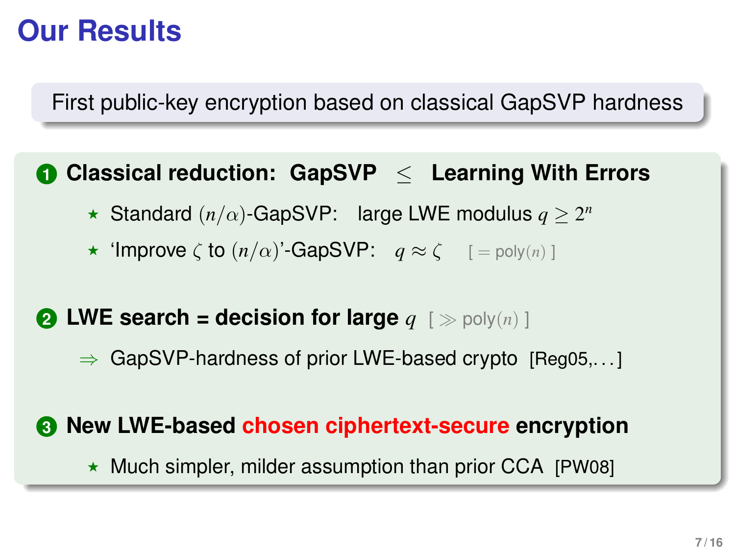# Our Results

First public-key encryption based on classical GapSVP hardness

1. **Classical reduction: GapSVP $\leq$ Learning With Errors**
   - ⋆ Standard $(n/\alpha)$-GapSVP: large LWE modulus $q \geq 2^n$
   - ⋆ 'Improve $\zeta$ to $(n/\alpha)$'-GapSVP: $q \approx \zeta$ [ $=$ poly$(n)$ ]

2. **LWE search = decision for large $q$** [ $\gg$ poly$(n)$ ]

   $\Rightarrow$ GapSVP-hardness of prior LWE-based crypto [Reg05,...]

3. **New LWE-based chosen ciphertext-secure encryption**
   - ⋆ Much simpler, milder assumption than prior CCA [PW08]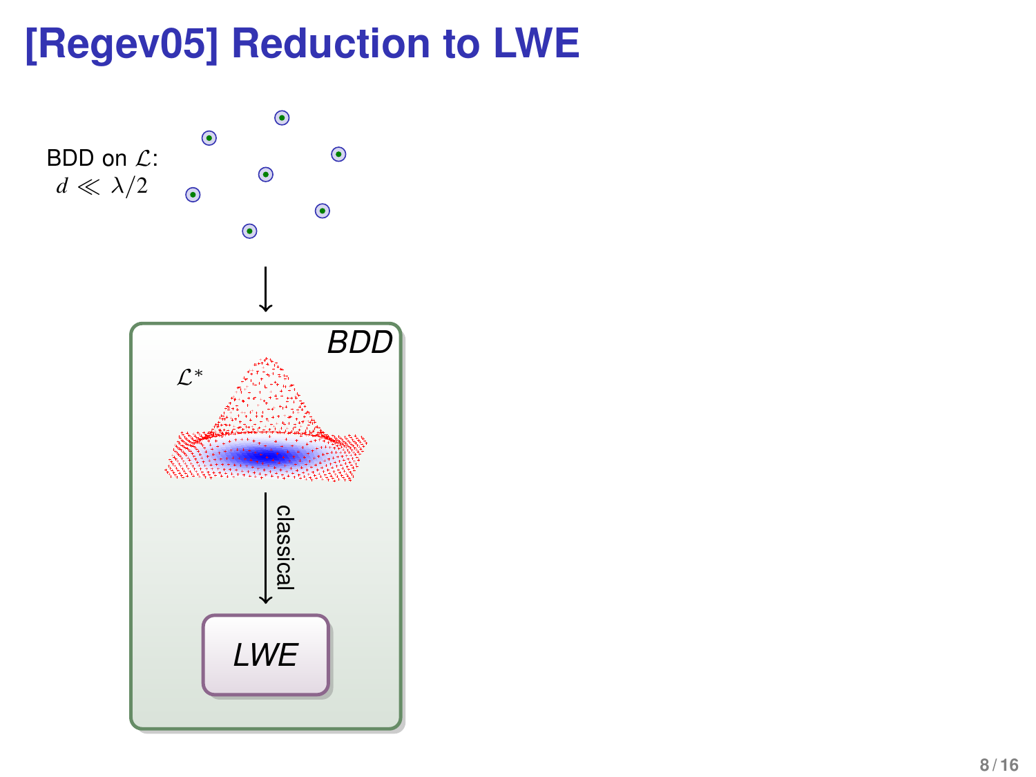# [Regev05] Reduction to LWE

BDD on $\mathcal{L}$:
$d \ll \lambda/2$

*BDD*

$\mathcal{L}^*$

classical

*LWE*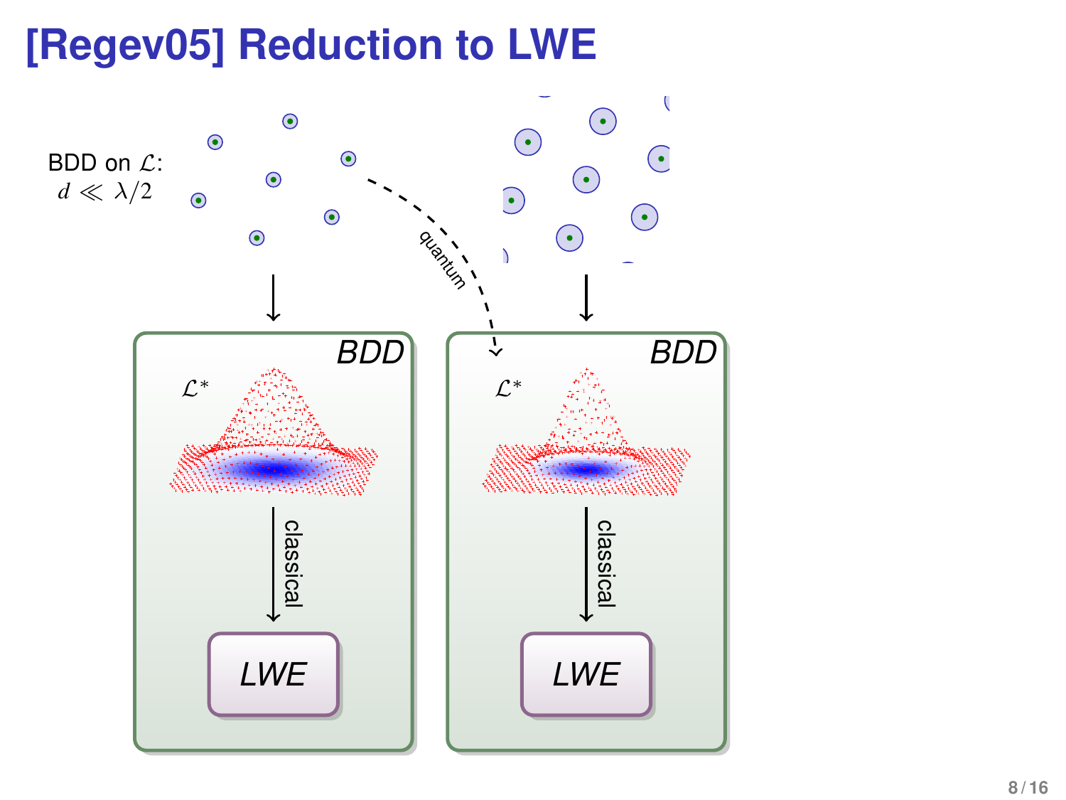# [Regev05] Reduction to LWE

BDD on $\mathcal{L}$:
$d \ll \lambda/2$

quantum

*BDD*

$\mathcal{L}^*$

classical

*LWE*

*BDD*

$\mathcal{L}^*$

classical

*LWE*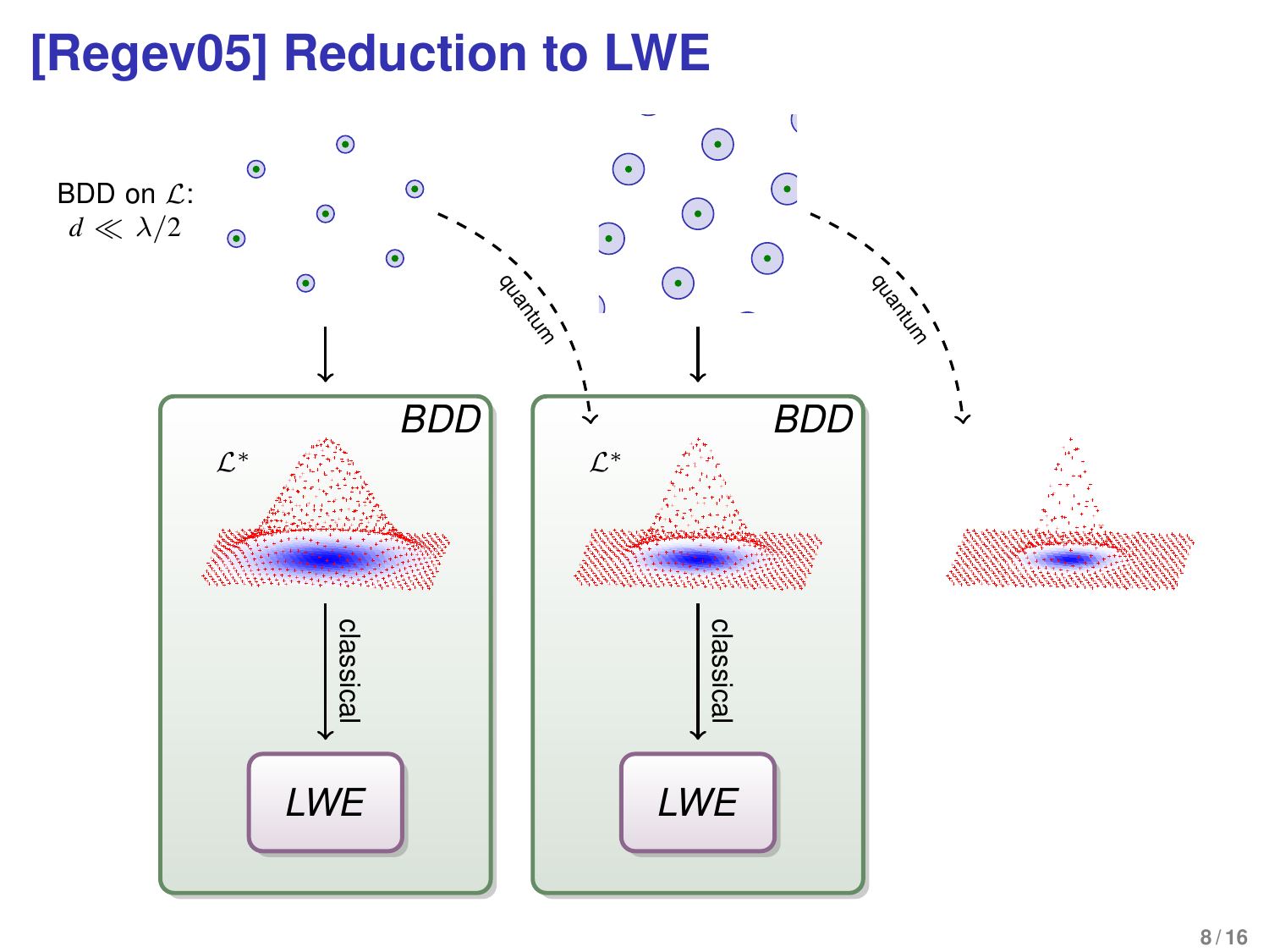# [Regev05] Reduction to LWE

BDD on $\mathcal{L}$:
$d \ll \lambda/2$

quantum

quantum

*BDD*

$\mathcal{L}^*$

classical

*LWE*

*BDD*

$\mathcal{L}^*$

classical

*LWE*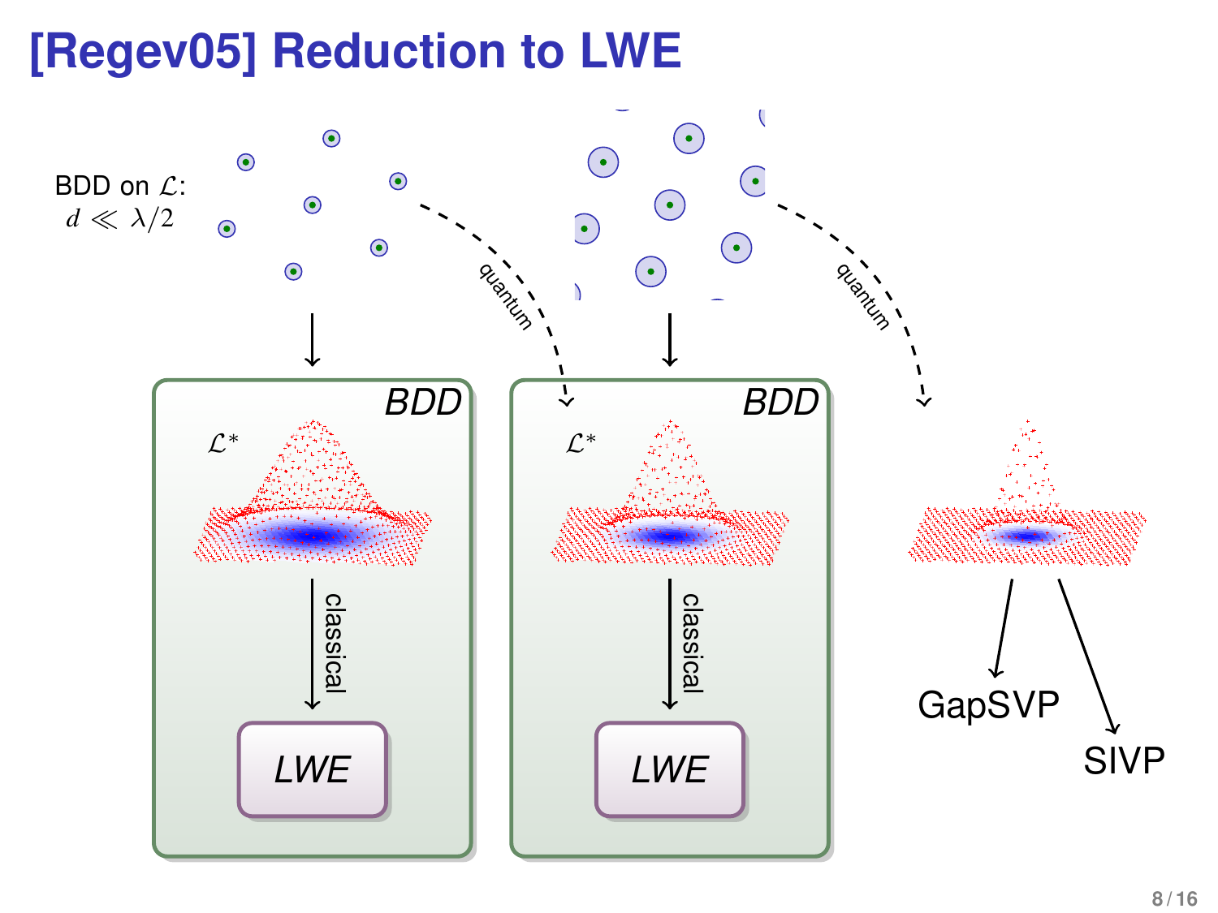# [Regev05] Reduction to LWE

BDD on $\mathcal{L}$:
$d \ll \lambda/2$

quantum

quantum

**BDD**

$\mathcal{L}^*$

classical

*LWE*

**BDD**

$\mathcal{L}^*$

classical

*LWE*

GapSVP

SIVP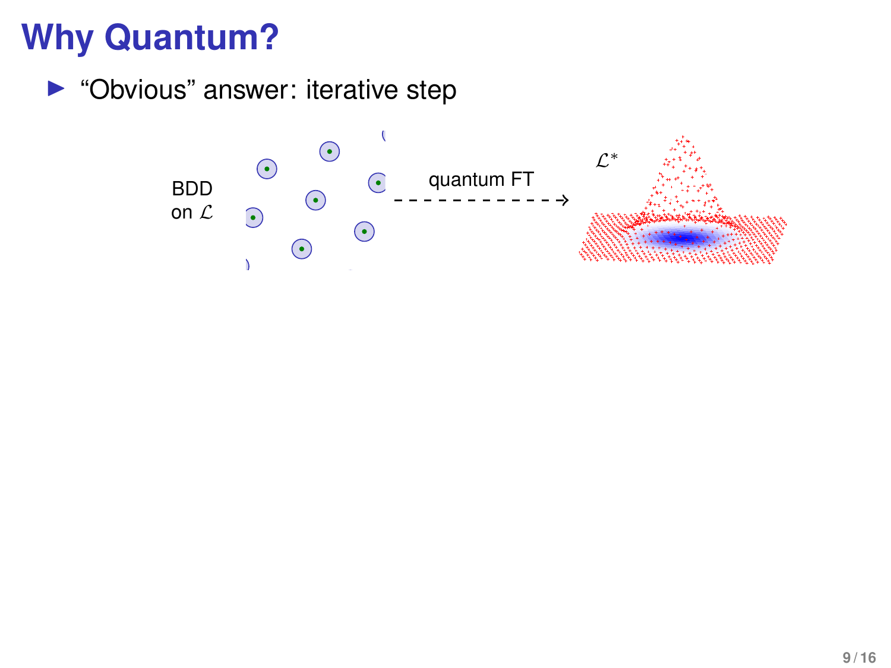# Why Quantum?

- “Obvious” answer: iterative step

BDD on $\mathcal{L}$ - - - quantum FT - - -> $\mathcal{L}^*$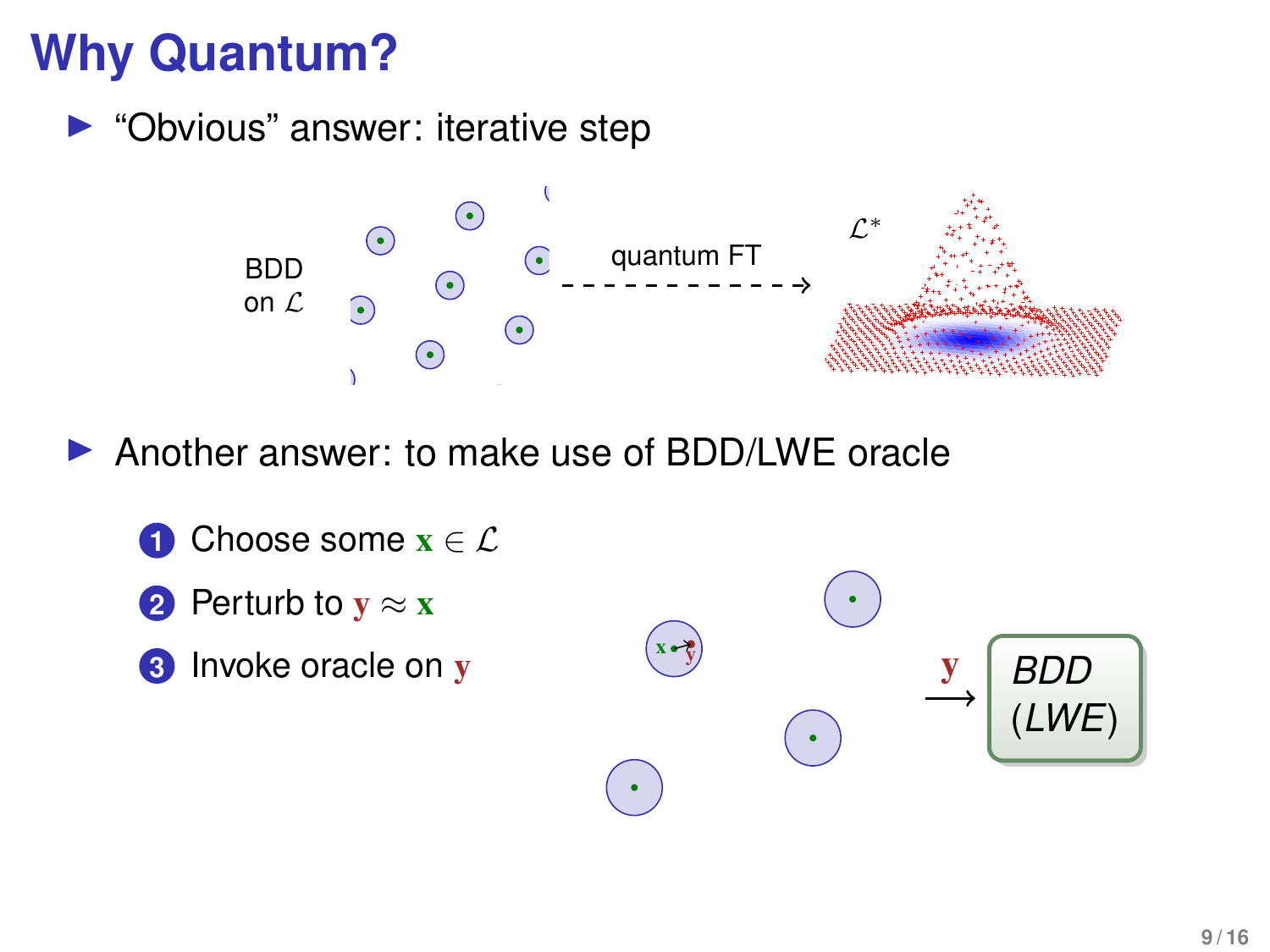# Why Quantum?

- "Obvious" answer: iterative step

BDD on $\mathcal{L}$ — quantum FT → $\mathcal{L}^*$

- Another answer: to make use of BDD/LWE oracle

1. Choose some $\mathbf{x} \in \mathcal{L}$
2. Perturb to $\mathbf{y} \approx \mathbf{x}$
3. Invoke oracle on $\mathbf{y}$

$\xrightarrow{\mathbf{y}}$ *BDD* (*LWE*)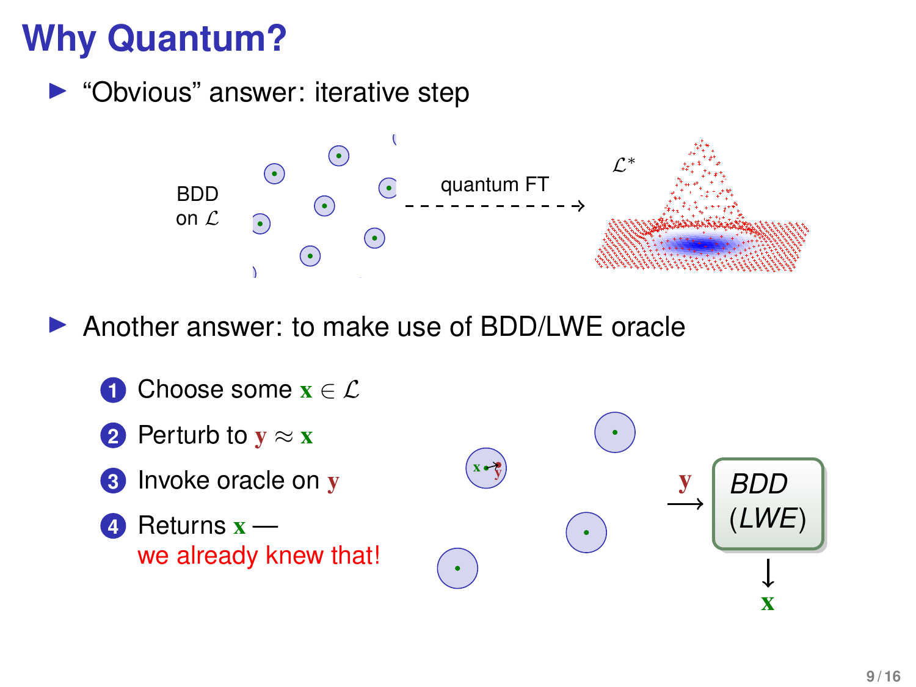# Why Quantum?

- "Obvious" answer: iterative step

BDD on $\mathcal{L}$ - - - quantum FT - - -> $\mathcal{L}^*$

- Another answer: to make use of BDD/LWE oracle

1. Choose some $\mathbf{x} \in \mathcal{L}$
2. Perturb to $\mathbf{y} \approx \mathbf{x}$
3. Invoke oracle on $\mathbf{y}$
4. Returns $\mathbf{x}$ — we already knew that!

$\mathbf{y} \longrightarrow$ *BDD* (*LWE*) $\longrightarrow \mathbf{x}$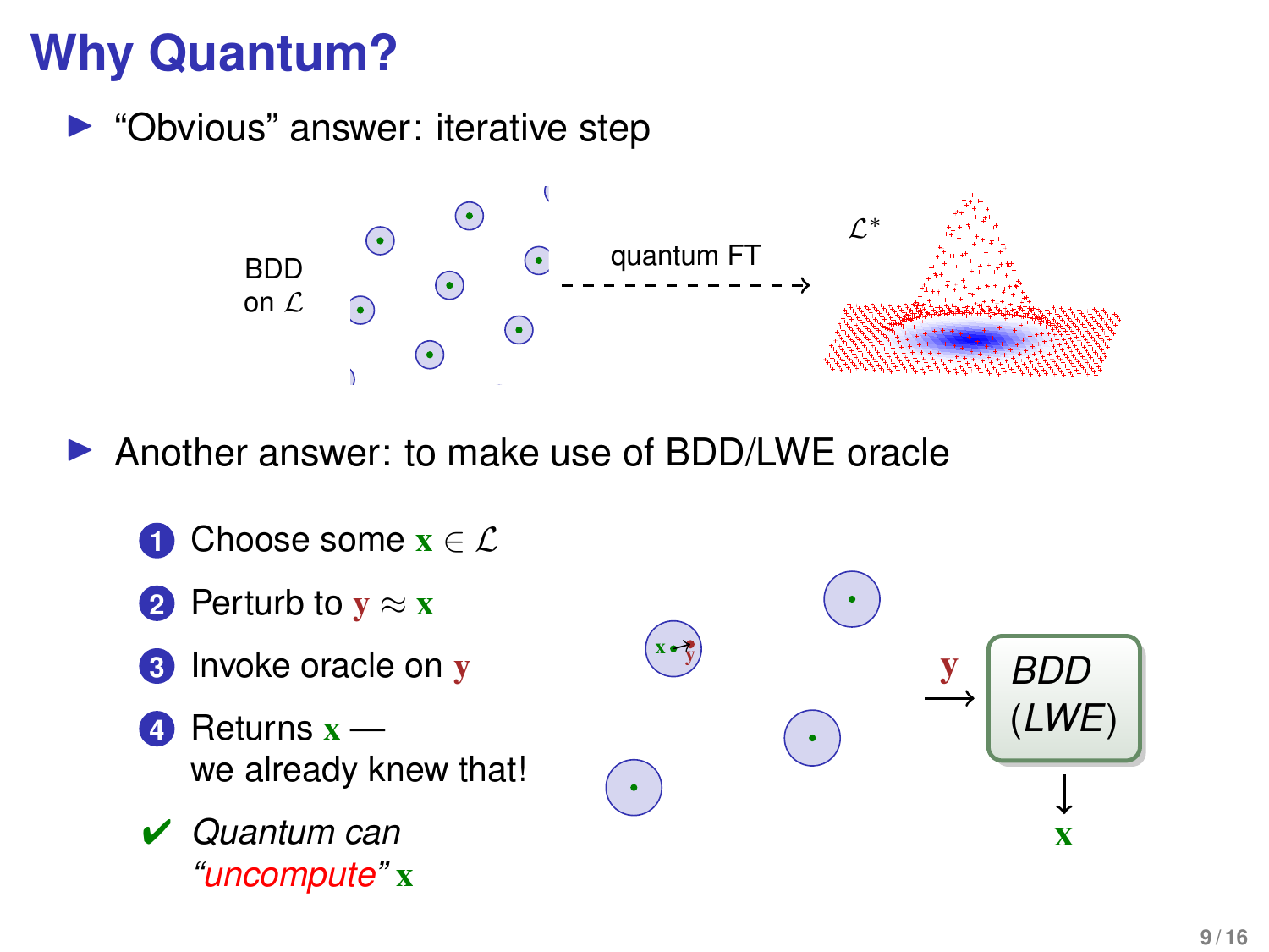# Why Quantum?

- "Obvious" answer: iterative step

BDD on $\mathcal{L}$ — quantum FT → $\mathcal{L}^*$

- Another answer: to make use of BDD/LWE oracle

1. Choose some $\mathbf{x} \in \mathcal{L}$
2. Perturb to $\mathbf{y} \approx \mathbf{x}$
3. Invoke oracle on $\mathbf{y}$
4. Returns $\mathbf{x}$ — we already knew that!

✔ *Quantum can "uncompute"* $\mathbf{x}$

$\mathbf{y} \longrightarrow$ *BDD (LWE)* $\longrightarrow \mathbf{x}$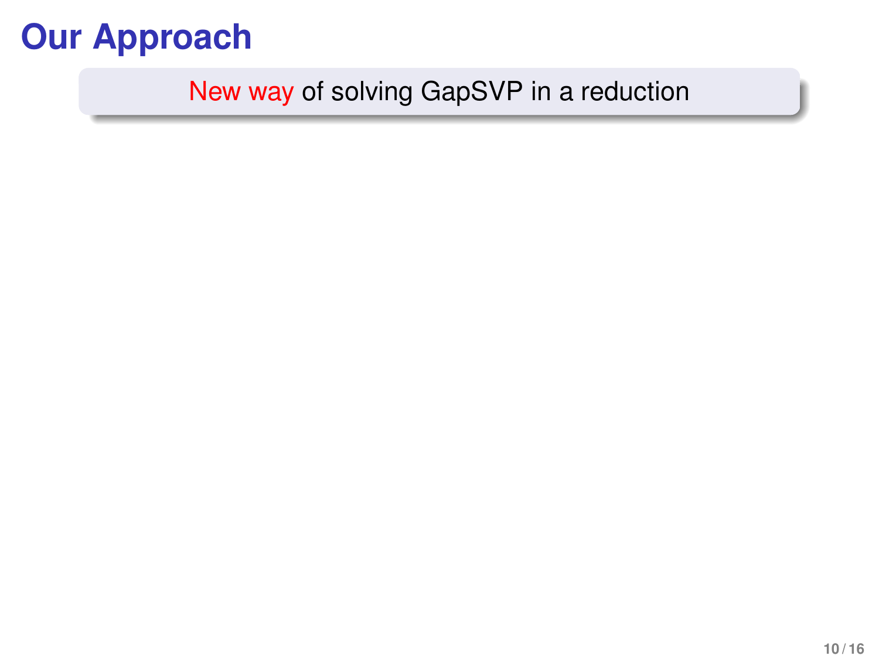# Our Approach

New way of solving GapSVP in a reduction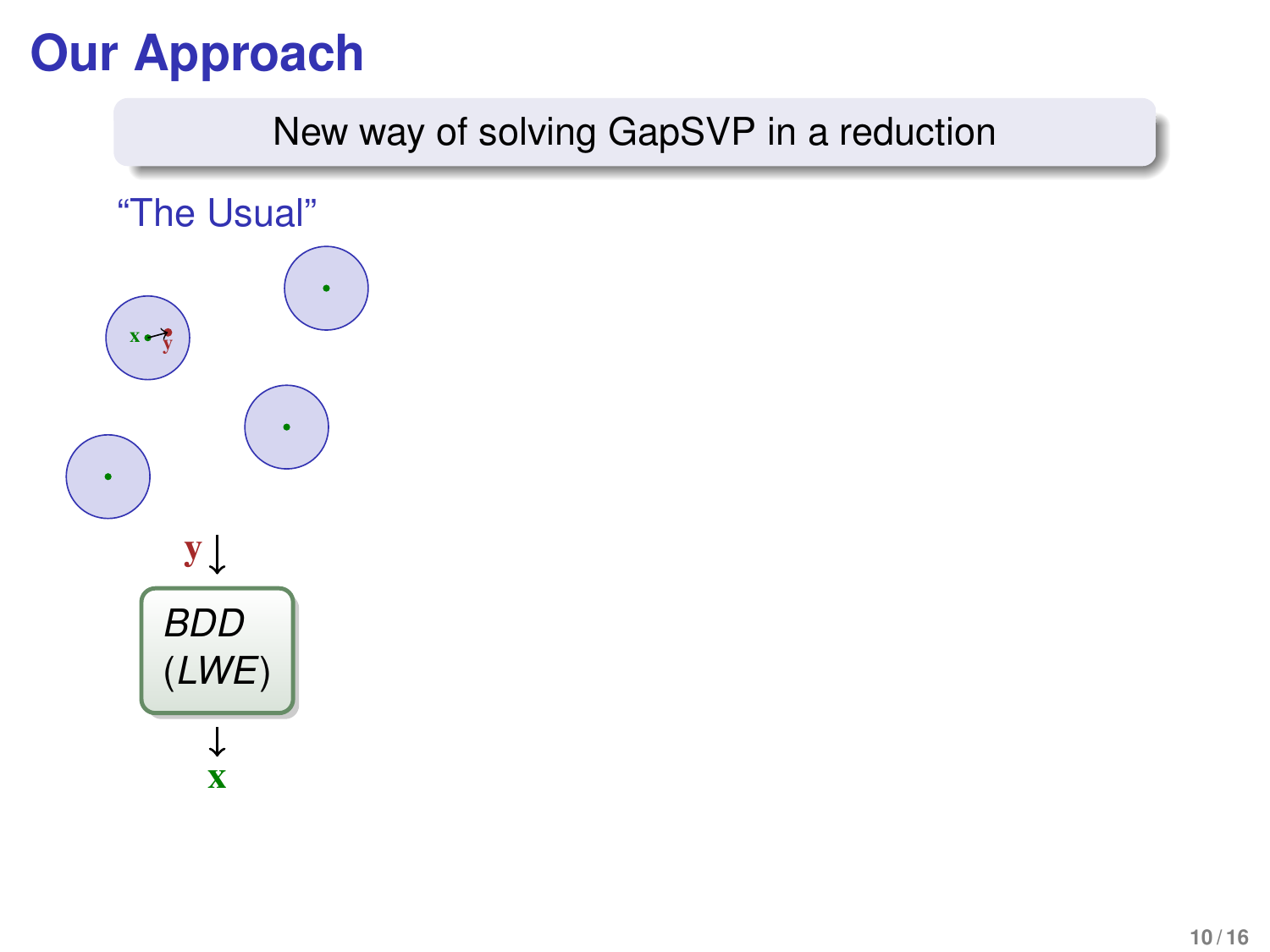# Our Approach

New way of solving GapSVP in a reduction

"The Usual"

$\mathbf{x}$ $\mathbf{y}$

$\mathbf{y}$ ↓

*BDD*
(*LWE*)

↓
$\mathbf{x}$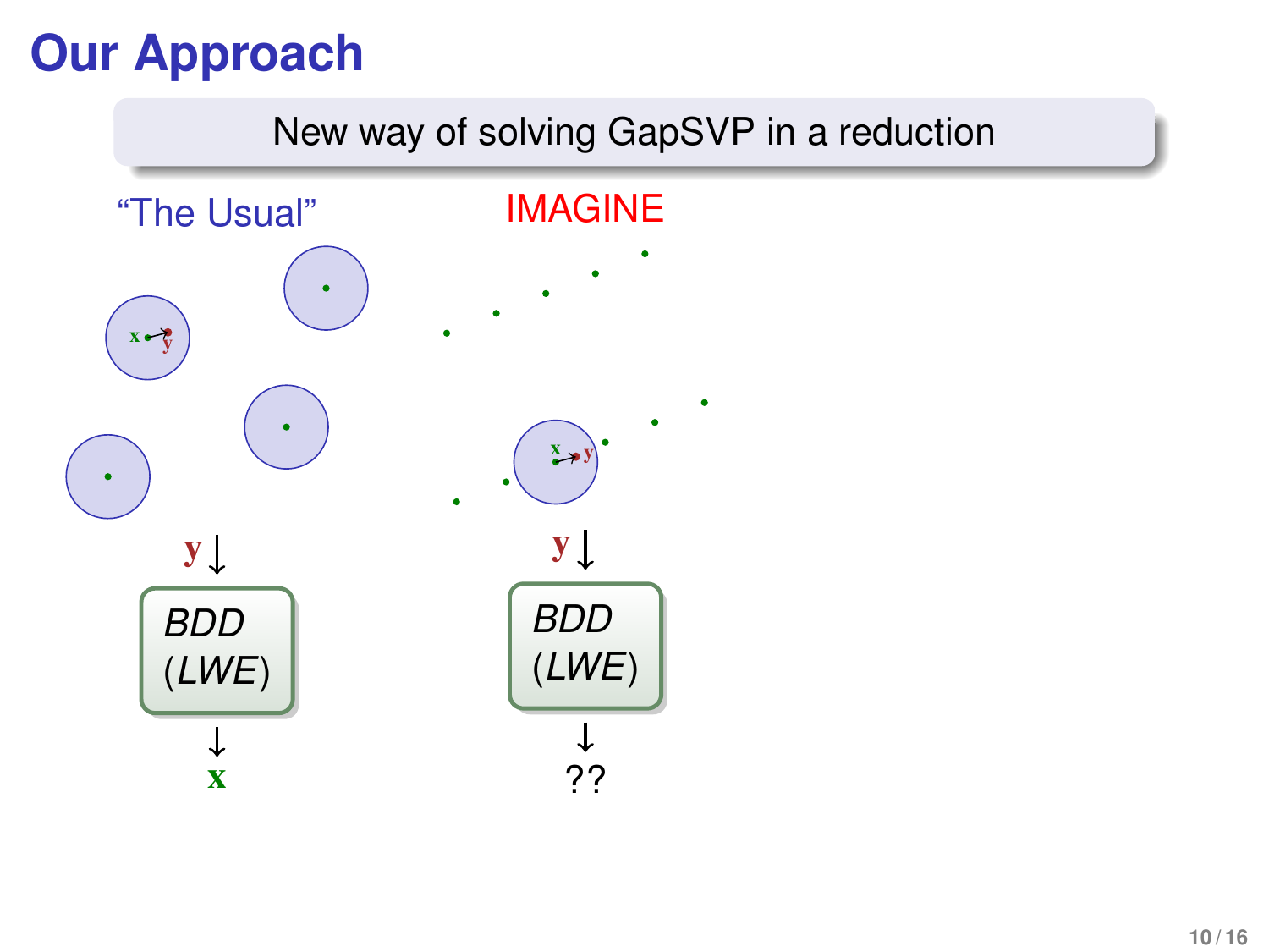# Our Approach

New way of solving GapSVP in a reduction

"The Usual"

IMAGINE

$\mathbf{x}$ $\mathbf{y}$

$\mathbf{y} \downarrow$

*BDD* (*LWE*)

$\downarrow$

$\mathbf{x}$

$\mathbf{x}$ $\mathbf{y}$

$\mathbf{y} \downarrow$

*BDD* (*LWE*)

$\downarrow$

??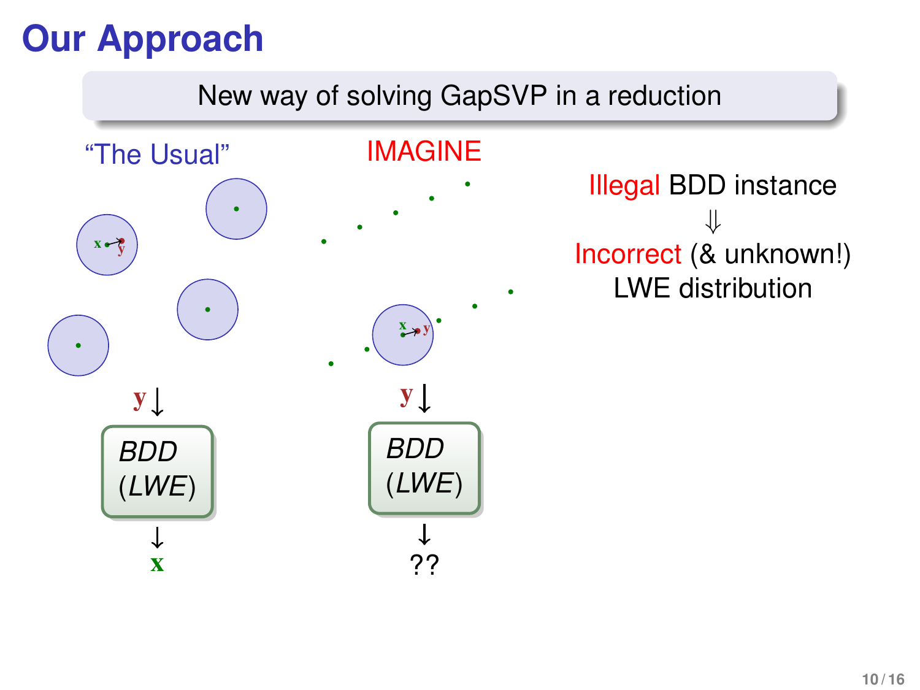# Our Approach

New way of solving GapSVP in a reduction

"The Usual"

$\mathbf{x}$ $\mathbf{y}$

$\mathbf{y} \downarrow$

*BDD* (*LWE*)

$\downarrow$

$\mathbf{x}$

IMAGINE

$\mathbf{x}$ $\mathbf{y}$

$\mathbf{y} \downarrow$

*BDD* (*LWE*)

$\downarrow$

??

Illegal BDD instance

$\Downarrow$

Incorrect (& unknown!) LWE distribution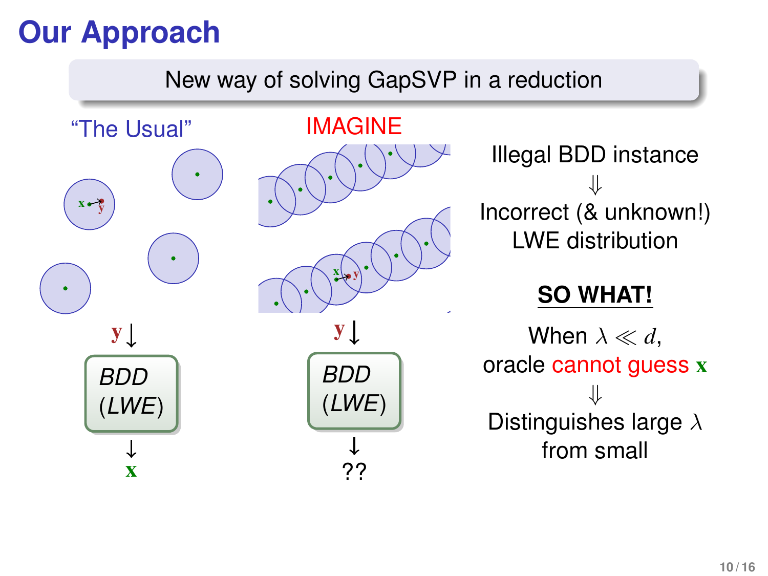# Our Approach

New way of solving GapSVP in a reduction

"The Usual"

$\mathbf{y} \downarrow$

*BDD* (*LWE*)

$\downarrow$

$\mathbf{x}$

IMAGINE

$\mathbf{y} \downarrow$

*BDD* (*LWE*)

$\downarrow$

??

Illegal BDD instance

$\Downarrow$

Incorrect (& unknown!) LWE distribution

**SO WHAT!**

When $\lambda \ll d$, oracle cannot guess $\mathbf{x}$

$\Downarrow$

Distinguishes large $\lambda$ from small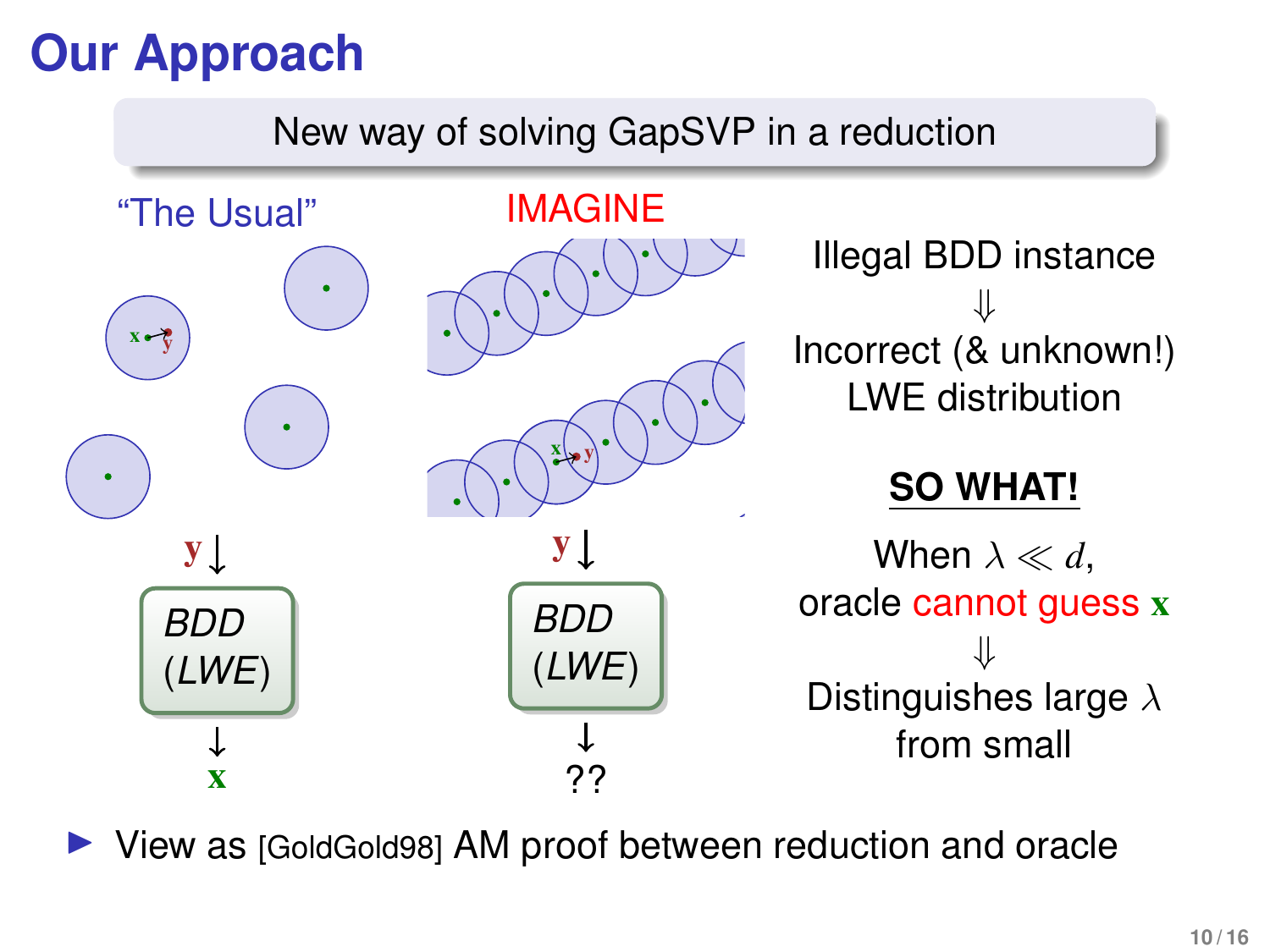# Our Approach

New way of solving GapSVP in a reduction

"The Usual"

$\mathbf{y} \downarrow$

*BDD* (*LWE*)

$\downarrow$

$\mathbf{x}$

IMAGINE

$\mathbf{y} \downarrow$

*BDD* (*LWE*)

$\downarrow$

??

Illegal BDD instance

$\Downarrow$

Incorrect (& unknown!) LWE distribution

**SO WHAT!**

When $\lambda \ll d$, oracle cannot guess $\mathbf{x}$

$\Downarrow$

Distinguishes large $\lambda$ from small

- View as [GoldGold98] AM proof between reduction and oracle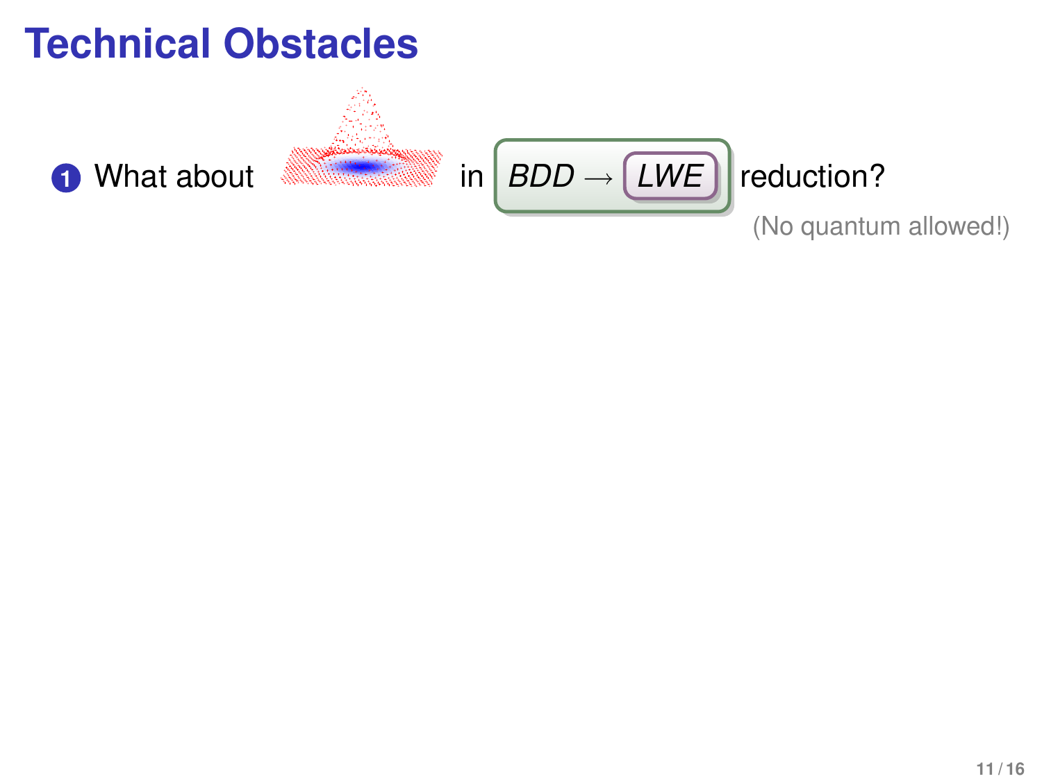# Technical Obstacles

1. What about in *BDD* → *LWE* reduction?

(No quantum allowed!)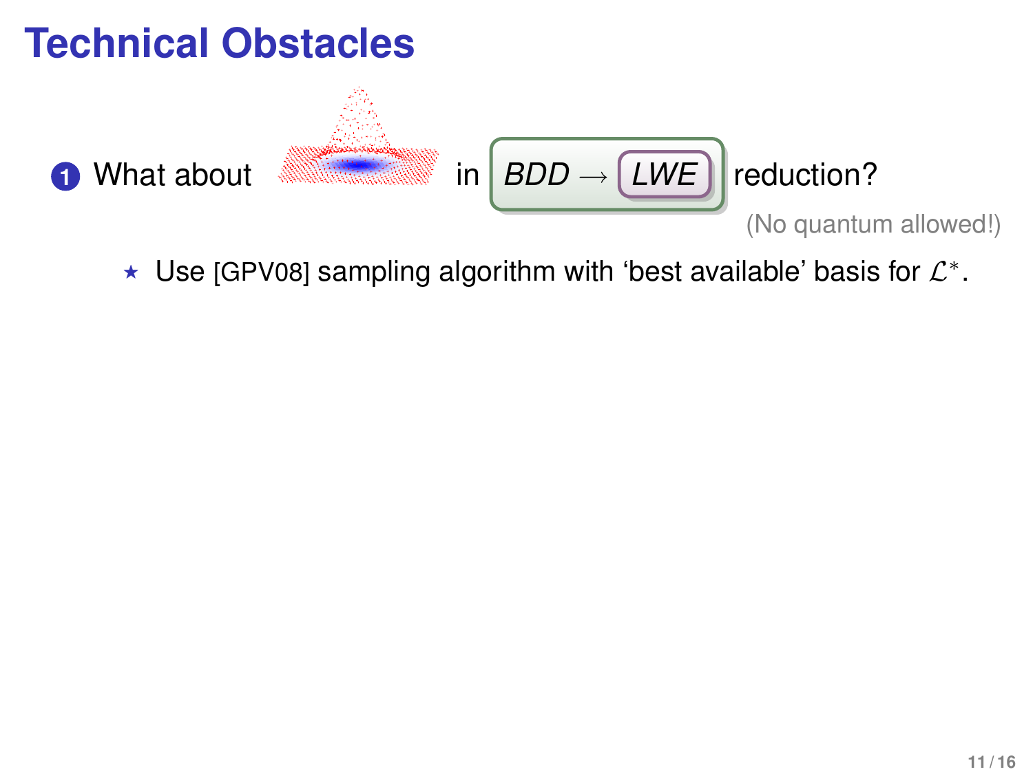# Technical Obstacles

1. What about in *BDD* $\rightarrow$ *LWE* reduction?

   (No quantum allowed!)

   - ⋆ Use [GPV08] sampling algorithm with 'best available' basis for $\mathcal{L}^*$.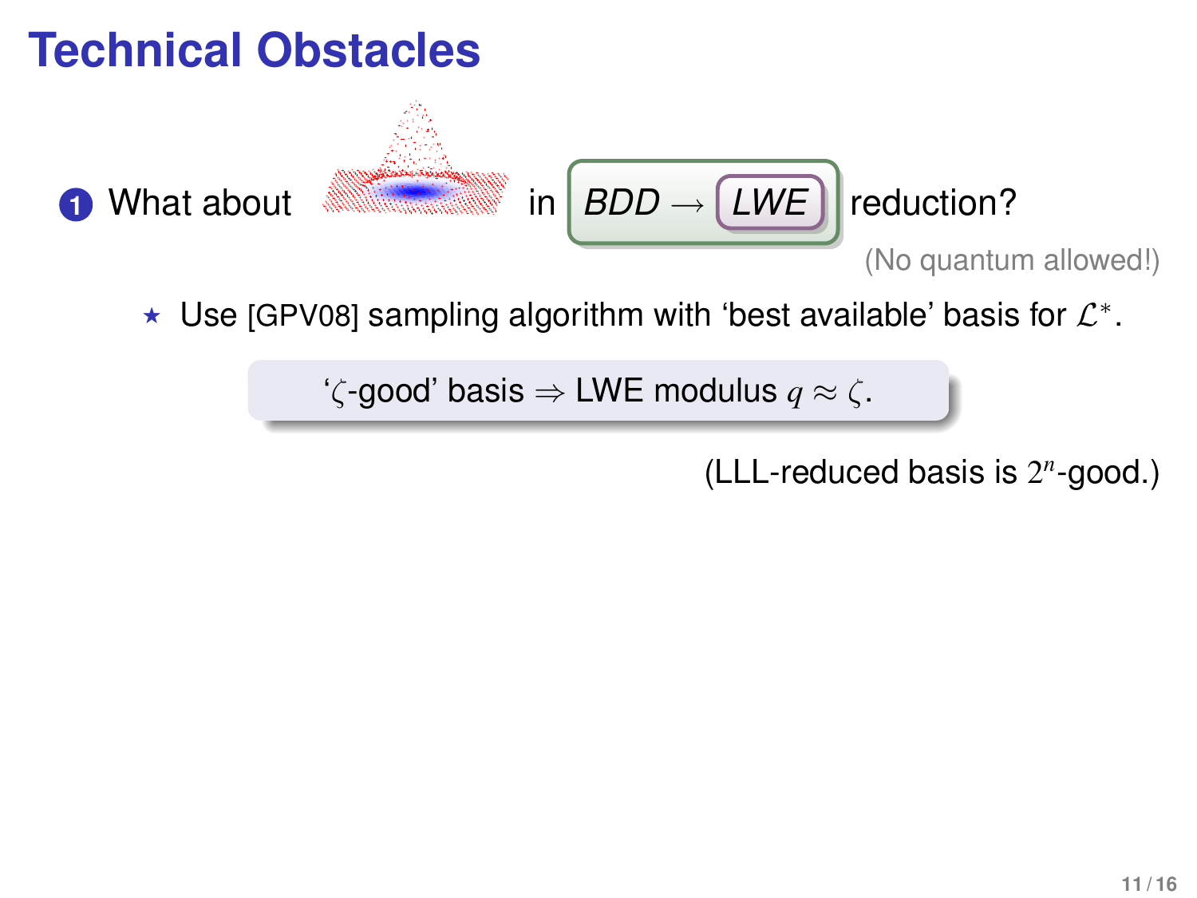# Technical Obstacles

1. What about in *BDD* → *LWE* reduction?

   (No quantum allowed!)

   ⋆ Use [GPV08] sampling algorithm with 'best available' basis for $\mathcal{L}^*$.

   '$\zeta$-good' basis ⇒ LWE modulus $q \approx \zeta$.

   (LLL-reduced basis is $2^n$-good.)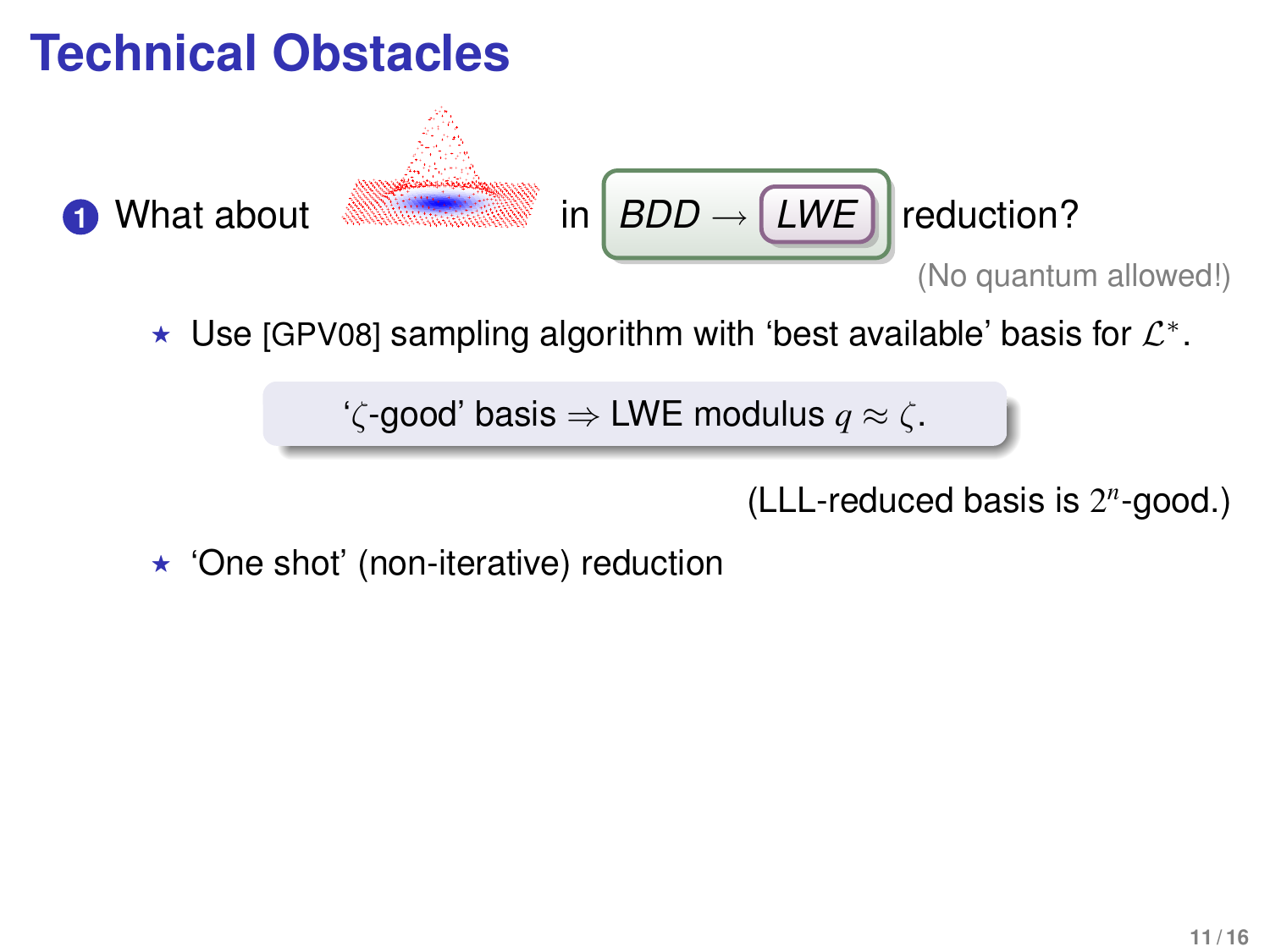# Technical Obstacles

1. What about in *BDD* $\rightarrow$ *LWE* reduction?

   (No quantum allowed!)

   - ⋆ Use [GPV08] sampling algorithm with 'best available' basis for $\mathcal{L}^*$.

     '$\zeta$-good' basis $\Rightarrow$ LWE modulus $q \approx \zeta$.

     (LLL-reduced basis is $2^n$-good.)

   - ⋆ 'One shot' (non-iterative) reduction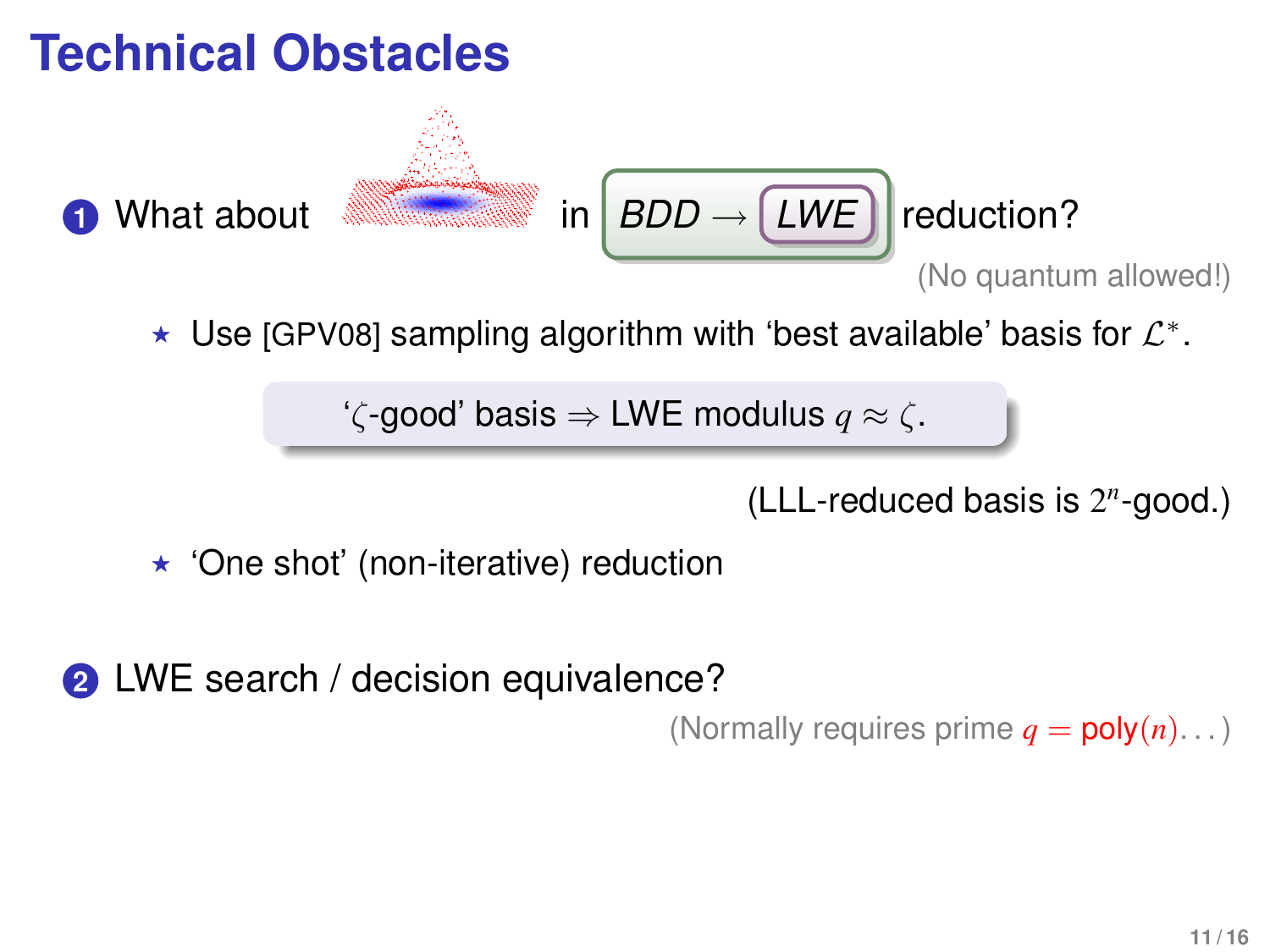# Technical Obstacles

1. What about in *BDD* → *LWE* reduction?

   (No quantum allowed!)

   - ⋆ Use [GPV08] sampling algorithm with 'best available' basis for $\mathcal{L}^*$.

     '$\zeta$-good' basis ⇒ LWE modulus $q \approx \zeta$.

     (LLL-reduced basis is $2^n$-good.)

   - ⋆ 'One shot' (non-iterative) reduction

2. LWE search / decision equivalence?

   (Normally requires prime $q = \text{poly}(n)\ldots$)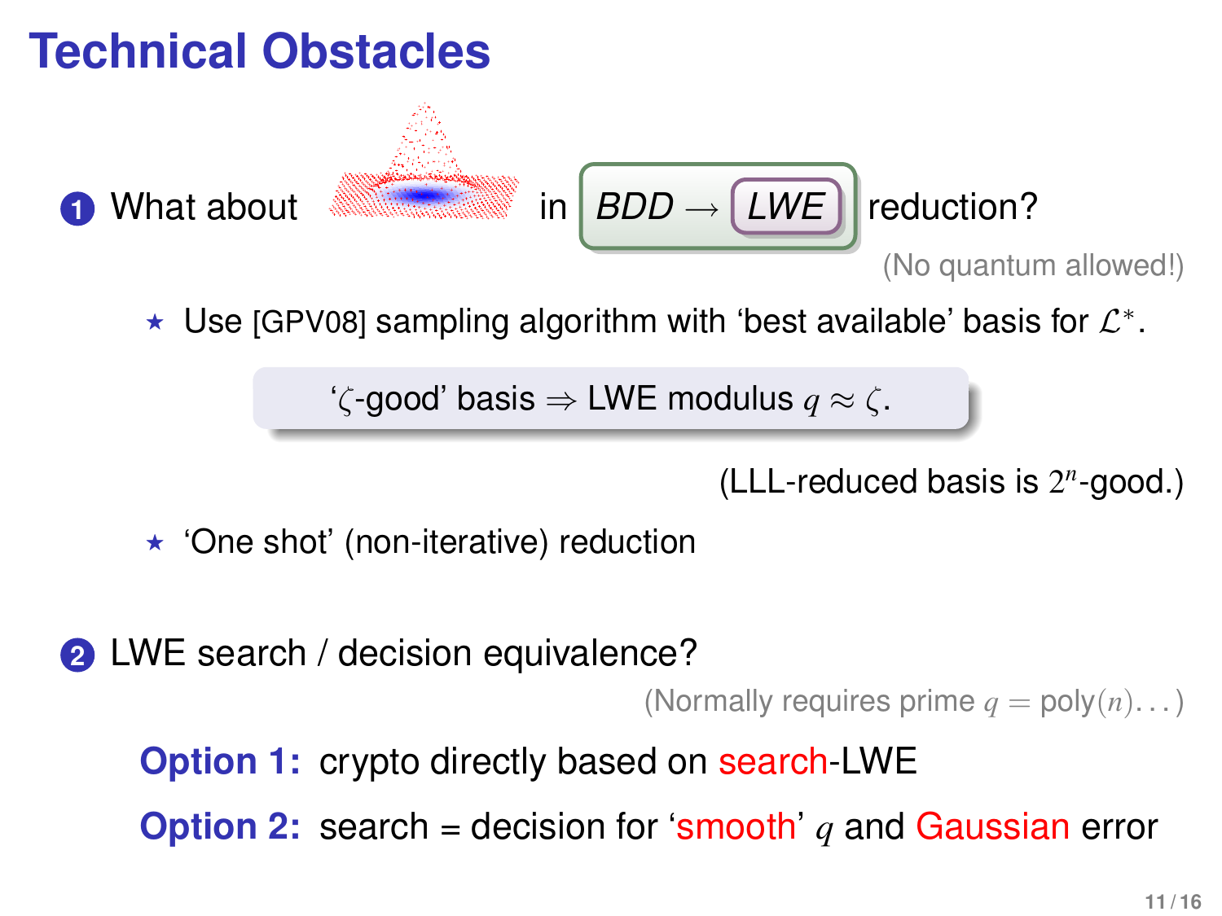# Technical Obstacles

1. What about [Gaussian] in *BDD* $\rightarrow$ *LWE* reduction?

   (No quantum allowed!)

   - ⋆ Use [GPV08] sampling algorithm with 'best available' basis for $\mathcal{L}^*$.

     '$\zeta$-good' basis $\Rightarrow$ LWE modulus $q \approx \zeta$.

     (LLL-reduced basis is $2^n$-good.)

   - ⋆ 'One shot' (non-iterative) reduction

2. LWE search / decision equivalence?

   (Normally requires prime $q = \text{poly}(n) \ldots$)

   **Option 1:** crypto directly based on search-LWE

   **Option 2:** search = decision for 'smooth' $q$ and Gaussian error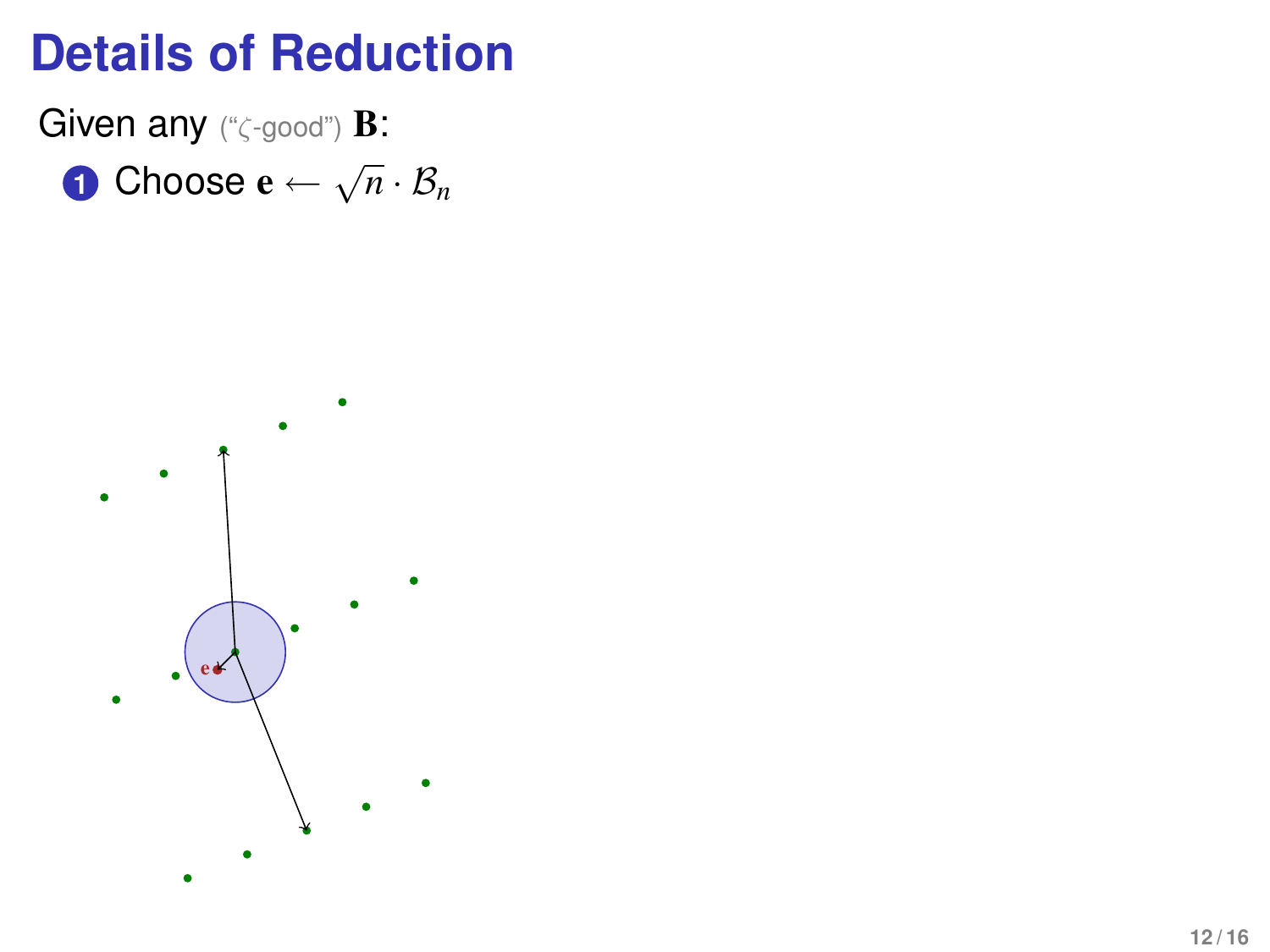# Details of Reduction

Given any ("$\zeta$-good") $\mathbf{B}$:

1. Choose $\mathbf{e} \leftarrow \sqrt{n} \cdot \mathcal{B}_n$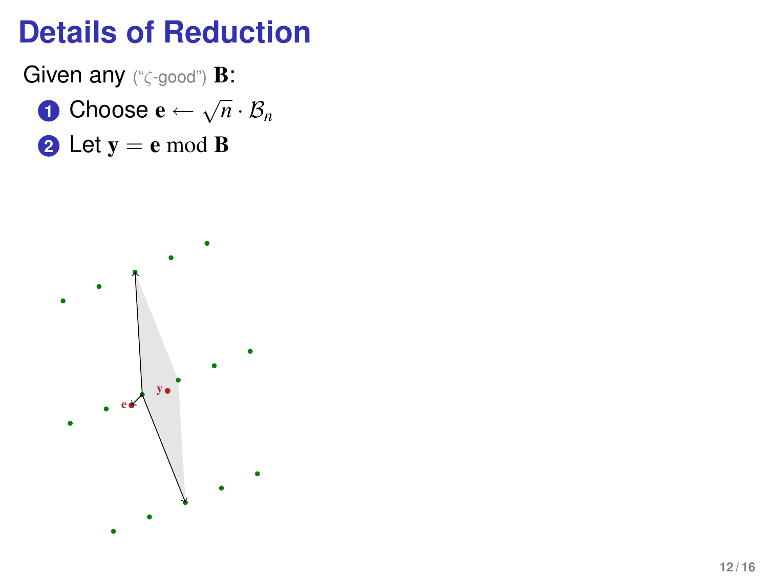# Details of Reduction

Given any ("$\zeta$-good") $\mathbf{B}$:

1. Choose $\mathbf{e} \leftarrow \sqrt{n} \cdot \mathcal{B}_n$
2. Let $\mathbf{y} = \mathbf{e} \bmod \mathbf{B}$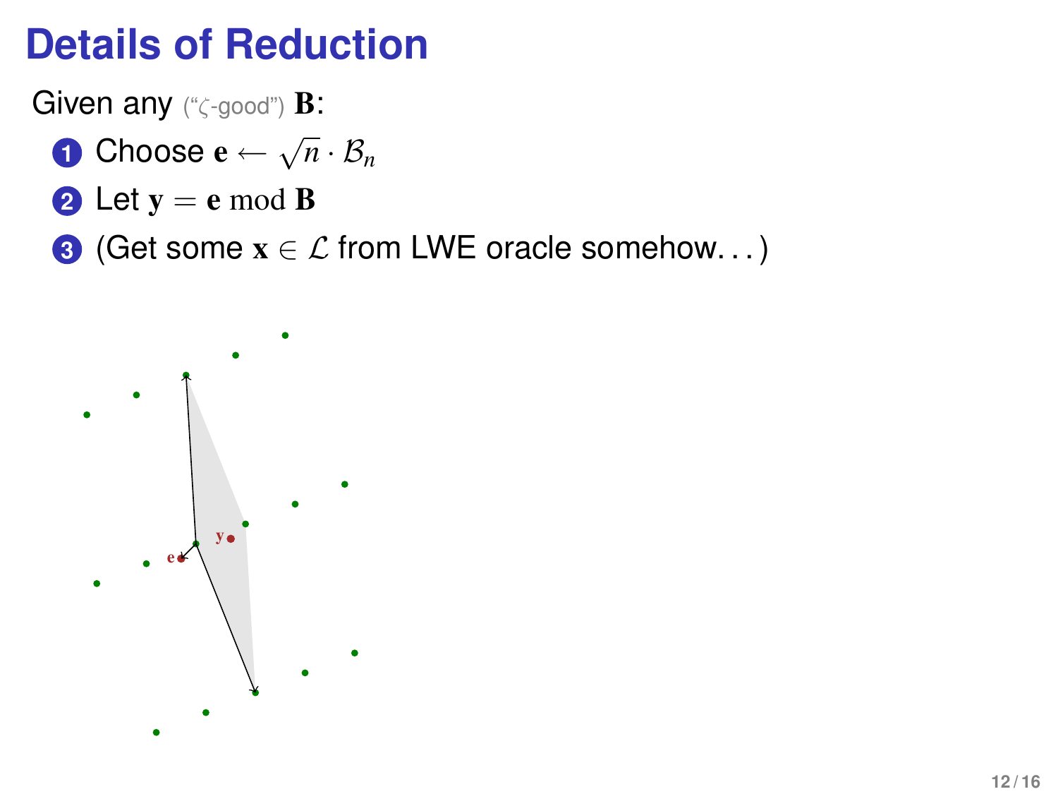# Details of Reduction

Given any ("$\zeta$-good") $\mathbf{B}$:

1. Choose $\mathbf{e} \leftarrow \sqrt{n} \cdot \mathcal{B}_n$
2. Let $\mathbf{y} = \mathbf{e} \bmod \mathbf{B}$
3. (Get some $\mathbf{x} \in \mathcal{L}$ from LWE oracle somehow...)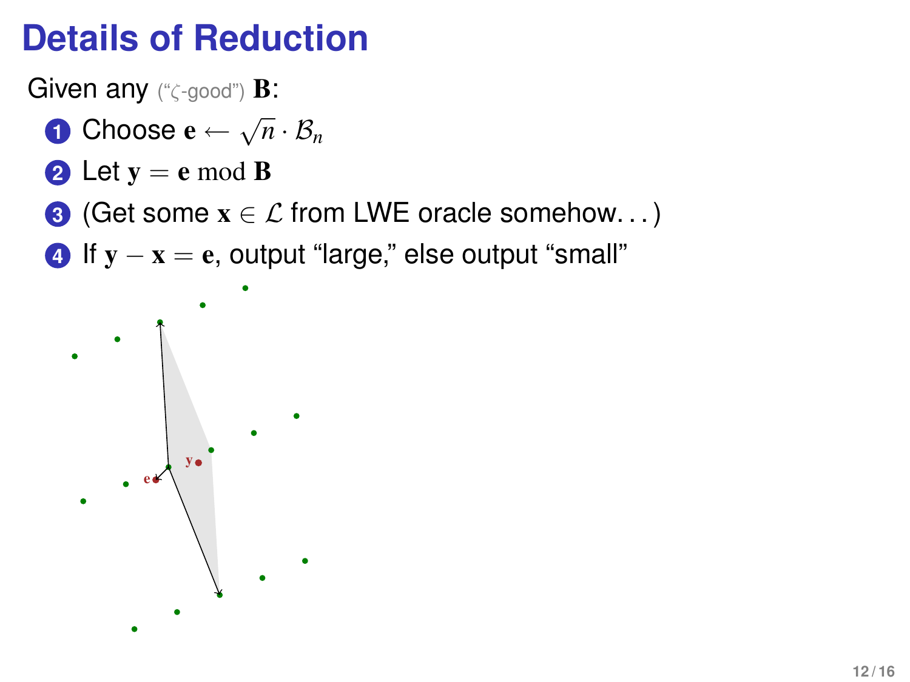# Details of Reduction

Given any ("$\zeta$-good") $\mathbf{B}$:

1. Choose $\mathbf{e} \leftarrow \sqrt{n} \cdot \mathcal{B}_n$
2. Let $\mathbf{y} = \mathbf{e} \bmod \mathbf{B}$
3. (Get some $\mathbf{x} \in \mathcal{L}$ from LWE oracle somehow...)
4. If $\mathbf{y} - \mathbf{x} = \mathbf{e}$, output "large," else output "small"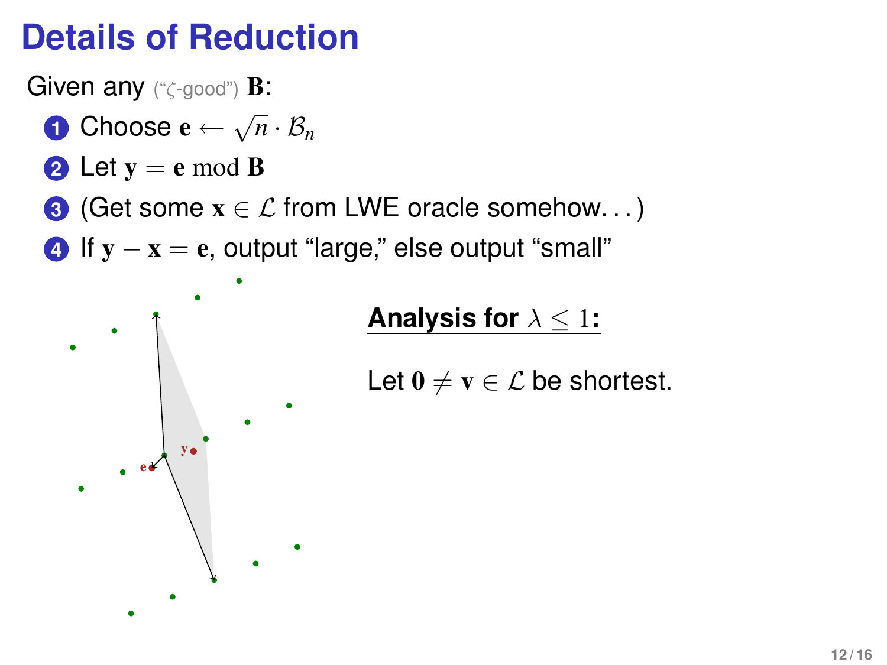# Details of Reduction

Given any ("$\zeta$-good") $\mathbf{B}$:

1. Choose $\mathbf{e} \leftarrow \sqrt{n} \cdot \mathcal{B}_n$
2. Let $\mathbf{y} = \mathbf{e} \bmod \mathbf{B}$
3. (Get some $\mathbf{x} \in \mathcal{L}$ from LWE oracle somehow. . . )
4. If $\mathbf{y} - \mathbf{x} = \mathbf{e}$, output "large," else output "small"

**Analysis for $\lambda \leq 1$:**

Let $\mathbf{0} \neq \mathbf{v} \in \mathcal{L}$ be shortest.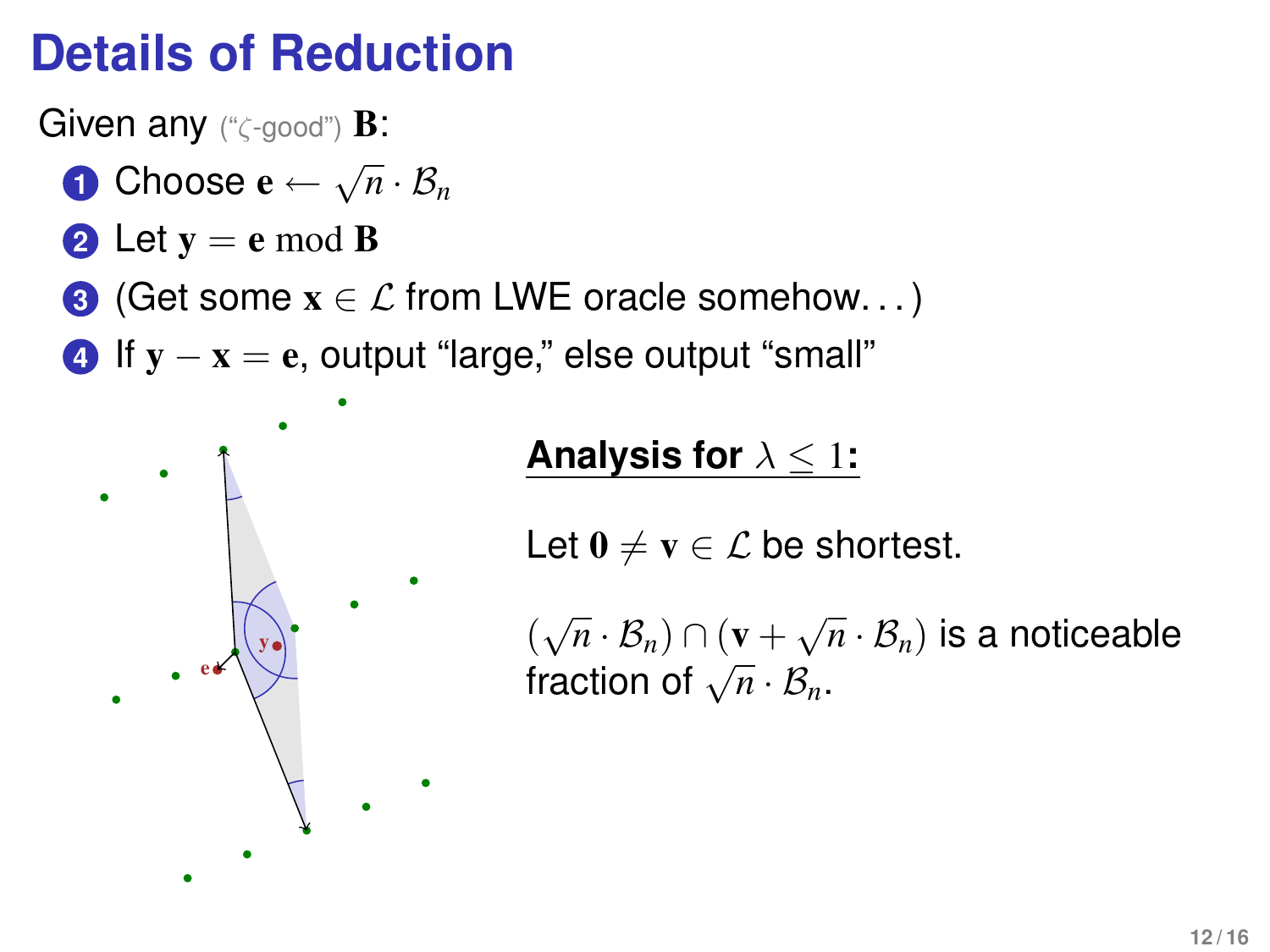# Details of Reduction

Given any ("$\zeta$-good") $\mathbf{B}$:

1. Choose $\mathbf{e} \leftarrow \sqrt{n} \cdot \mathcal{B}_n$
2. Let $\mathbf{y} = \mathbf{e} \bmod \mathbf{B}$
3. (Get some $\mathbf{x} \in \mathcal{L}$ from LWE oracle somehow...)
4. If $\mathbf{y} - \mathbf{x} = \mathbf{e}$, output "large," else output "small"

**Analysis for $\lambda \leq 1$:**

Let $\mathbf{0} \neq \mathbf{v} \in \mathcal{L}$ be shortest.

$(\sqrt{n} \cdot \mathcal{B}_n) \cap (\mathbf{v} + \sqrt{n} \cdot \mathcal{B}_n)$ is a noticeable fraction of $\sqrt{n} \cdot \mathcal{B}_n$.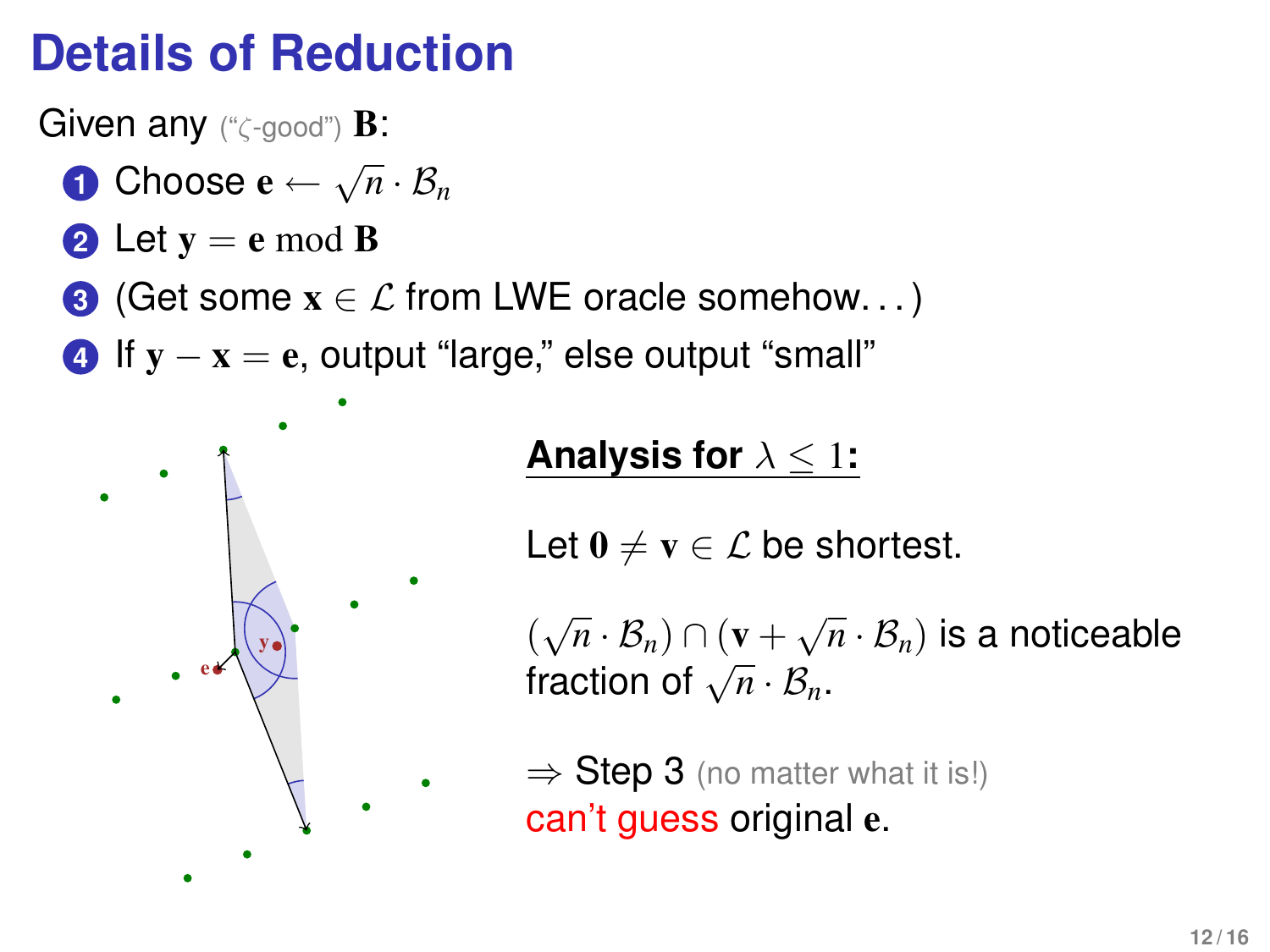# Details of Reduction

Given any ("$\zeta$-good") $\mathbf{B}$:

1. Choose $\mathbf{e} \leftarrow \sqrt{n} \cdot \mathcal{B}_n$
2. Let $\mathbf{y} = \mathbf{e} \bmod \mathbf{B}$
3. (Get some $\mathbf{x} \in \mathcal{L}$ from LWE oracle somehow. . . )
4. If $\mathbf{y} - \mathbf{x} = \mathbf{e}$, output "large," else output "small"

**Analysis for $\lambda \leq 1$:**

Let $\mathbf{0} \neq \mathbf{v} \in \mathcal{L}$ be shortest.

$(\sqrt{n} \cdot \mathcal{B}_n) \cap (\mathbf{v} + \sqrt{n} \cdot \mathcal{B}_n)$ is a noticeable fraction of $\sqrt{n} \cdot \mathcal{B}_n$.

$\Rightarrow$ Step 3 (no matter what it is!) can't guess original $\mathbf{e}$.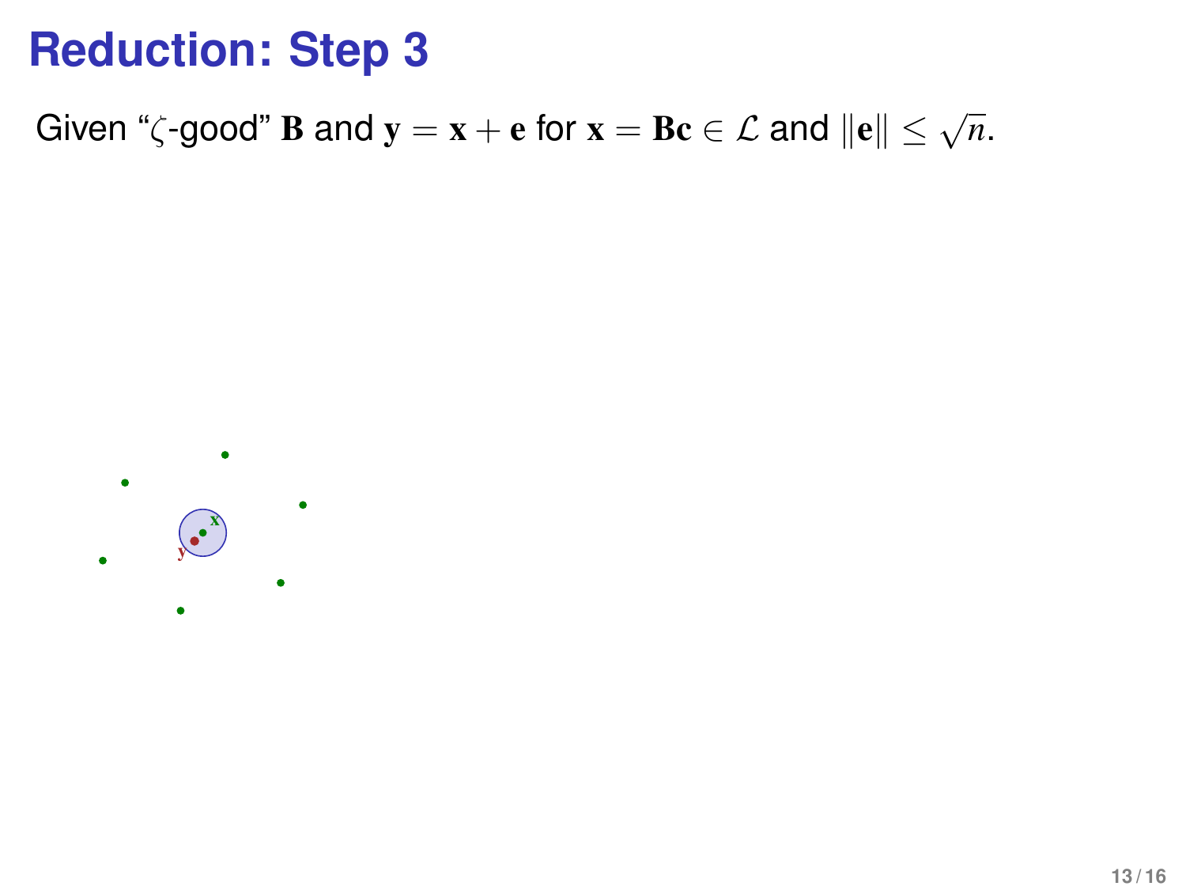# Reduction: Step 3

Given "$\zeta$-good" $\mathbf{B}$ and $\mathbf{y} = \mathbf{x} + \mathbf{e}$ for $\mathbf{x} = \mathbf{B}\mathbf{c} \in \mathcal{L}$ and $\|\mathbf{e}\| \leq \sqrt{n}$.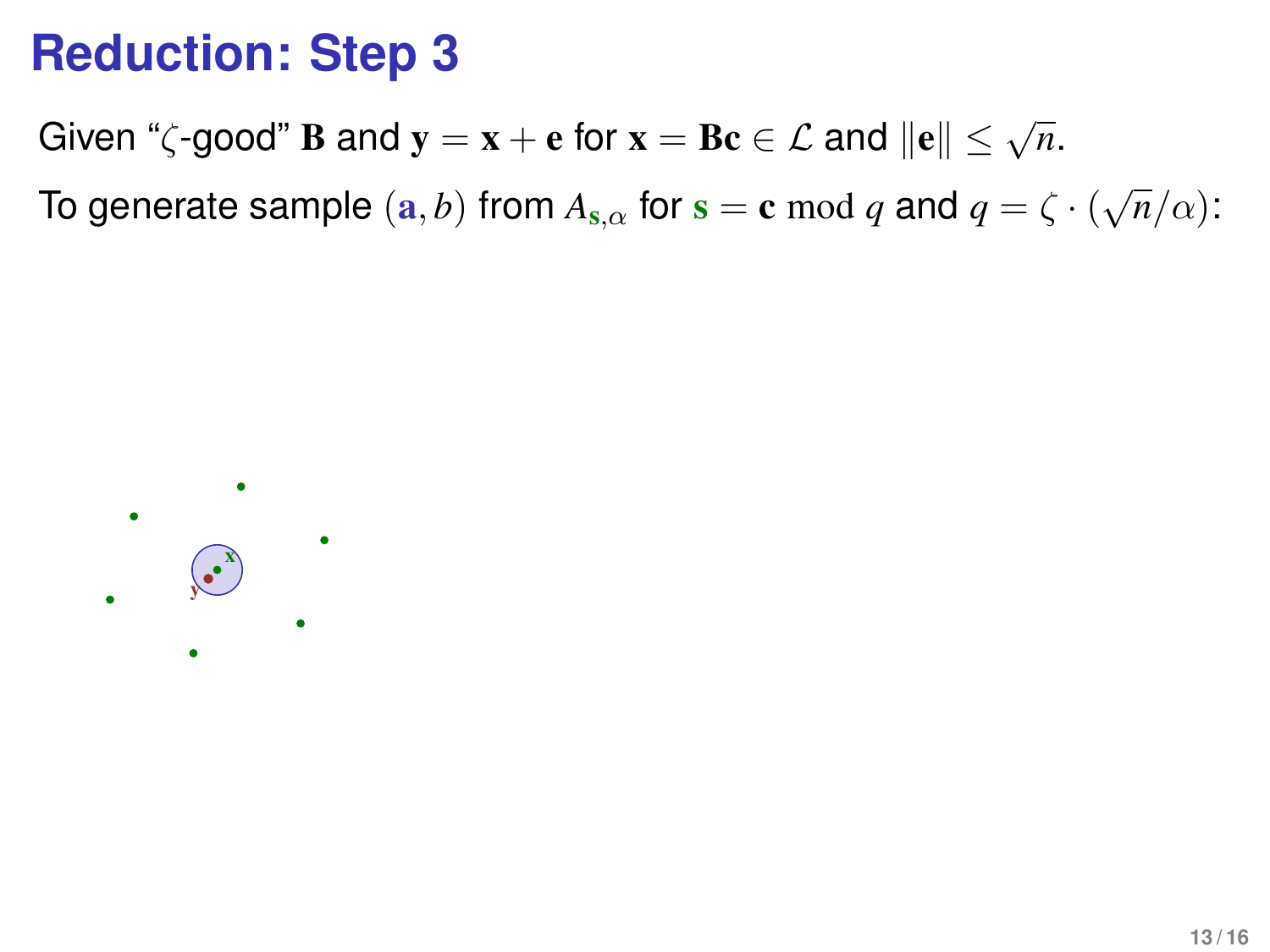# Reduction: Step 3

Given "$\zeta$-good" $\mathbf{B}$ and $\mathbf{y} = \mathbf{x} + \mathbf{e}$ for $\mathbf{x} = \mathbf{B}\mathbf{c} \in \mathcal{L}$ and $\|\mathbf{e}\| \leq \sqrt{n}$.

To generate sample $(\mathbf{a}, b)$ from $A_{\mathbf{s},\alpha}$ for $\mathbf{s} = \mathbf{c} \bmod q$ and $q = \zeta \cdot (\sqrt{n}/\alpha)$: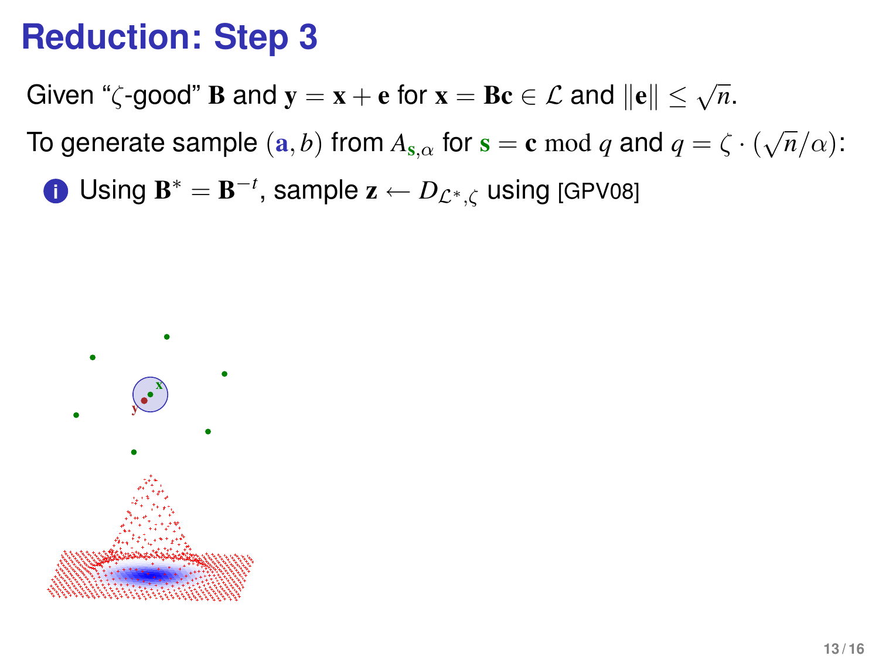# Reduction: Step 3

Given "$\zeta$-good" $\mathbf{B}$ and $\mathbf{y} = \mathbf{x} + \mathbf{e}$ for $\mathbf{x} = \mathbf{Bc} \in \mathcal{L}$ and $\|\mathbf{e}\| \leq \sqrt{n}$.

To generate sample $(\mathbf{a}, b)$ from $A_{\mathbf{s},\alpha}$ for $\mathbf{s} = \mathbf{c} \bmod q$ and $q = \zeta \cdot (\sqrt{n}/\alpha)$:

1. Using $\mathbf{B}^* = \mathbf{B}^{-t}$, sample $\mathbf{z} \leftarrow D_{\mathcal{L}^*,\zeta}$ using [GPV08]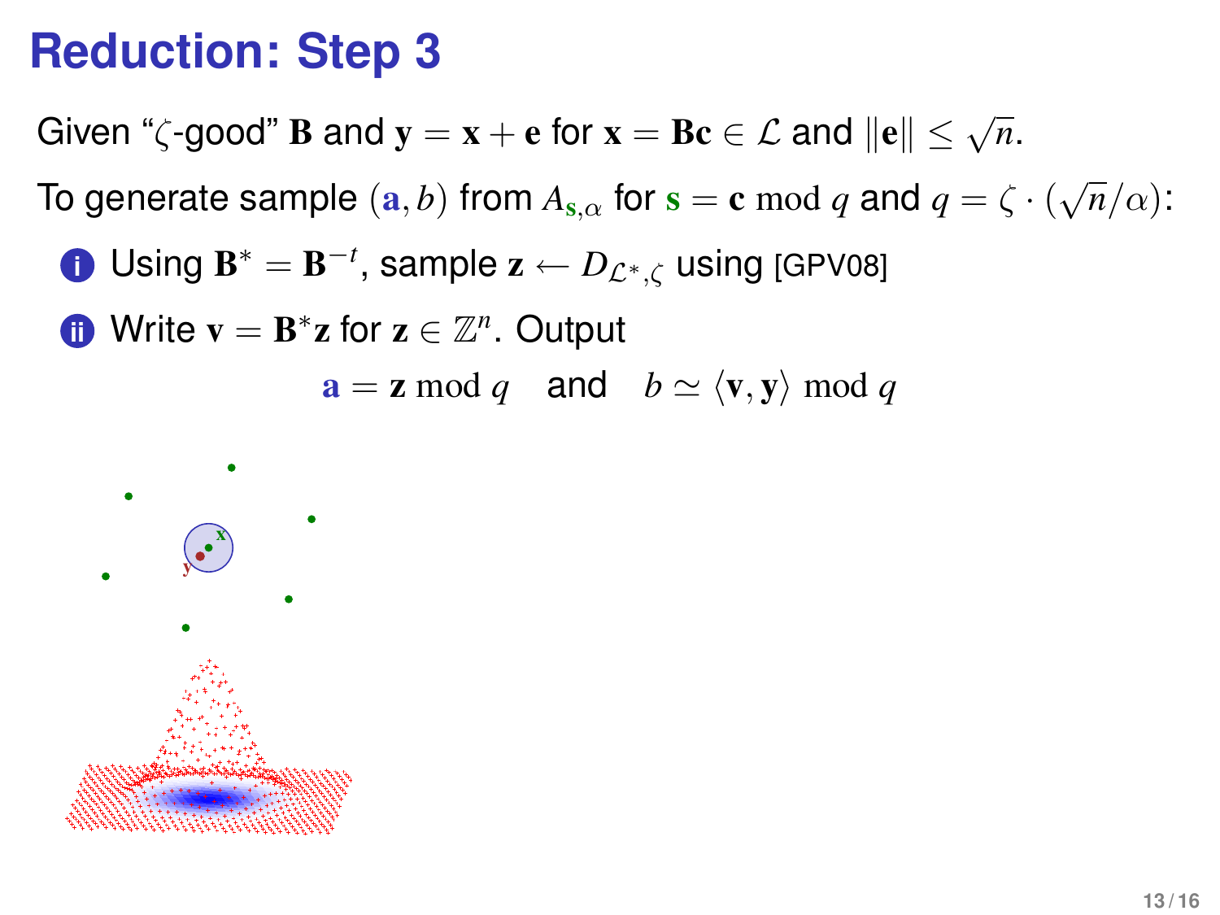# Reduction: Step 3

Given "$\zeta$-good" $\mathbf{B}$ and $\mathbf{y} = \mathbf{x} + \mathbf{e}$ for $\mathbf{x} = \mathbf{B}\mathbf{c} \in \mathcal{L}$ and $\|\mathbf{e}\| \leq \sqrt{n}$.

To generate sample $(\mathbf{a}, b)$ from $A_{\mathbf{s},\alpha}$ for $\mathbf{s} = \mathbf{c} \bmod q$ and $q = \zeta \cdot (\sqrt{n}/\alpha)$:

1. Using $\mathbf{B}^* = \mathbf{B}^{-t}$, sample $\mathbf{z} \leftarrow D_{\mathcal{L}^*,\zeta}$ using [GPV08]
2. Write $\mathbf{v} = \mathbf{B}^*\mathbf{z}$ for $\mathbf{z} \in \mathbb{Z}^n$. Output

$$\mathbf{a} = \mathbf{z} \bmod q \quad \text{and} \quad b \simeq \langle \mathbf{v}, \mathbf{y} \rangle \bmod q$$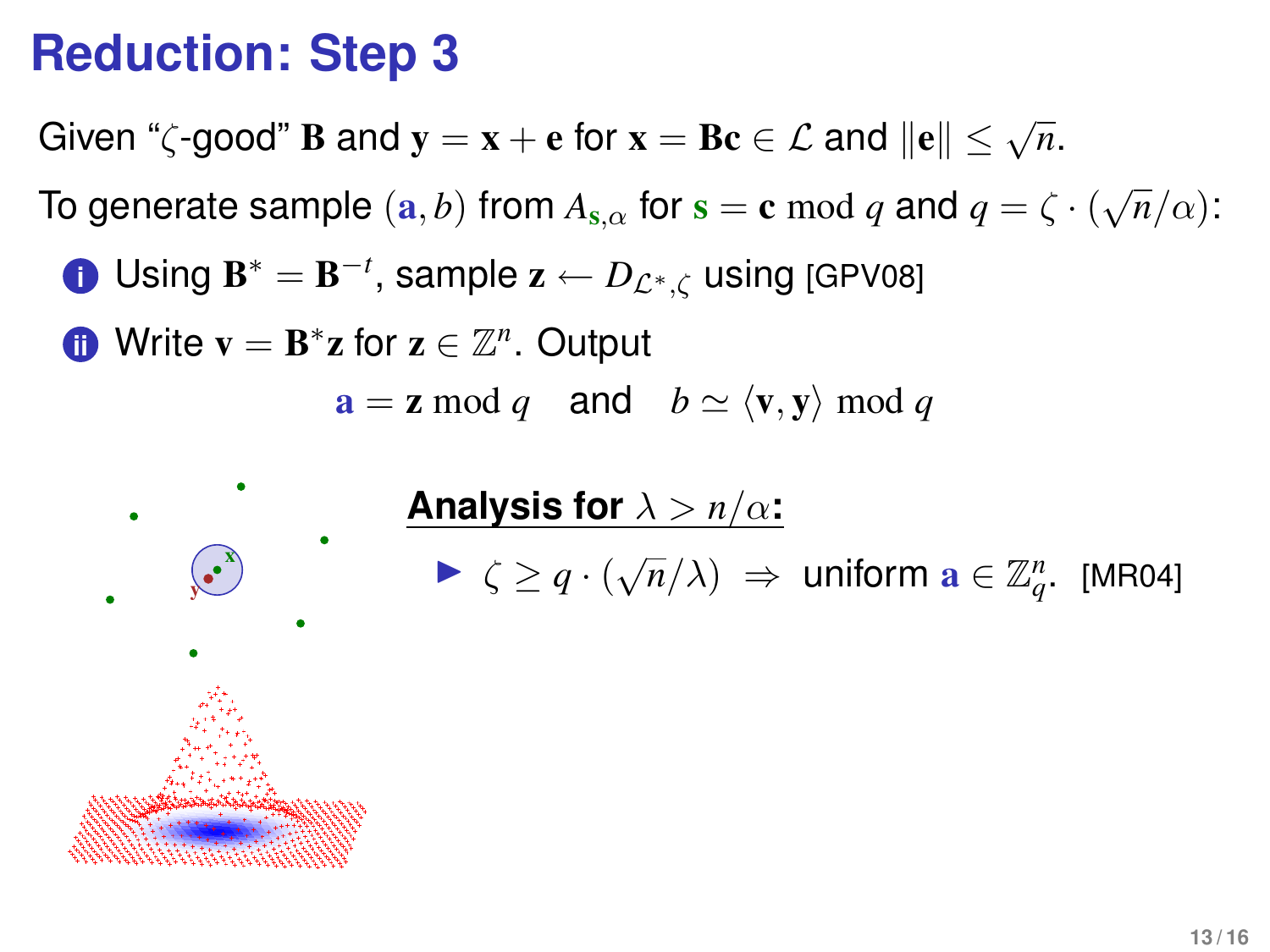# Reduction: Step 3

Given "$\zeta$-good" $\mathbf{B}$ and $\mathbf{y} = \mathbf{x} + \mathbf{e}$ for $\mathbf{x} = \mathbf{Bc} \in \mathcal{L}$ and $\|\mathbf{e}\| \leq \sqrt{n}$.

To generate sample $(\mathbf{a}, b)$ from $A_{\mathbf{s},\alpha}$ for $\mathbf{s} = \mathbf{c} \bmod q$ and $q = \zeta \cdot (\sqrt{n}/\alpha)$:

1. Using $\mathbf{B}^* = \mathbf{B}^{-t}$, sample $\mathbf{z} \leftarrow D_{\mathcal{L}^*,\zeta}$ using [GPV08]
2. Write $\mathbf{v} = \mathbf{B}^*\mathbf{z}$ for $\mathbf{z} \in \mathbb{Z}^n$. Output

$$\mathbf{a} = \mathbf{z} \bmod q \quad \text{and} \quad b \simeq \langle \mathbf{v}, \mathbf{y} \rangle \bmod q$$

**Analysis for $\lambda > n/\alpha$:**

- $\zeta \geq q \cdot (\sqrt{n}/\lambda) \Rightarrow$ uniform $\mathbf{a} \in \mathbb{Z}_q^n$. [MR04]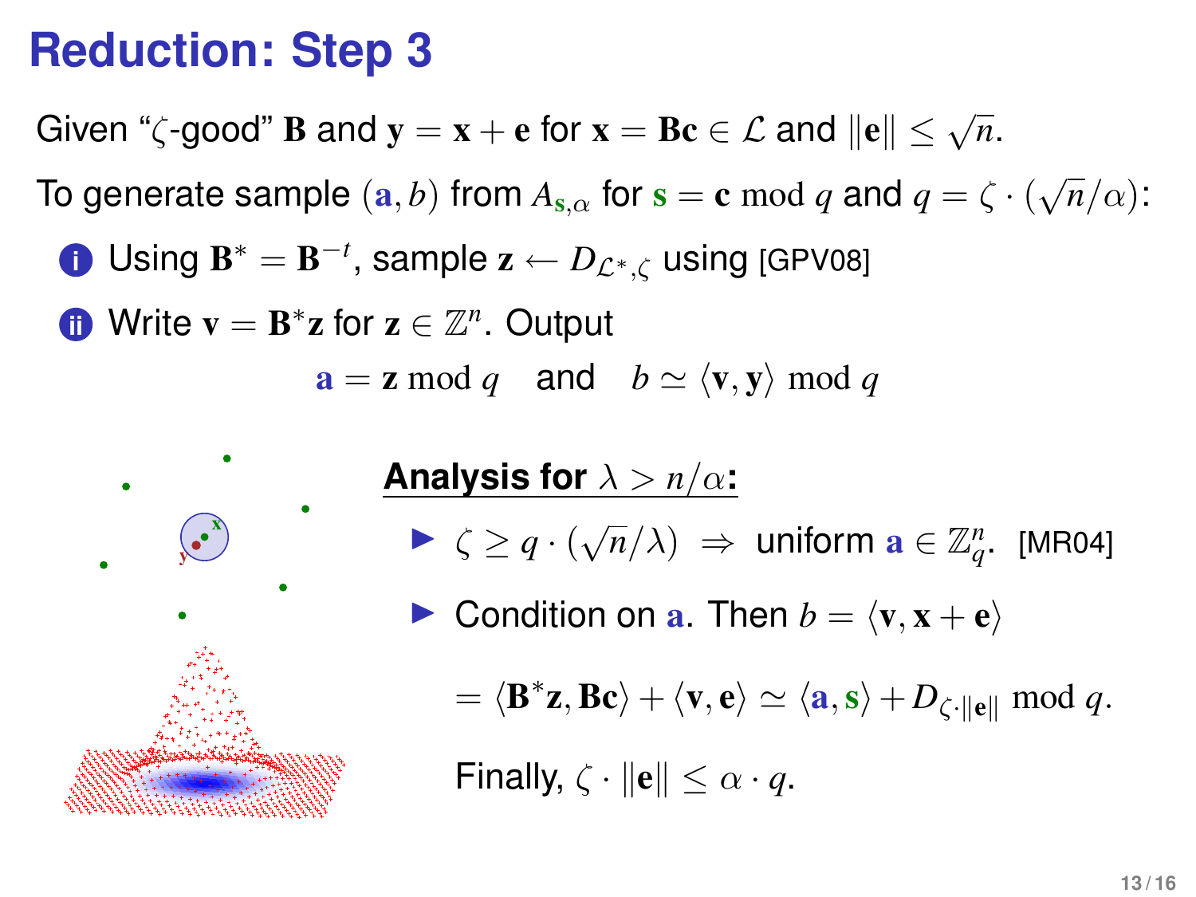# Reduction: Step 3

Given "$\zeta$-good" $\mathbf{B}$ and $\mathbf{y} = \mathbf{x} + \mathbf{e}$ for $\mathbf{x} = \mathbf{B}\mathbf{c} \in \mathcal{L}$ and $\|\mathbf{e}\| \leq \sqrt{n}$.

To generate sample $(\mathbf{a}, b)$ from $A_{\mathbf{s},\alpha}$ for $\mathbf{s} = \mathbf{c} \bmod q$ and $q = \zeta \cdot (\sqrt{n}/\alpha)$:

1. Using $\mathbf{B}^* = \mathbf{B}^{-t}$, sample $\mathbf{z} \leftarrow D_{\mathcal{L}^*,\zeta}$ using [GPV08]
2. Write $\mathbf{v} = \mathbf{B}^*\mathbf{z}$ for $\mathbf{z} \in \mathbb{Z}^n$. Output

$$\mathbf{a} = \mathbf{z} \bmod q \quad \text{and} \quad b \simeq \langle \mathbf{v}, \mathbf{y} \rangle \bmod q$$

**Analysis for $\lambda > n/\alpha$:**

- $\zeta \geq q \cdot (\sqrt{n}/\lambda) \Rightarrow$ uniform $\mathbf{a} \in \mathbb{Z}_q^n$. [MR04]
- Condition on $\mathbf{a}$. Then $b = \langle \mathbf{v}, \mathbf{x} + \mathbf{e} \rangle$

  $= \langle \mathbf{B}^*\mathbf{z}, \mathbf{B}\mathbf{c} \rangle + \langle \mathbf{v}, \mathbf{e} \rangle \simeq \langle \mathbf{a}, \mathbf{s} \rangle + D_{\zeta \cdot \|\mathbf{e}\|} \bmod q.$

  Finally, $\zeta \cdot \|\mathbf{e}\| \leq \alpha \cdot q$.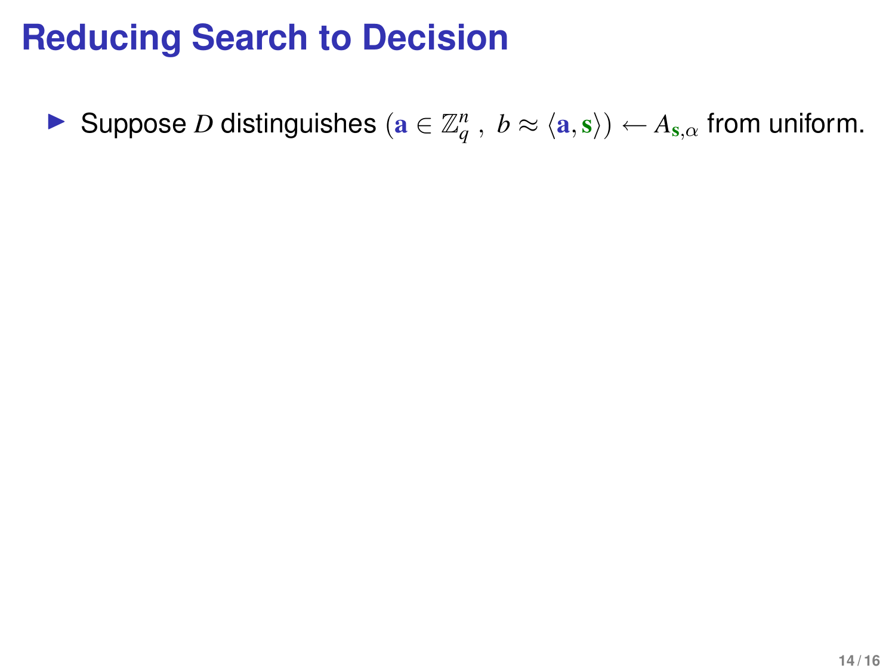# Reducing Search to Decision

- Suppose $D$ distinguishes $(\mathbf{a} \in \mathbb{Z}_q^n\ ,\ b \approx \langle \mathbf{a}, \mathbf{s} \rangle) \leftarrow A_{\mathbf{s},\alpha}$ from uniform.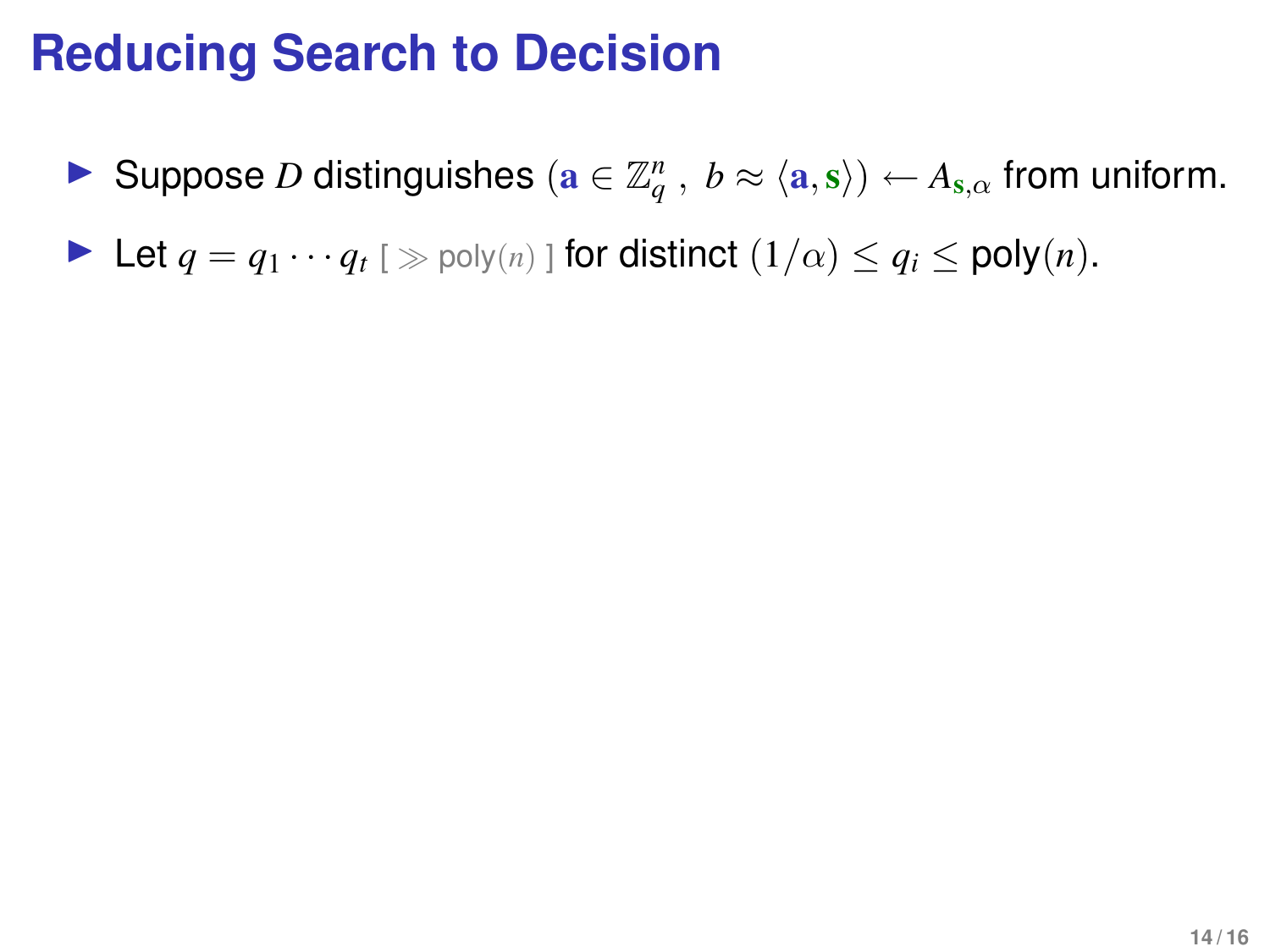# Reducing Search to Decision

- Suppose $D$ distinguishes $(\mathbf{a} \in \mathbb{Z}_q^n \ , \ b \approx \langle \mathbf{a}, \mathbf{s} \rangle) \leftarrow A_{\mathbf{s},\alpha}$ from uniform.
- Let $q = q_1 \cdots q_t$ [ $\gg$ poly$(n)$ ] for distinct $(1/\alpha) \leq q_i \leq$ poly$(n)$.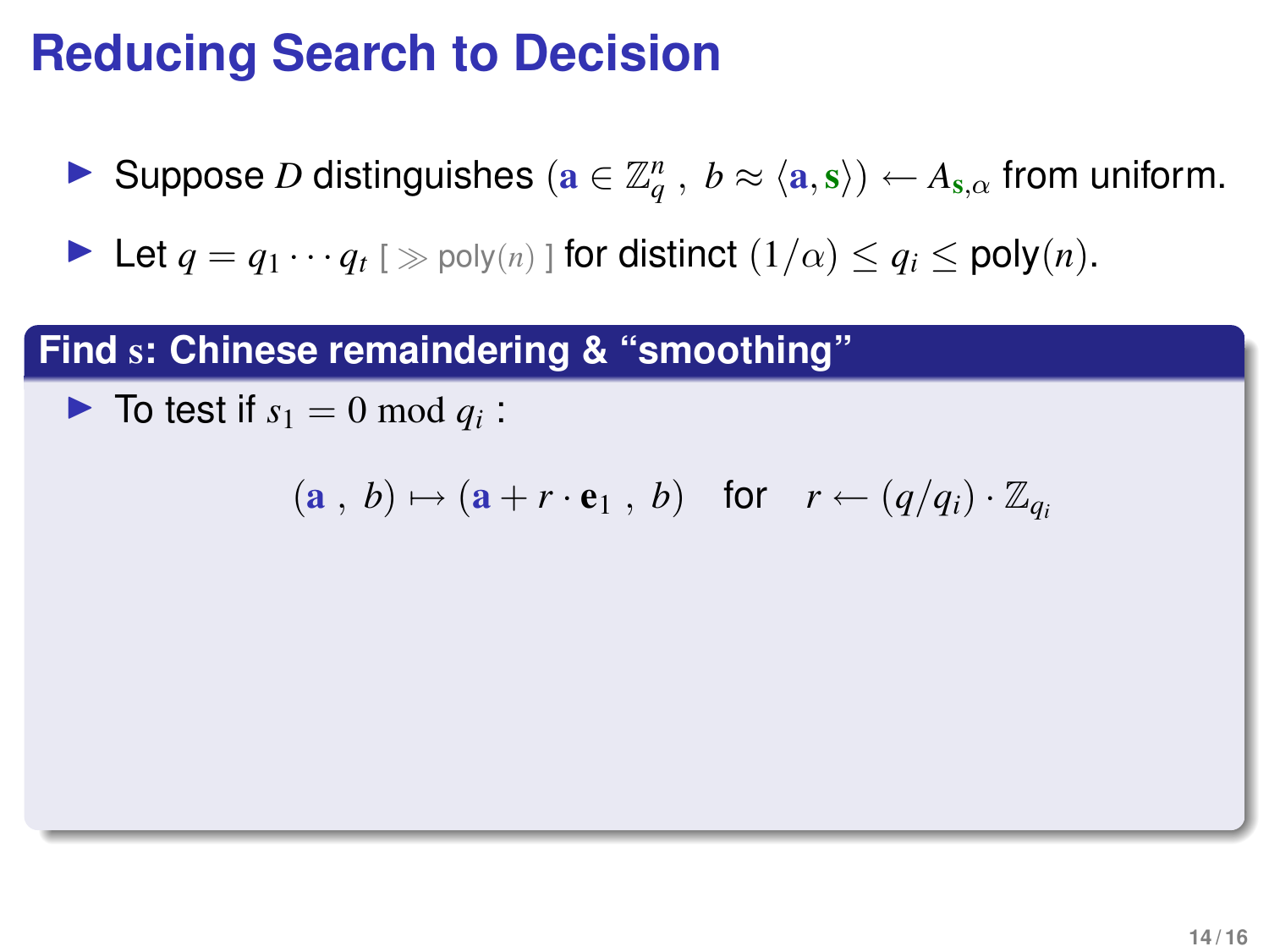# Reducing Search to Decision

- Suppose $D$ distinguishes $(\mathbf{a} \in \mathbb{Z}_q^n\ ,\ b \approx \langle \mathbf{a}, \mathbf{s} \rangle) \leftarrow A_{\mathbf{s},\alpha}$ from uniform.
- Let $q = q_1 \cdots q_t$ [ $\gg$ poly$(n)$ ] for distinct $(1/\alpha) \leq q_i \leq$ poly$(n)$.

## Find $\mathbf{s}$: Chinese remaindering & "smoothing"

- To test if $s_1 = 0 \bmod q_i$ :

$$(\mathbf{a}\ ,\ b) \mapsto (\mathbf{a} + r \cdot \mathbf{e}_1\ ,\ b) \quad \text{for} \quad r \leftarrow (q/q_i) \cdot \mathbb{Z}_{q_i}$$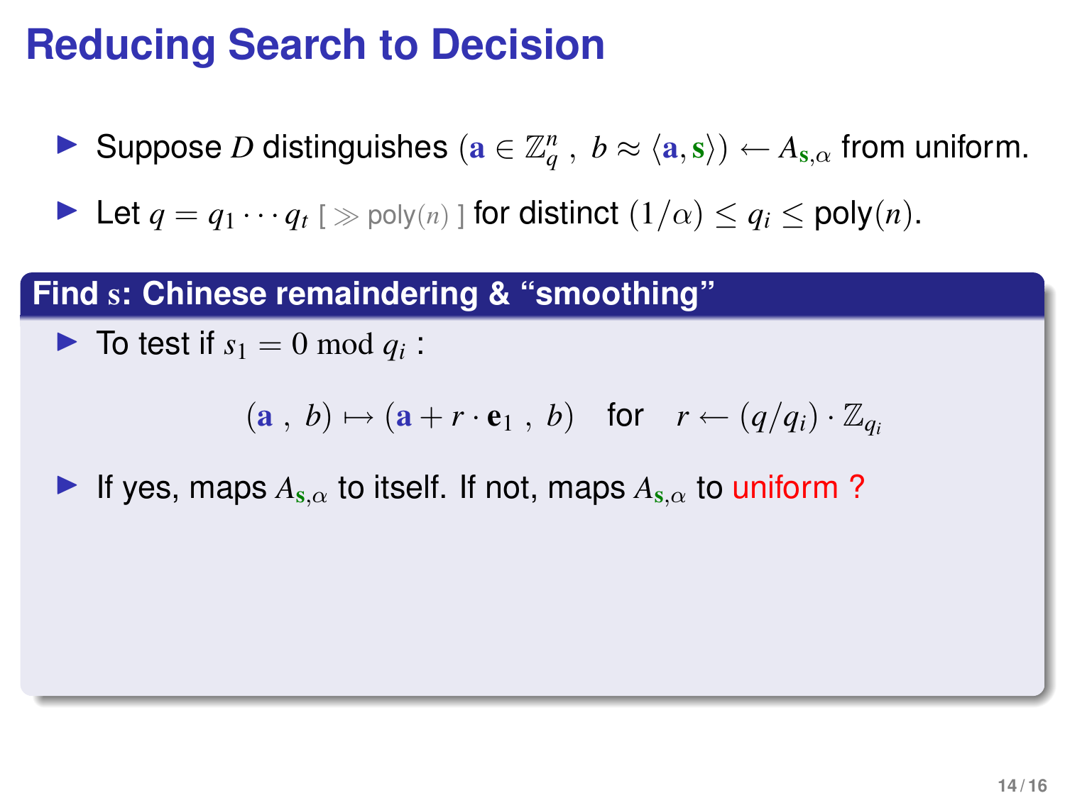# Reducing Search to Decision

- Suppose $D$ distinguishes $(\mathbf{a} \in \mathbb{Z}_q^n \,,\ b \approx \langle \mathbf{a}, \mathbf{s} \rangle) \leftarrow A_{\mathbf{s},\alpha}$ from uniform.
- Let $q = q_1 \cdots q_t$ [ $\gg$ poly$(n)$ ] for distinct $(1/\alpha) \leq q_i \leq$ poly$(n)$.

## Find $\mathbf{s}$: Chinese remaindering & "smoothing"

- To test if $s_1 = 0 \bmod q_i$ :

$$(\mathbf{a} \,,\ b) \mapsto (\mathbf{a} + r \cdot \mathbf{e}_1 \,,\ b) \quad \text{for} \quad r \leftarrow (q/q_i) \cdot \mathbb{Z}_{q_i}$$

- If yes, maps $A_{\mathbf{s},\alpha}$ to itself. If not, maps $A_{\mathbf{s},\alpha}$ to uniform ?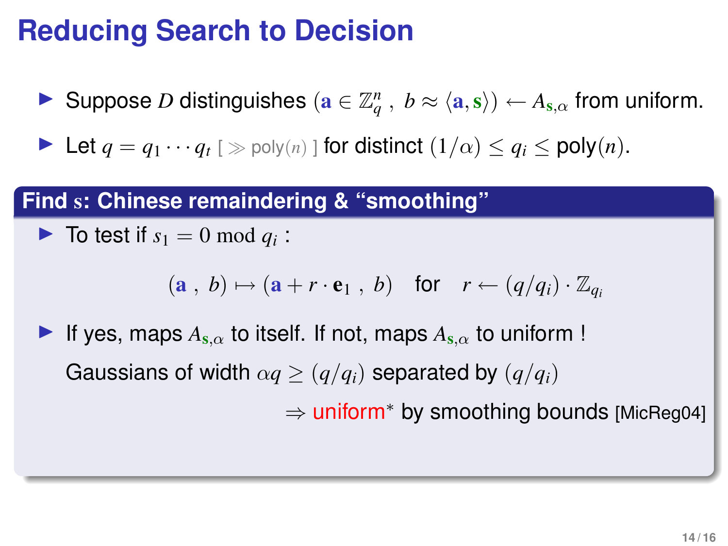# Reducing Search to Decision

- Suppose $D$ distinguishes $(\mathbf{a} \in \mathbb{Z}_q^n \,,\ b \approx \langle \mathbf{a}, \mathbf{s} \rangle) \leftarrow A_{\mathbf{s},\alpha}$ from uniform.
- Let $q = q_1 \cdots q_t$ [ $\gg$ poly($n$) ] for distinct $(1/\alpha) \leq q_i \leq \text{poly}(n)$.

## Find $\mathbf{s}$: Chinese remaindering & "smoothing"

- To test if $s_1 = 0 \bmod q_i$ :

$$(\mathbf{a} \,,\ b) \mapsto (\mathbf{a} + r \cdot \mathbf{e}_1 \,,\ b) \quad \text{for} \quad r \leftarrow (q/q_i) \cdot \mathbb{Z}_{q_i}$$

- If yes, maps $A_{\mathbf{s},\alpha}$ to itself. If not, maps $A_{\mathbf{s},\alpha}$ to uniform !

  Gaussians of width $\alpha q \geq (q/q_i)$ separated by $(q/q_i)$

  $\Rightarrow$ uniform* by smoothing bounds [MicReg04]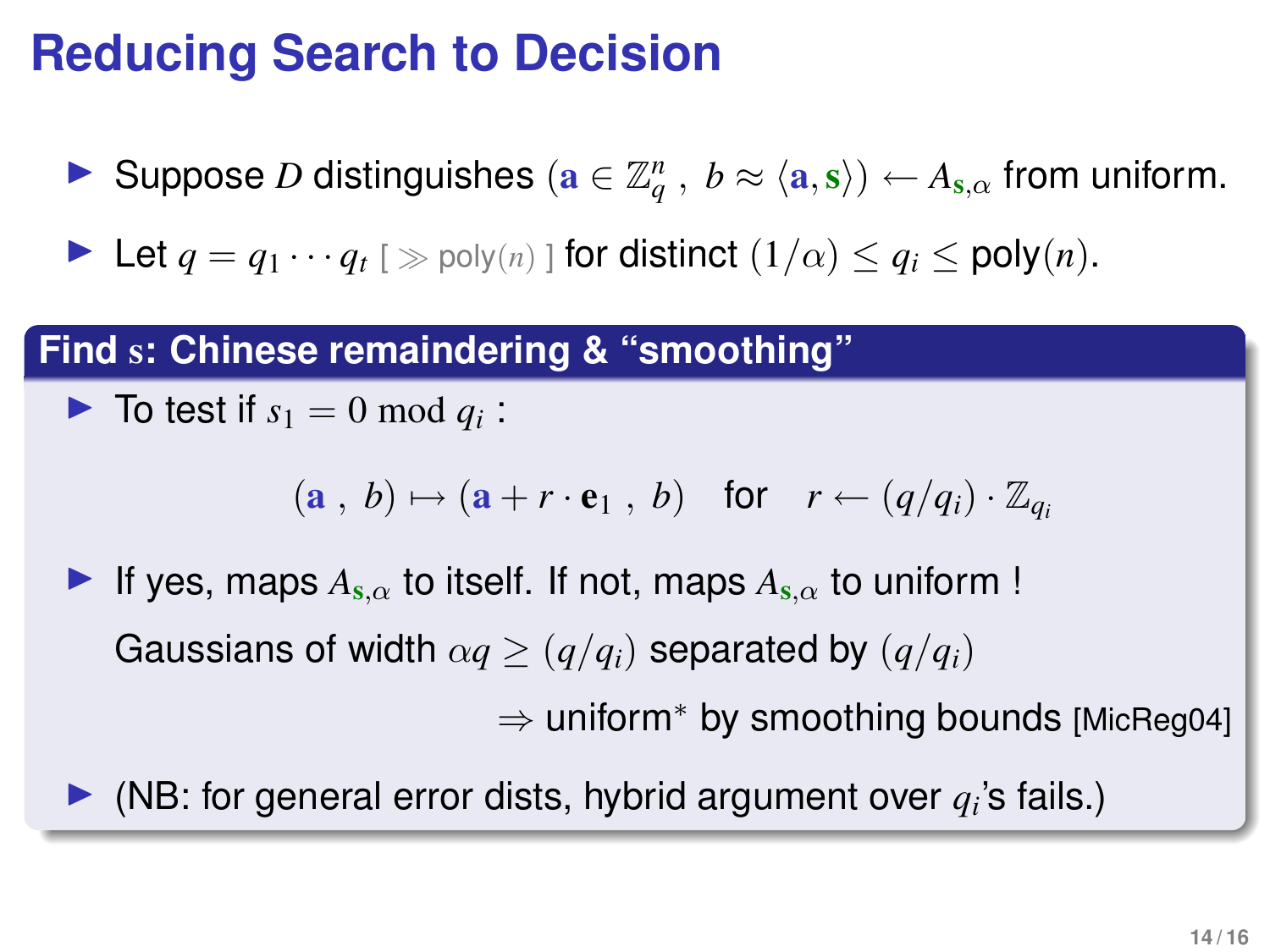# Reducing Search to Decision

- Suppose $D$ distinguishes $(\mathbf{a} \in \mathbb{Z}_q^n\ ,\ b \approx \langle \mathbf{a}, \mathbf{s} \rangle) \leftarrow A_{\mathbf{s},\alpha}$ from uniform.
- Let $q = q_1 \cdots q_t$ [ $\gg$ poly$(n)$ ] for distinct $(1/\alpha) \leq q_i \leq$ poly$(n)$.

## Find $\mathbf{s}$: Chinese remaindering & "smoothing"

- To test if $s_1 = 0 \bmod q_i$ :

$$(\mathbf{a}\ ,\ b) \mapsto (\mathbf{a} + r \cdot \mathbf{e}_1\ ,\ b) \quad \text{for} \quad r \leftarrow (q/q_i) \cdot \mathbb{Z}_{q_i}$$

- If yes, maps $A_{\mathbf{s},\alpha}$ to itself. If not, maps $A_{\mathbf{s},\alpha}$ to uniform !

  Gaussians of width $\alpha q \geq (q/q_i)$ separated by $(q/q_i)$

  $\Rightarrow$ uniform* by smoothing bounds [MicReg04]

- (NB: for general error dists, hybrid argument over $q_i$'s fails.)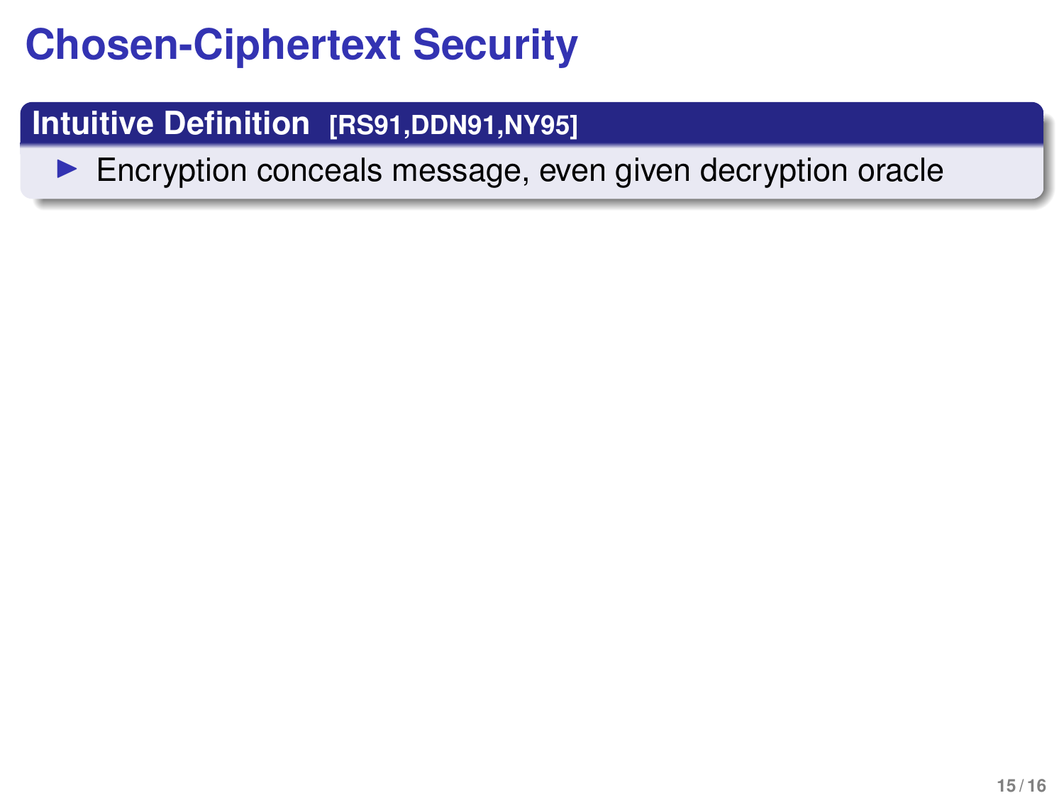# Chosen-Ciphertext Security

**Intuitive Definition [RS91,DDN91,NY95]**

- Encryption conceals message, even given decryption oracle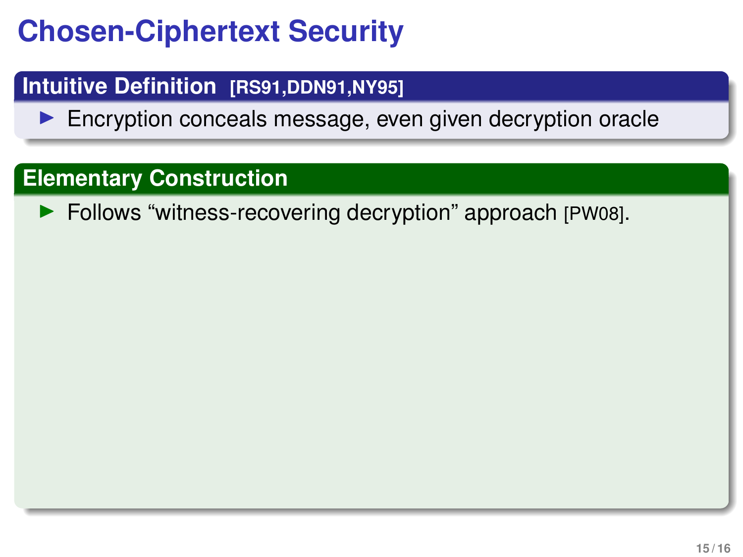# Chosen-Ciphertext Security

## Intuitive Definition [RS91,DDN91,NY95]

- Encryption conceals message, even given decryption oracle

## Elementary Construction

- Follows “witness-recovering decryption” approach [PW08].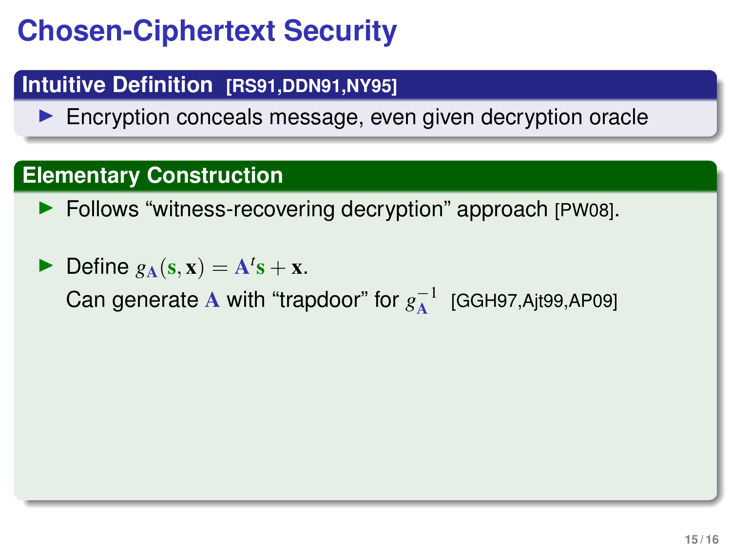# Chosen-Ciphertext Security

## Intuitive Definition [RS91,DDN91,NY95]

- Encryption conceals message, even given decryption oracle

## Elementary Construction

- Follows "witness-recovering decryption" approach [PW08].
- Define $g_{\mathbf{A}}(\mathbf{s}, \mathbf{x}) = \mathbf{A}^t\mathbf{s} + \mathbf{x}$.

  Can generate $\mathbf{A}$ with "trapdoor" for $g_{\mathbf{A}}^{-1}$ [GGH97,Ajt99,AP09]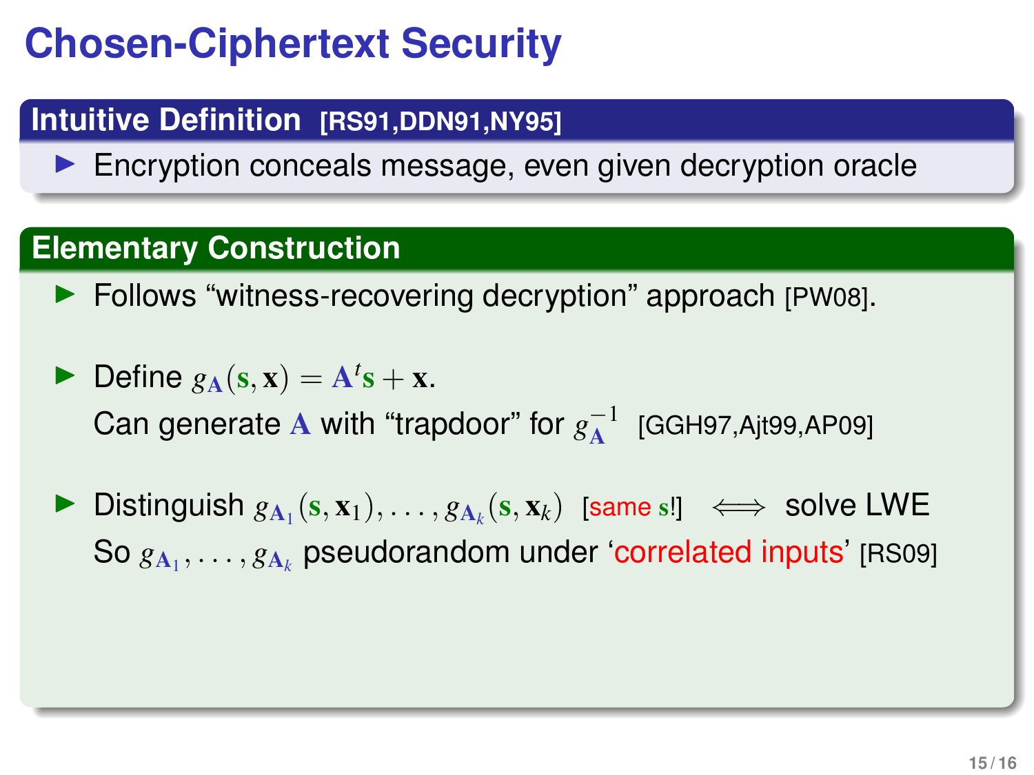# Chosen-Ciphertext Security

## Intuitive Definition [RS91,DDN91,NY95]

- Encryption conceals message, even given decryption oracle

## Elementary Construction

- Follows "witness-recovering decryption" approach [PW08].
- Define $g_{\mathbf{A}}(\mathbf{s}, \mathbf{x}) = \mathbf{A}^t \mathbf{s} + \mathbf{x}$.
  Can generate $\mathbf{A}$ with "trapdoor" for $g_{\mathbf{A}}^{-1}$ [GGH97,Ajt99,AP09]
- Distinguish $g_{\mathbf{A}_1}(\mathbf{s}, \mathbf{x}_1), \ldots, g_{\mathbf{A}_k}(\mathbf{s}, \mathbf{x}_k)$ [same $\mathbf{s}$!] $\iff$ solve LWE
  So $g_{\mathbf{A}_1}, \ldots, g_{\mathbf{A}_k}$ pseudorandom under 'correlated inputs' [RS09]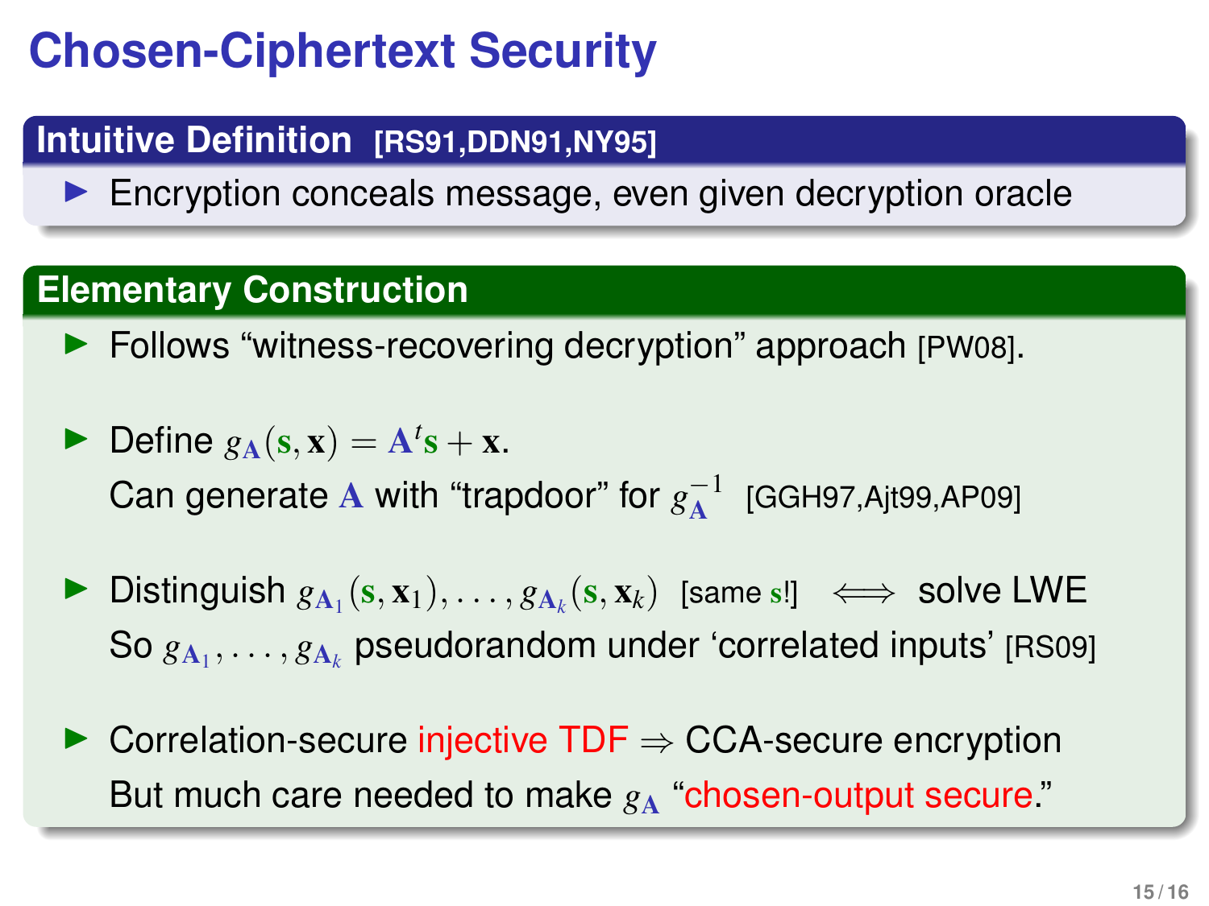# Chosen-Ciphertext Security

## Intuitive Definition [RS91,DDN91,NY95]

- Encryption conceals message, even given decryption oracle

## Elementary Construction

- Follows "witness-recovering decryption" approach [PW08].
- Define $g_{\mathbf{A}}(\mathbf{s}, \mathbf{x}) = \mathbf{A}^t \mathbf{s} + \mathbf{x}$.
  Can generate $\mathbf{A}$ with "trapdoor" for $g_{\mathbf{A}}^{-1}$ [GGH97,Ajt99,AP09]
- Distinguish $g_{\mathbf{A}_1}(\mathbf{s}, \mathbf{x}_1), \ldots, g_{\mathbf{A}_k}(\mathbf{s}, \mathbf{x}_k)$ [same $\mathbf{s}$!] $\iff$ solve LWE
  So $g_{\mathbf{A}_1}, \ldots, g_{\mathbf{A}_k}$ pseudorandom under 'correlated inputs' [RS09]
- Correlation-secure injective TDF $\Rightarrow$ CCA-secure encryption
  But much care needed to make $g_{\mathbf{A}}$ "chosen-output secure."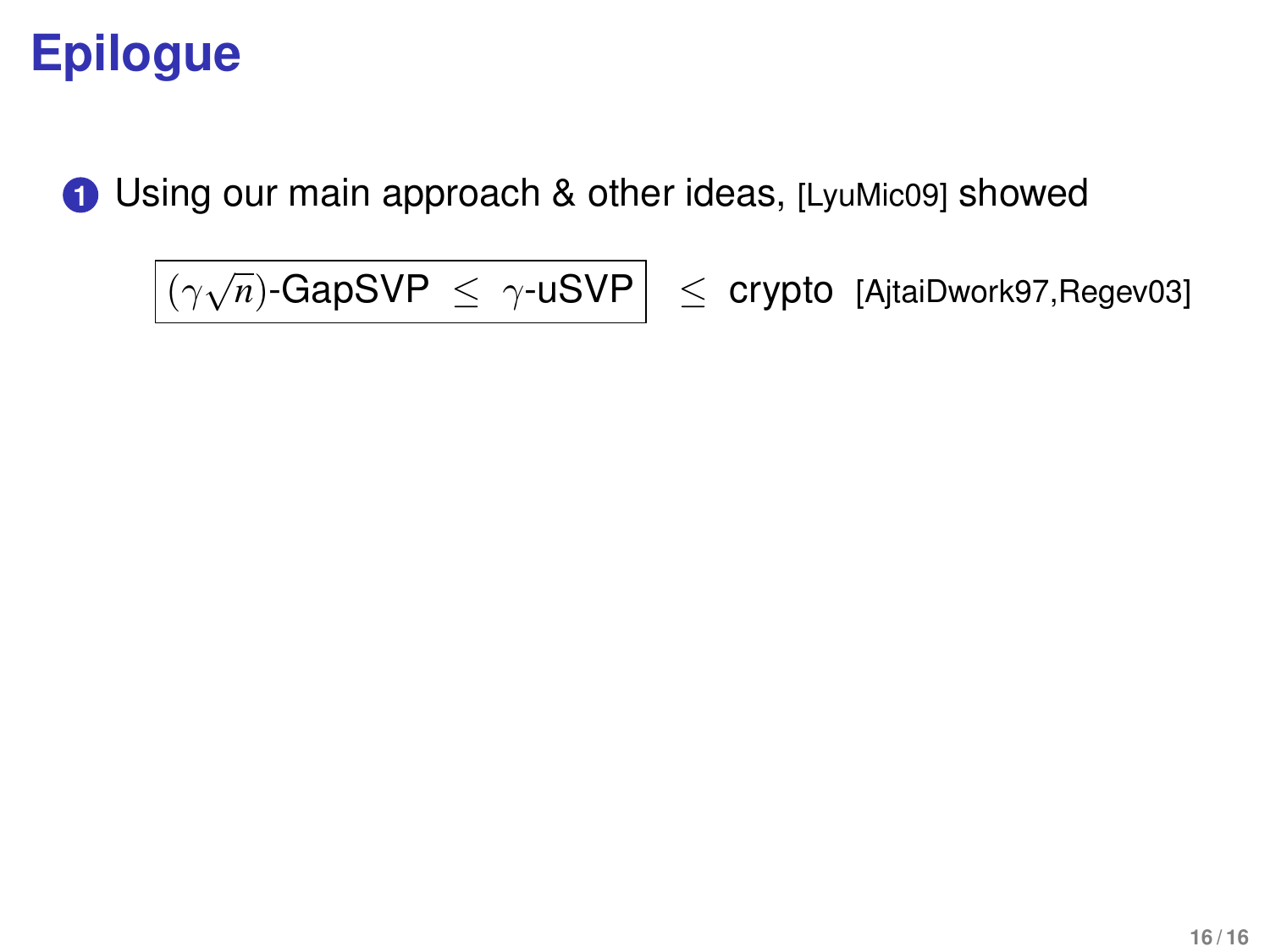# Epilogue

1. Using our main approach & other ideas, [LyuMic09] showed

$$\boxed{(\gamma\sqrt{n})\text{-GapSVP} \;\leq\; \gamma\text{-uSVP}} \;\leq\; \text{crypto} \quad \text{[AjtaiDwork97,Regev03]}$$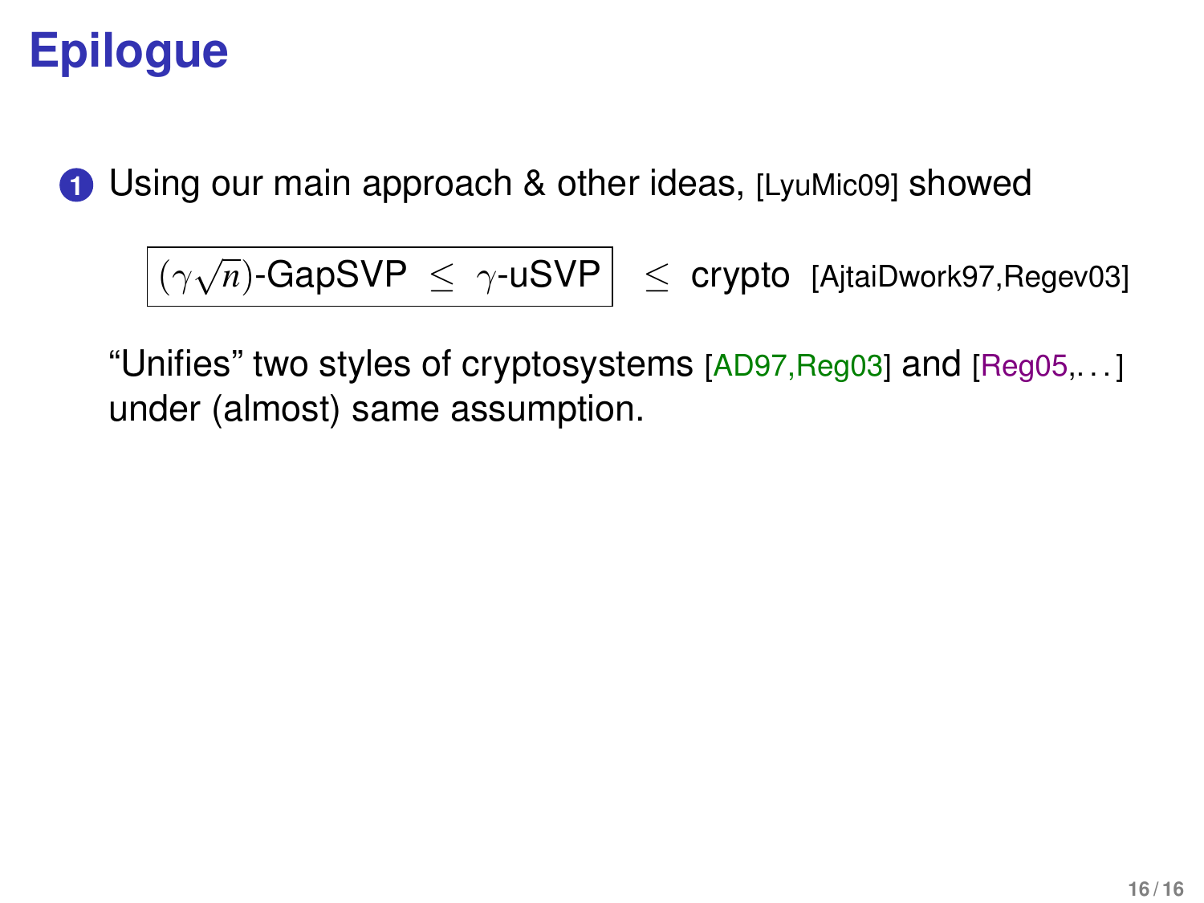# Epilogue

1. Using our main approach & other ideas, [LyuMic09] showed

   $$\boxed{(\gamma\sqrt{n})\text{-GapSVP} \;\leq\; \gamma\text{-uSVP}} \;\;\leq\; \text{crypto} \;\; \text{[AjtaiDwork97,Regev03]}$$

   "Unifies" two styles of cryptosystems [AD97,Reg03] and [Reg05,...] under (almost) same assumption.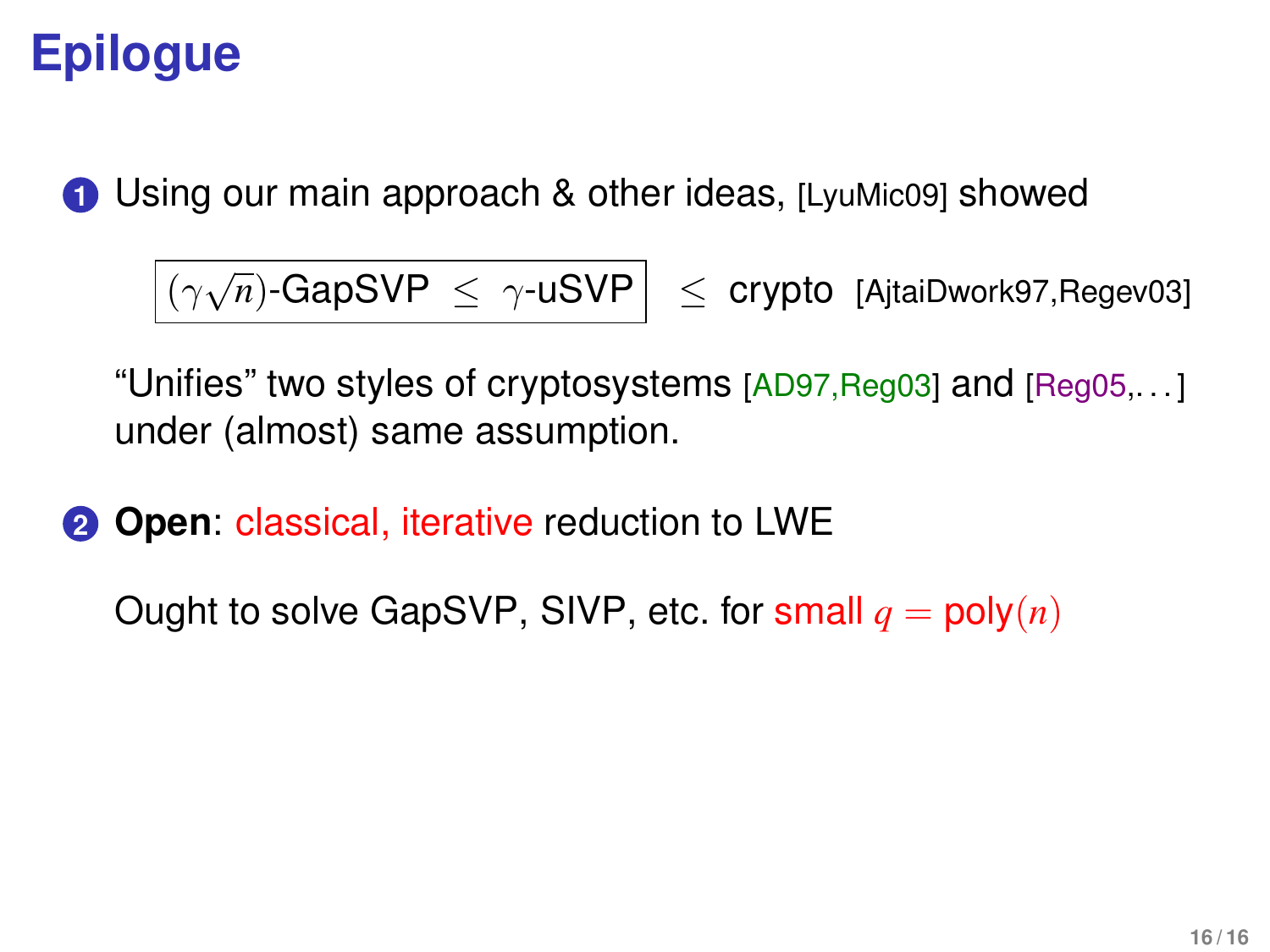# Epilogue

1. Using our main approach & other ideas, [LyuMic09] showed

   $$\boxed{(\gamma\sqrt{n})\text{-GapSVP} \;\leq\; \gamma\text{-uSVP}} \;\leq\; \text{crypto} \quad \text{[AjtaiDwork97,Regev03]}$$

   "Unifies" two styles of cryptosystems [AD97,Reg03] and [Reg05,...] under (almost) same assumption.

2. **Open**: classical, iterative reduction to LWE

   Ought to solve GapSVP, SIVP, etc. for small $q = \text{poly}(n)$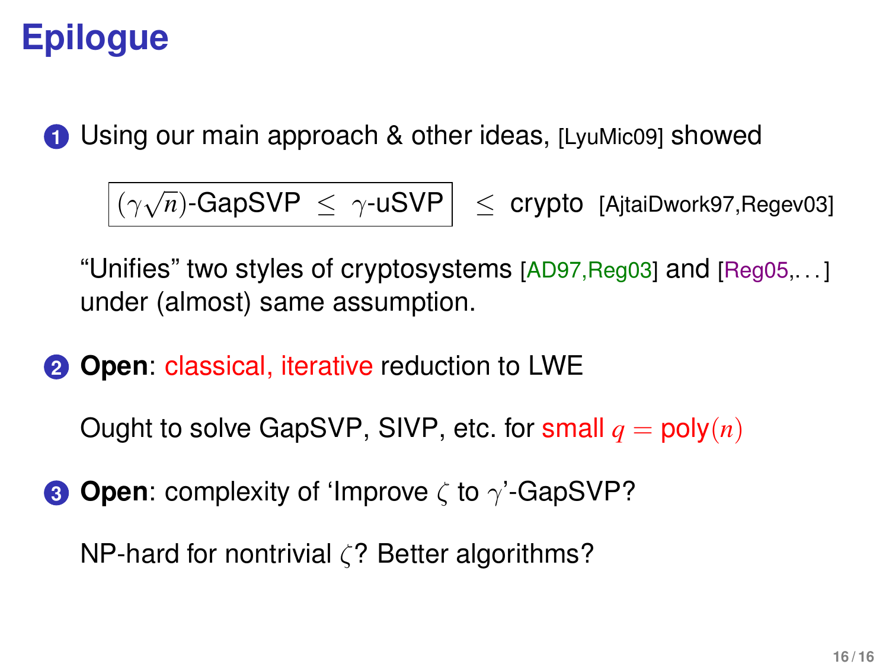# Epilogue

1. Using our main approach & other ideas, [LyuMic09] showed

   $$\boxed{(\gamma\sqrt{n})\text{-GapSVP} \leq \gamma\text{-uSVP}} \leq \text{crypto} \quad \text{[AjtaiDwork97,Regev03]}$$

   "Unifies" two styles of cryptosystems [AD97,Reg03] and [Reg05,...] under (almost) same assumption.

2. **Open**: classical, iterative reduction to LWE

   Ought to solve GapSVP, SIVP, etc. for small $q = \text{poly}(n)$

3. **Open**: complexity of 'Improve $\zeta$ to $\gamma$'-GapSVP?

   NP-hard for nontrivial $\zeta$? Better algorithms?